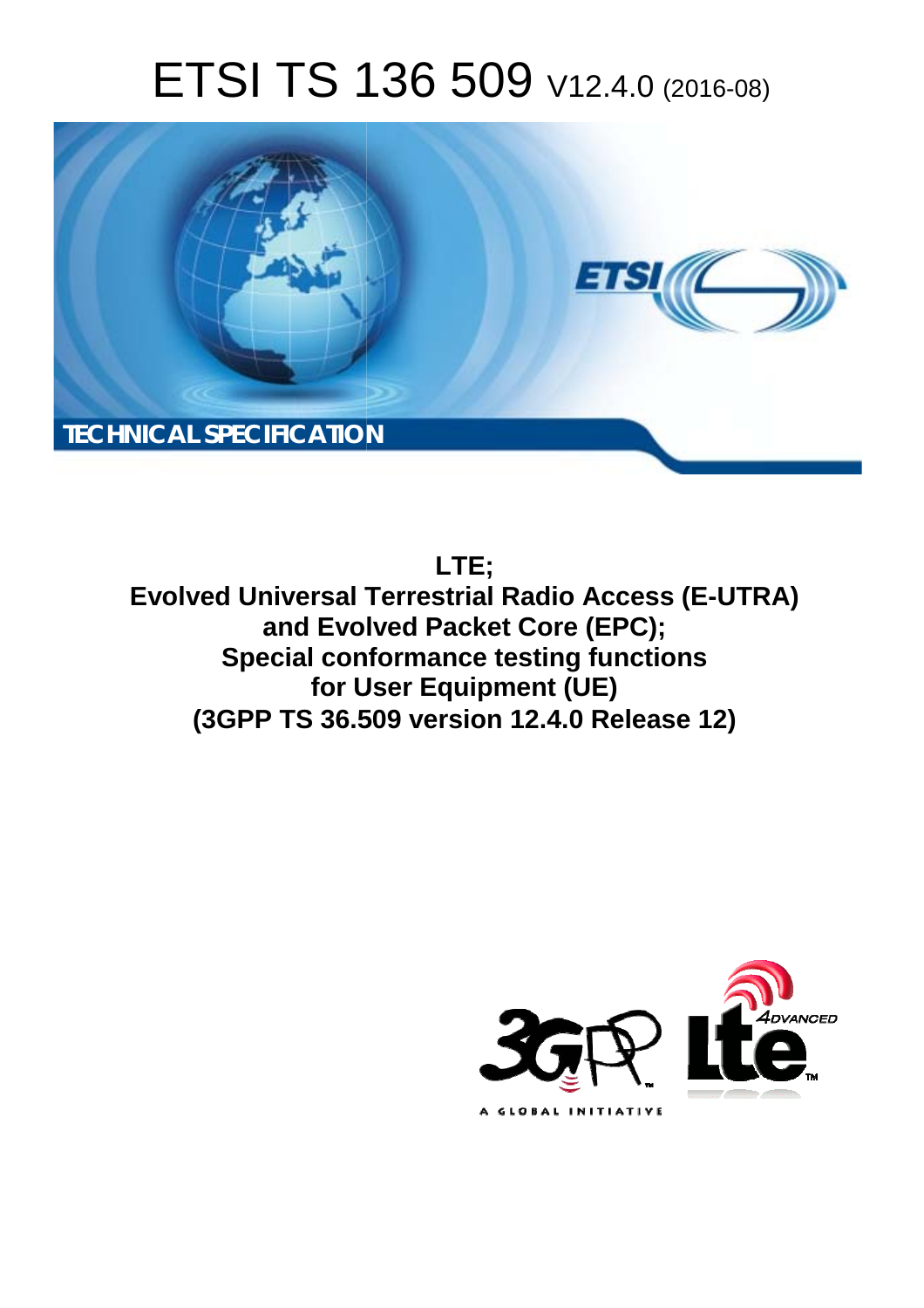# ETSI TS 136 509 V12.4.0 (2016-08)

**TECHNICAL SPECIFICATION**

**LTE;**
**Evolved Universal Terrestrial Radio Access (E-UTRA) and Evolved Packet Core (EPC);**
**Special conformance testing functions for User Equipment (UE)**
**(3GPP TS 36.509 version 12.4.0 Release 12)**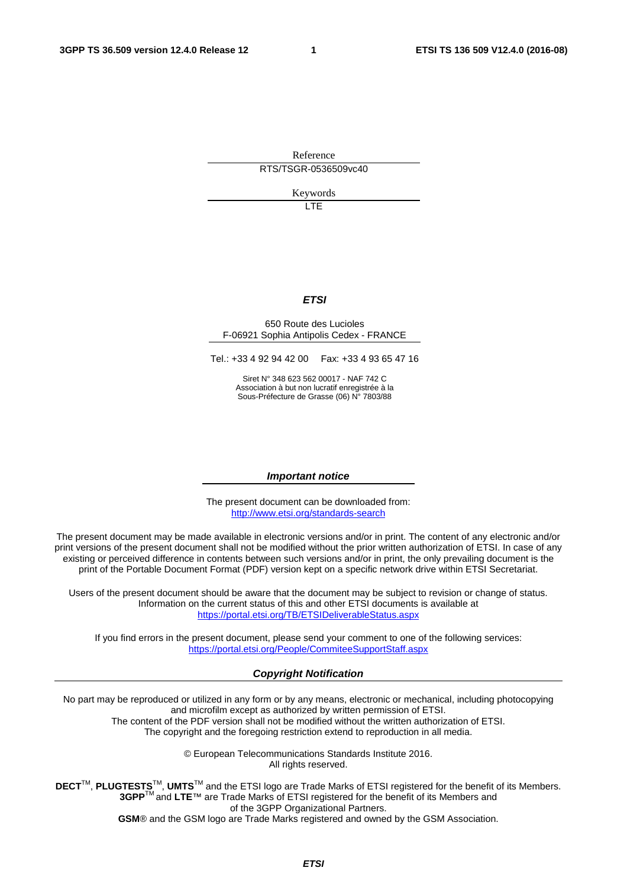Reference

RTS/TSGR-0536509vc40

Keywords

LTE

***ETSI***

650 Route des Lucioles
F-06921 Sophia Antipolis Cedex - FRANCE

Tel.: +33 4 92 94 42 00 Fax: +33 4 93 65 47 16

Siret N° 348 623 562 00017 - NAF 742 C
Association à but non lucratif enregistrée à la
Sous-Préfecture de Grasse (06) N° 7803/88

***Important notice***

The present document can be downloaded from:
http://www.etsi.org/standards-search

The present document may be made available in electronic versions and/or in print. The content of any electronic and/or print versions of the present document shall not be modified without the prior written authorization of ETSI. In case of any existing or perceived difference in contents between such versions and/or in print, the only prevailing document is the print of the Portable Document Format (PDF) version kept on a specific network drive within ETSI Secretariat.

Users of the present document should be aware that the document may be subject to revision or change of status. Information on the current status of this and other ETSI documents is available at
https://portal.etsi.org/TB/ETSIDeliverableStatus.aspx

If you find errors in the present document, please send your comment to one of the following services:
https://portal.etsi.org/People/CommiteeSupportStaff.aspx

***Copyright Notification***

No part may be reproduced or utilized in any form or by any means, electronic or mechanical, including photocopying and microfilm except as authorized by written permission of ETSI.
The content of the PDF version shall not be modified without the written authorization of ETSI.
The copyright and the foregoing restriction extend to reproduction in all media.

© European Telecommunications Standards Institute 2016.
All rights reserved.

**DECT**™, **PLUGTESTS**™, **UMTS**™ and the ETSI logo are Trade Marks of ETSI registered for the benefit of its Members.
**3GPP**™ and **LTE**™ are Trade Marks of ETSI registered for the benefit of its Members and of the 3GPP Organizational Partners.
**GSM**® and the GSM logo are Trade Marks registered and owned by the GSM Association.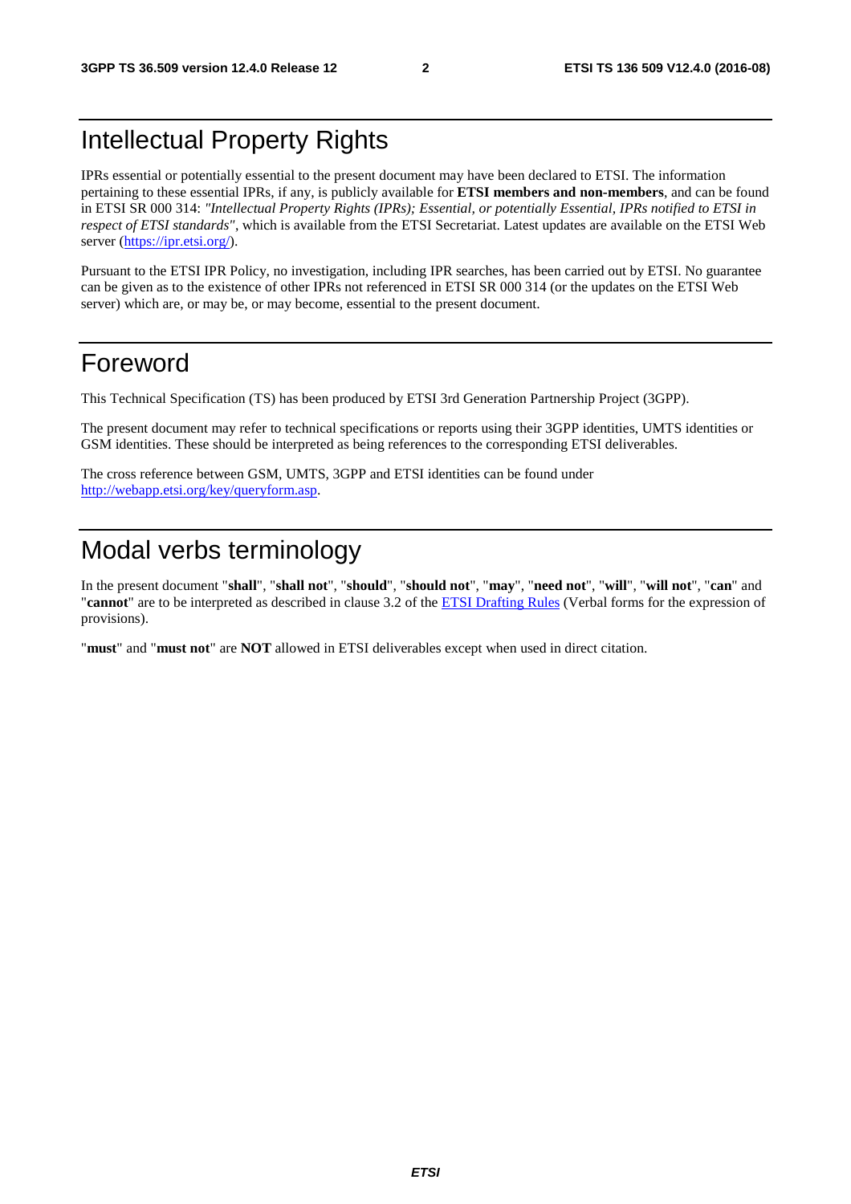# Intellectual Property Rights

IPRs essential or potentially essential to the present document may have been declared to ETSI. The information pertaining to these essential IPRs, if any, is publicly available for **ETSI members and non-members**, and can be found in ETSI SR 000 314: *"Intellectual Property Rights (IPRs); Essential, or potentially Essential, IPRs notified to ETSI in respect of ETSI standards"*, which is available from the ETSI Secretariat. Latest updates are available on the ETSI Web server (https://ipr.etsi.org/).

Pursuant to the ETSI IPR Policy, no investigation, including IPR searches, has been carried out by ETSI. No guarantee can be given as to the existence of other IPRs not referenced in ETSI SR 000 314 (or the updates on the ETSI Web server) which are, or may be, or may become, essential to the present document.

# Foreword

This Technical Specification (TS) has been produced by ETSI 3rd Generation Partnership Project (3GPP).

The present document may refer to technical specifications or reports using their 3GPP identities, UMTS identities or GSM identities. These should be interpreted as being references to the corresponding ETSI deliverables.

The cross reference between GSM, UMTS, 3GPP and ETSI identities can be found under http://webapp.etsi.org/key/queryform.asp.

# Modal verbs terminology

In the present document "**shall**", "**shall not**", "**should**", "**should not**", "**may**", "**need not**", "**will**", "**will not**", "**can**" and "**cannot**" are to be interpreted as described in clause 3.2 of the ETSI Drafting Rules (Verbal forms for the expression of provisions).

"**must**" and "**must not**" are **NOT** allowed in ETSI deliverables except when used in direct citation.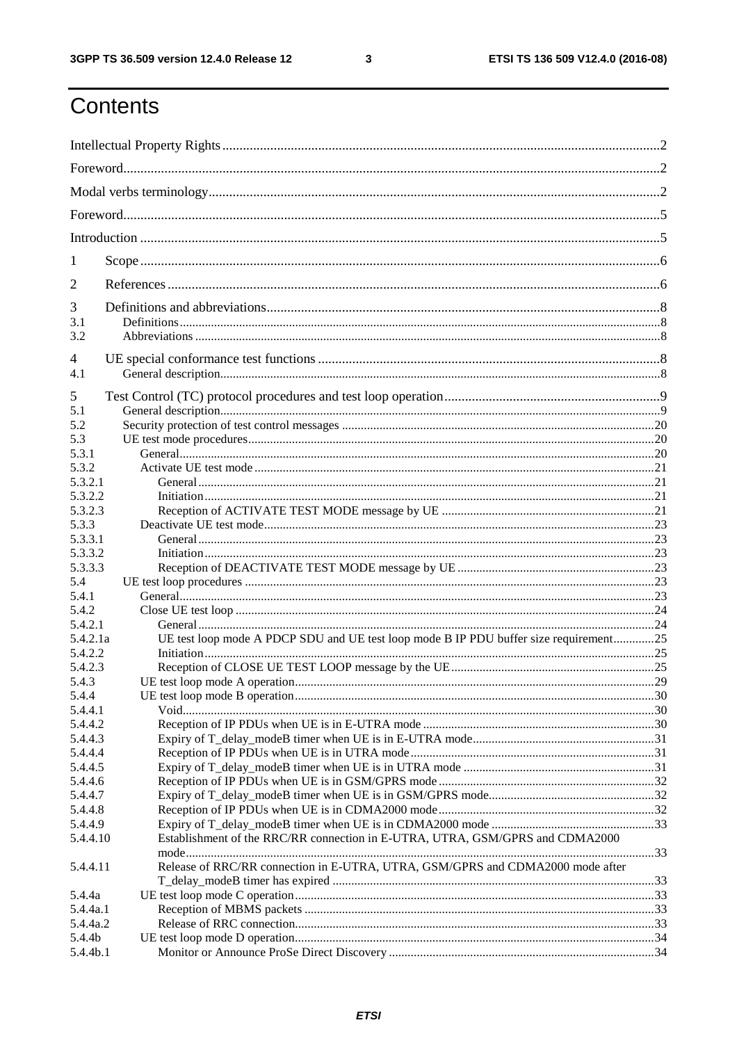# Contents

Intellectual Property Rights ..... 2
Foreword ..... 2
Modal verbs terminology ..... 2
Foreword ..... 5
Introduction ..... 5

1 Scope ..... 6

2 References ..... 6

3 Definitions and abbreviations ..... 8
3.1 Definitions ..... 8
3.2 Abbreviations ..... 8

4 UE special conformance test functions ..... 8
4.1 General description ..... 8

5 Test Control (TC) protocol procedures and test loop operation ..... 9
5.1 General description ..... 9
5.2 Security protection of test control messages ..... 20
5.3 UE test mode procedures ..... 20
5.3.1 General ..... 20
5.3.2 Activate UE test mode ..... 21
5.3.2.1 General ..... 21
5.3.2.2 Initiation ..... 21
5.3.2.3 Reception of ACTIVATE TEST MODE message by UE ..... 21
5.3.3 Deactivate UE test mode ..... 23
5.3.3.1 General ..... 23
5.3.3.2 Initiation ..... 23
5.3.3.3 Reception of DEACTIVATE TEST MODE message by UE ..... 23
5.4 UE test loop procedures ..... 23
5.4.1 General ..... 23
5.4.2 Close UE test loop ..... 24
5.4.2.1 General ..... 24
5.4.2.1a UE test loop mode A PDCP SDU and UE test loop mode B IP PDU buffer size requirement ..... 25
5.4.2.2 Initiation ..... 25
5.4.2.3 Reception of CLOSE UE TEST LOOP message by the UE ..... 25
5.4.3 UE test loop mode A operation ..... 29
5.4.4 UE test loop mode B operation ..... 30
5.4.4.1 Void ..... 30
5.4.4.2 Reception of IP PDUs when UE is in E-UTRA mode ..... 30
5.4.4.3 Expiry of T_delay_modeB timer when UE is in E-UTRA mode ..... 31
5.4.4.4 Reception of IP PDUs when UE is in UTRA mode ..... 31
5.4.4.5 Expiry of T_delay_modeB timer when UE is in UTRA mode ..... 31
5.4.4.6 Reception of IP PDUs when UE is in GSM/GPRS mode ..... 32
5.4.4.7 Expiry of T_delay_modeB timer when UE is in GSM/GPRS mode ..... 32
5.4.4.8 Reception of IP PDUs when UE is in CDMA2000 mode ..... 32
5.4.4.9 Expiry of T_delay_modeB timer when UE is in CDMA2000 mode ..... 33
5.4.4.10 Establishment of the RRC/RR connection in E-UTRA, UTRA, GSM/GPRS and CDMA2000 mode ..... 33
5.4.4.11 Release of RRC/RR connection in E-UTRA, UTRA, GSM/GPRS and CDMA2000 mode after T_delay_modeB timer has expired ..... 33
5.4.4a UE test loop mode C operation ..... 33
5.4.4a.1 Reception of MBMS packets ..... 33
5.4.4a.2 Release of RRC connection ..... 33
5.4.4b UE test loop mode D operation ..... 34
5.4.4b.1 Monitor or Announce ProSe Direct Discovery ..... 34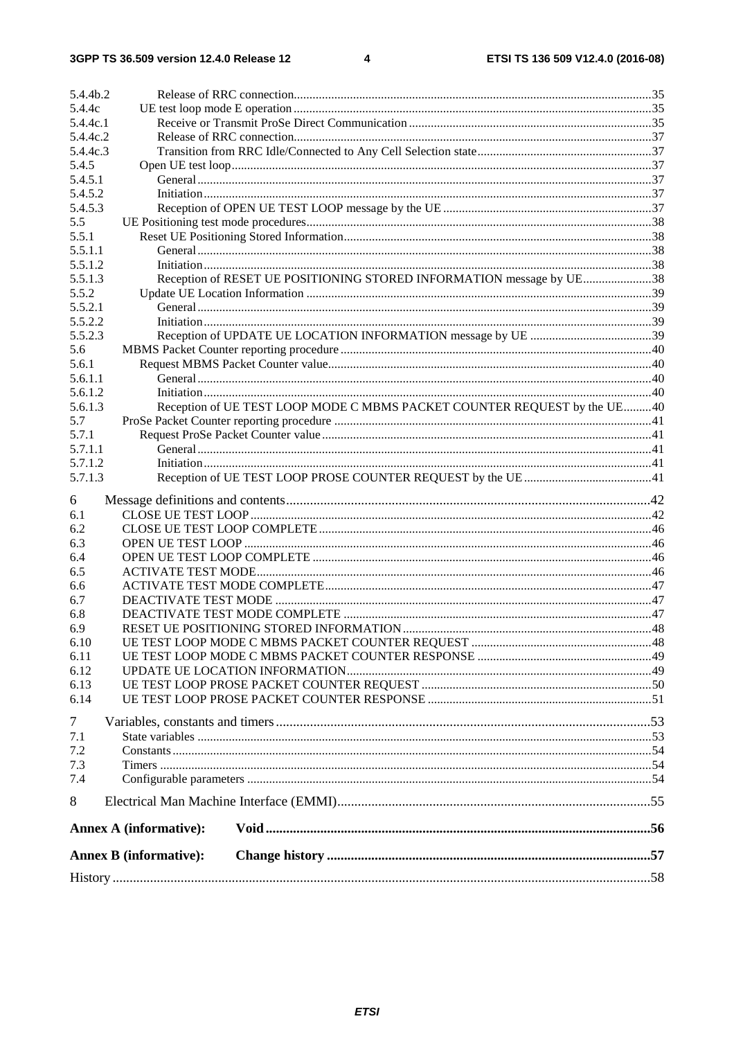5.4.4b.2 Release of RRC connection ..... 35
5.4.4c UE test loop mode E operation ..... 35
5.4.4c.1 Receive or Transmit ProSe Direct Communication ..... 35
5.4.4c.2 Release of RRC connection ..... 37
5.4.4c.3 Transition from RRC Idle/Connected to Any Cell Selection state ..... 37
5.4.5 Open UE test loop ..... 37
5.4.5.1 General ..... 37
5.4.5.2 Initiation ..... 37
5.4.5.3 Reception of OPEN UE TEST LOOP message by the UE ..... 37
5.5 UE Positioning test mode procedures ..... 38
5.5.1 Reset UE Positioning Stored Information ..... 38
5.5.1.1 General ..... 38
5.5.1.2 Initiation ..... 38
5.5.1.3 Reception of RESET UE POSITIONING STORED INFORMATION message by UE ..... 38
5.5.2 Update UE Location Information ..... 39
5.5.2.1 General ..... 39
5.5.2.2 Initiation ..... 39
5.5.2.3 Reception of UPDATE UE LOCATION INFORMATION message by UE ..... 39
5.6 MBMS Packet Counter reporting procedure ..... 40
5.6.1 Request MBMS Packet Counter value ..... 40
5.6.1.1 General ..... 40
5.6.1.2 Initiation ..... 40
5.6.1.3 Reception of UE TEST LOOP MODE C MBMS PACKET COUNTER REQUEST by the UE ..... 40
5.7 ProSe Packet Counter reporting procedure ..... 41
5.7.1 Request ProSe Packet Counter value ..... 41
5.7.1.1 General ..... 41
5.7.1.2 Initiation ..... 41
5.7.1.3 Reception of UE TEST LOOP PROSE COUNTER REQUEST by the UE ..... 41

6 Message definitions and contents ..... 42
6.1 CLOSE UE TEST LOOP ..... 42
6.2 CLOSE UE TEST LOOP COMPLETE ..... 46
6.3 OPEN UE TEST LOOP ..... 46
6.4 OPEN UE TEST LOOP COMPLETE ..... 46
6.5 ACTIVATE TEST MODE ..... 46
6.6 ACTIVATE TEST MODE COMPLETE ..... 47
6.7 DEACTIVATE TEST MODE ..... 47
6.8 DEACTIVATE TEST MODE COMPLETE ..... 47
6.9 RESET UE POSITIONING STORED INFORMATION ..... 48
6.10 UE TEST LOOP MODE C MBMS PACKET COUNTER REQUEST ..... 48
6.11 UE TEST LOOP MODE C MBMS PACKET COUNTER RESPONSE ..... 49
6.12 UPDATE UE LOCATION INFORMATION ..... 49
6.13 UE TEST LOOP PROSE PACKET COUNTER REQUEST ..... 50
6.14 UE TEST LOOP PROSE PACKET COUNTER RESPONSE ..... 51

7 Variables, constants and timers ..... 53
7.1 State variables ..... 53
7.2 Constants ..... 54
7.3 Timers ..... 54
7.4 Configurable parameters ..... 54

8 Electrical Man Machine Interface (EMMI) ..... 55

**Annex A (informative): Void** ..... 56

**Annex B (informative): Change history** ..... 57

History ..... 58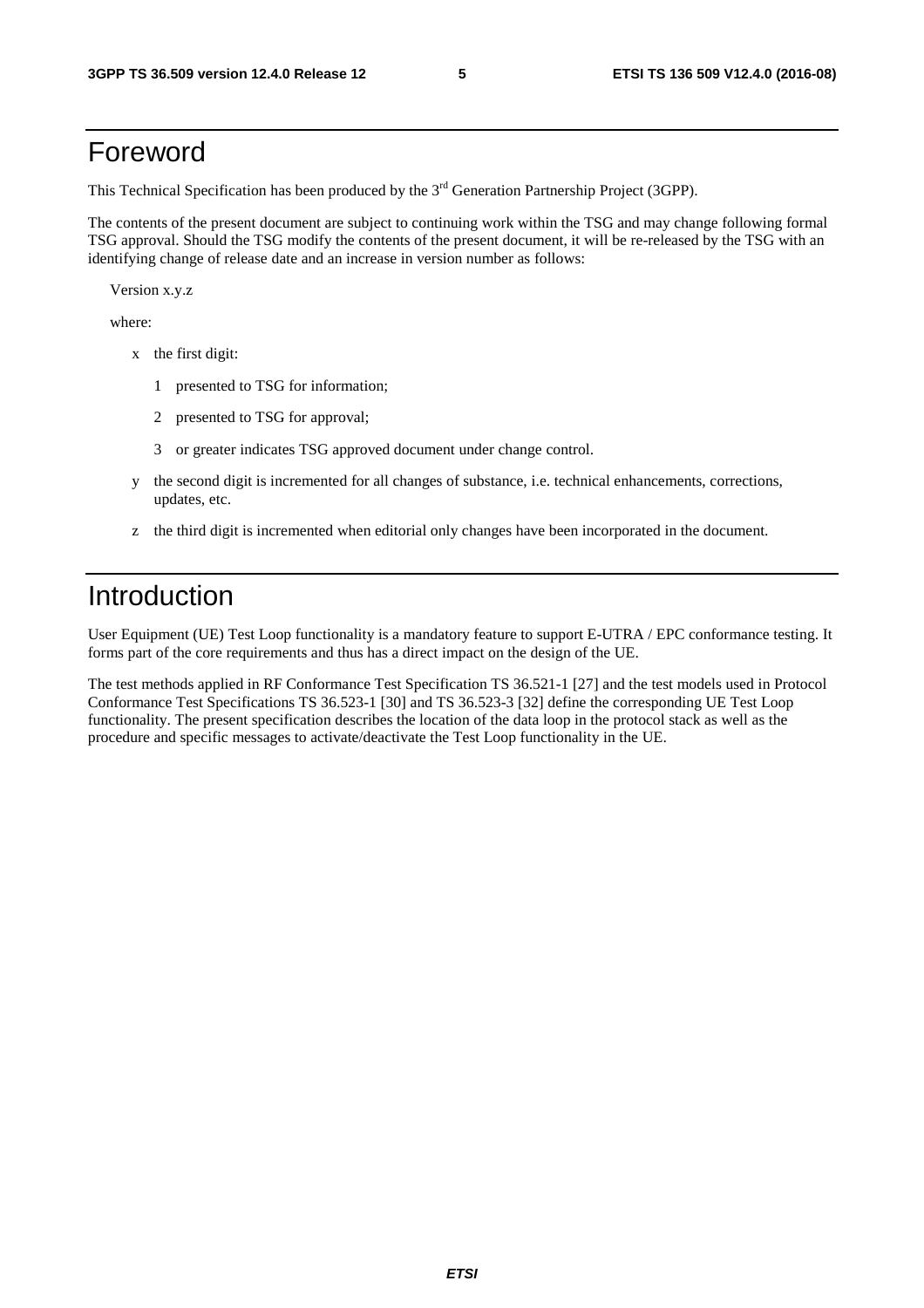# Foreword

This Technical Specification has been produced by the 3rd Generation Partnership Project (3GPP).

The contents of the present document are subject to continuing work within the TSG and may change following formal TSG approval. Should the TSG modify the contents of the present document, it will be re-released by the TSG with an identifying change of release date and an increase in version number as follows:

Version x.y.z

where:

- x the first digit:
  - 1 presented to TSG for information;
  - 2 presented to TSG for approval;
  - 3 or greater indicates TSG approved document under change control.
- y the second digit is incremented for all changes of substance, i.e. technical enhancements, corrections, updates, etc.
- z the third digit is incremented when editorial only changes have been incorporated in the document.

# Introduction

User Equipment (UE) Test Loop functionality is a mandatory feature to support E-UTRA / EPC conformance testing. It forms part of the core requirements and thus has a direct impact on the design of the UE.

The test methods applied in RF Conformance Test Specification TS 36.521-1 [27] and the test models used in Protocol Conformance Test Specifications TS 36.523-1 [30] and TS 36.523-3 [32] define the corresponding UE Test Loop functionality. The present specification describes the location of the data loop in the protocol stack as well as the procedure and specific messages to activate/deactivate the Test Loop functionality in the UE.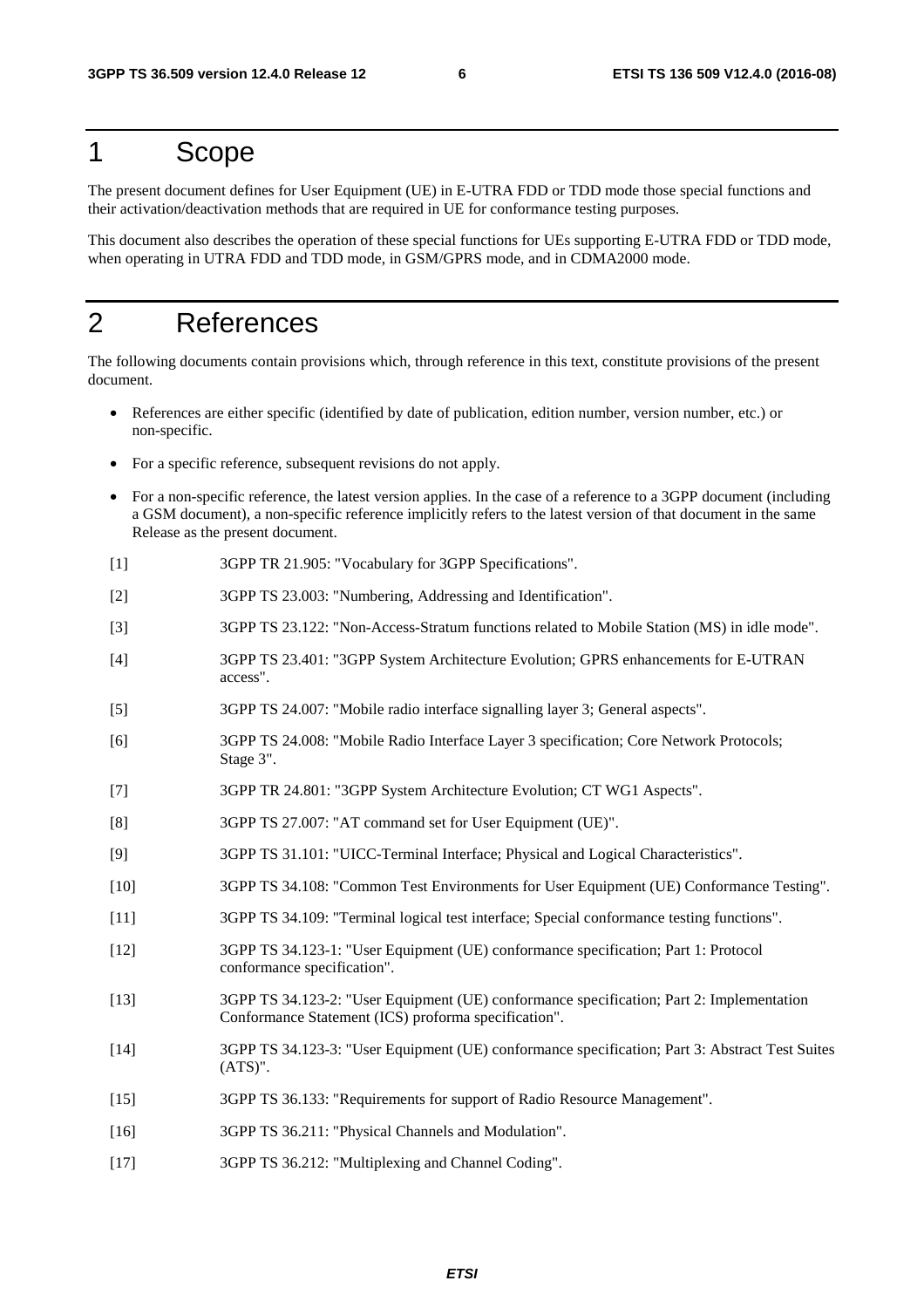# 1 Scope

The present document defines for User Equipment (UE) in E-UTRA FDD or TDD mode those special functions and their activation/deactivation methods that are required in UE for conformance testing purposes.

This document also describes the operation of these special functions for UEs supporting E-UTRA FDD or TDD mode, when operating in UTRA FDD and TDD mode, in GSM/GPRS mode, and in CDMA2000 mode.

# 2 References

The following documents contain provisions which, through reference in this text, constitute provisions of the present document.

- References are either specific (identified by date of publication, edition number, version number, etc.) or non-specific.
- For a specific reference, subsequent revisions do not apply.
- For a non-specific reference, the latest version applies. In the case of a reference to a 3GPP document (including a GSM document), a non-specific reference implicitly refers to the latest version of that document in the same Release as the present document.

[1] 3GPP TR 21.905: "Vocabulary for 3GPP Specifications".

[2] 3GPP TS 23.003: "Numbering, Addressing and Identification".

[3] 3GPP TS 23.122: "Non-Access-Stratum functions related to Mobile Station (MS) in idle mode".

[4] 3GPP TS 23.401: "3GPP System Architecture Evolution; GPRS enhancements for E-UTRAN access".

[5] 3GPP TS 24.007: "Mobile radio interface signalling layer 3; General aspects".

[6] 3GPP TS 24.008: "Mobile Radio Interface Layer 3 specification; Core Network Protocols; Stage 3".

[7] 3GPP TR 24.801: "3GPP System Architecture Evolution; CT WG1 Aspects".

[8] 3GPP TS 27.007: "AT command set for User Equipment (UE)".

[9] 3GPP TS 31.101: "UICC-Terminal Interface; Physical and Logical Characteristics".

[10] 3GPP TS 34.108: "Common Test Environments for User Equipment (UE) Conformance Testing".

[11] 3GPP TS 34.109: "Terminal logical test interface; Special conformance testing functions".

[12] 3GPP TS 34.123-1: "User Equipment (UE) conformance specification; Part 1: Protocol conformance specification".

[13] 3GPP TS 34.123-2: "User Equipment (UE) conformance specification; Part 2: Implementation Conformance Statement (ICS) proforma specification".

[14] 3GPP TS 34.123-3: "User Equipment (UE) conformance specification; Part 3: Abstract Test Suites (ATS)".

[15] 3GPP TS 36.133: "Requirements for support of Radio Resource Management".

[16] 3GPP TS 36.211: "Physical Channels and Modulation".

[17] 3GPP TS 36.212: "Multiplexing and Channel Coding".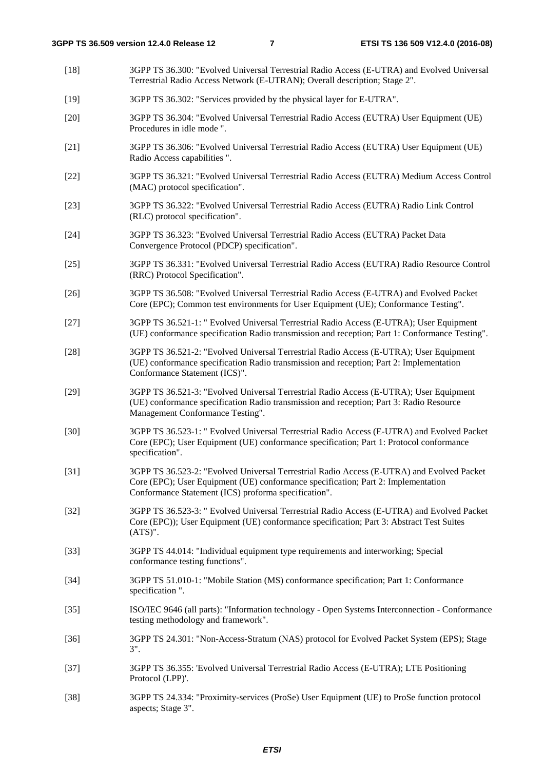[18] 3GPP TS 36.300: "Evolved Universal Terrestrial Radio Access (E-UTRA) and Evolved Universal Terrestrial Radio Access Network (E-UTRAN); Overall description; Stage 2".

[19] 3GPP TS 36.302: "Services provided by the physical layer for E-UTRA".

[20] 3GPP TS 36.304: "Evolved Universal Terrestrial Radio Access (EUTRA) User Equipment (UE) Procedures in idle mode ".

[21] 3GPP TS 36.306: "Evolved Universal Terrestrial Radio Access (EUTRA) User Equipment (UE) Radio Access capabilities ".

[22] 3GPP TS 36.321: "Evolved Universal Terrestrial Radio Access (EUTRA) Medium Access Control (MAC) protocol specification".

[23] 3GPP TS 36.322: "Evolved Universal Terrestrial Radio Access (EUTRA) Radio Link Control (RLC) protocol specification".

[24] 3GPP TS 36.323: "Evolved Universal Terrestrial Radio Access (EUTRA) Packet Data Convergence Protocol (PDCP) specification".

[25] 3GPP TS 36.331: "Evolved Universal Terrestrial Radio Access (EUTRA) Radio Resource Control (RRC) Protocol Specification".

[26] 3GPP TS 36.508: "Evolved Universal Terrestrial Radio Access (E-UTRA) and Evolved Packet Core (EPC); Common test environments for User Equipment (UE); Conformance Testing".

[27] 3GPP TS 36.521-1: " Evolved Universal Terrestrial Radio Access (E-UTRA); User Equipment (UE) conformance specification Radio transmission and reception; Part 1: Conformance Testing".

[28] 3GPP TS 36.521-2: "Evolved Universal Terrestrial Radio Access (E-UTRA); User Equipment (UE) conformance specification Radio transmission and reception; Part 2: Implementation Conformance Statement (ICS)".

[29] 3GPP TS 36.521-3: "Evolved Universal Terrestrial Radio Access (E-UTRA); User Equipment (UE) conformance specification Radio transmission and reception; Part 3: Radio Resource Management Conformance Testing".

[30] 3GPP TS 36.523-1: " Evolved Universal Terrestrial Radio Access (E-UTRA) and Evolved Packet Core (EPC); User Equipment (UE) conformance specification; Part 1: Protocol conformance specification".

[31] 3GPP TS 36.523-2: "Evolved Universal Terrestrial Radio Access (E-UTRA) and Evolved Packet Core (EPC); User Equipment (UE) conformance specification; Part 2: Implementation Conformance Statement (ICS) proforma specification".

[32] 3GPP TS 36.523-3: " Evolved Universal Terrestrial Radio Access (E-UTRA) and Evolved Packet Core (EPC)); User Equipment (UE) conformance specification; Part 3: Abstract Test Suites (ATS)".

[33] 3GPP TS 44.014: "Individual equipment type requirements and interworking; Special conformance testing functions".

[34] 3GPP TS 51.010-1: "Mobile Station (MS) conformance specification; Part 1: Conformance specification ".

[35] ISO/IEC 9646 (all parts): "Information technology - Open Systems Interconnection - Conformance testing methodology and framework".

[36] 3GPP TS 24.301: "Non-Access-Stratum (NAS) protocol for Evolved Packet System (EPS); Stage 3".

[37] 3GPP TS 36.355: 'Evolved Universal Terrestrial Radio Access (E-UTRA); LTE Positioning Protocol (LPP)'.

[38] 3GPP TS 24.334: "Proximity-services (ProSe) User Equipment (UE) to ProSe function protocol aspects; Stage 3".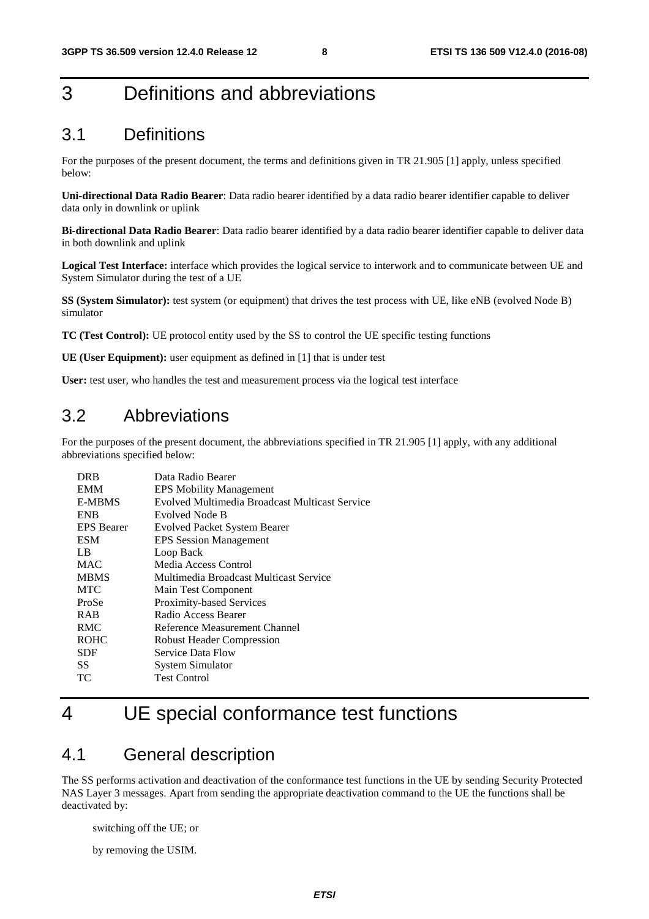# 3 Definitions and abbreviations

## 3.1 Definitions

For the purposes of the present document, the terms and definitions given in TR 21.905 [1] apply, unless specified below:

**Uni-directional Data Radio Bearer**: Data radio bearer identified by a data radio bearer identifier capable to deliver data only in downlink or uplink

**Bi-directional Data Radio Bearer**: Data radio bearer identified by a data radio bearer identifier capable to deliver data in both downlink and uplink

**Logical Test Interface:** interface which provides the logical service to interwork and to communicate between UE and System Simulator during the test of a UE

**SS (System Simulator):** test system (or equipment) that drives the test process with UE, like eNB (evolved Node B) simulator

**TC (Test Control):** UE protocol entity used by the SS to control the UE specific testing functions

**UE (User Equipment):** user equipment as defined in [1] that is under test

**User:** test user, who handles the test and measurement process via the logical test interface

## 3.2 Abbreviations

For the purposes of the present document, the abbreviations specified in TR 21.905 [1] apply, with any additional abbreviations specified below:

| | |
|---|---|
| DRB | Data Radio Bearer |
| EMM | EPS Mobility Management |
| E-MBMS | Evolved Multimedia Broadcast Multicast Service |
| ENB | Evolved Node B |
| EPS Bearer | Evolved Packet System Bearer |
| ESM | EPS Session Management |
| LB | Loop Back |
| MAC | Media Access Control |
| MBMS | Multimedia Broadcast Multicast Service |
| MTC | Main Test Component |
| ProSe | Proximity-based Services |
| RAB | Radio Access Bearer |
| RMC | Reference Measurement Channel |
| ROHC | Robust Header Compression |
| SDF | Service Data Flow |
| SS | System Simulator |
| TC | Test Control |

# 4 UE special conformance test functions

## 4.1 General description

The SS performs activation and deactivation of the conformance test functions in the UE by sending Security Protected NAS Layer 3 messages. Apart from sending the appropriate deactivation command to the UE the functions shall be deactivated by:

switching off the UE; or

by removing the USIM.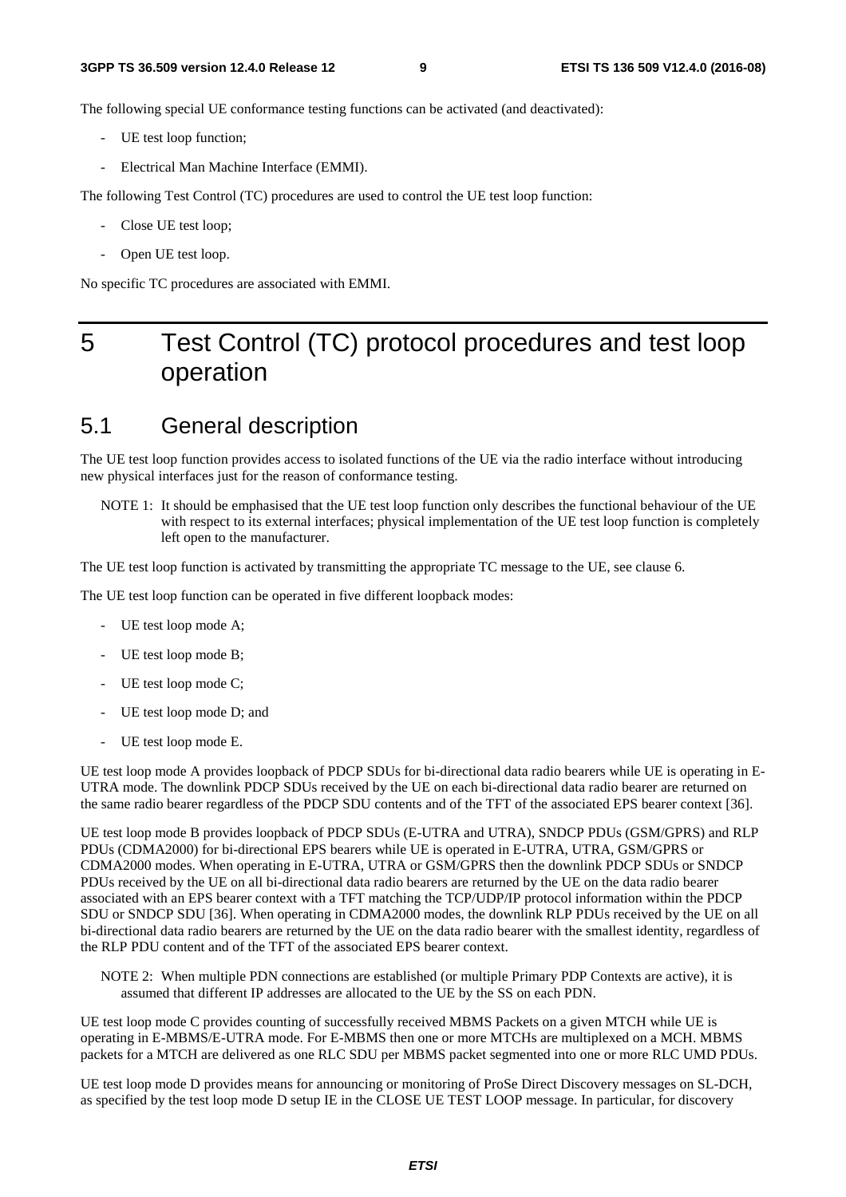The following special UE conformance testing functions can be activated (and deactivated):

- UE test loop function;
- Electrical Man Machine Interface (EMMI).

The following Test Control (TC) procedures are used to control the UE test loop function:

- Close UE test loop;
- Open UE test loop.

No specific TC procedures are associated with EMMI.

# 5 Test Control (TC) protocol procedures and test loop operation

## 5.1 General description

The UE test loop function provides access to isolated functions of the UE via the radio interface without introducing new physical interfaces just for the reason of conformance testing.

NOTE 1: It should be emphasised that the UE test loop function only describes the functional behaviour of the UE with respect to its external interfaces; physical implementation of the UE test loop function is completely left open to the manufacturer.

The UE test loop function is activated by transmitting the appropriate TC message to the UE, see clause 6.

The UE test loop function can be operated in five different loopback modes:

- UE test loop mode A;
- UE test loop mode B;
- UE test loop mode C;
- UE test loop mode D; and
- UE test loop mode E.

UE test loop mode A provides loopback of PDCP SDUs for bi-directional data radio bearers while UE is operating in E-UTRA mode. The downlink PDCP SDUs received by the UE on each bi-directional data radio bearer are returned on the same radio bearer regardless of the PDCP SDU contents and of the TFT of the associated EPS bearer context [36].

UE test loop mode B provides loopback of PDCP SDUs (E-UTRA and UTRA), SNDCP PDUs (GSM/GPRS) and RLP PDUs (CDMA2000) for bi-directional EPS bearers while UE is operated in E-UTRA, UTRA, GSM/GPRS or CDMA2000 modes. When operating in E-UTRA, UTRA or GSM/GPRS then the downlink PDCP SDUs or SNDCP PDUs received by the UE on all bi-directional data radio bearers are returned by the UE on the data radio bearer associated with an EPS bearer context with a TFT matching the TCP/UDP/IP protocol information within the PDCP SDU or SNDCP SDU [36]. When operating in CDMA2000 modes, the downlink RLP PDUs received by the UE on all bi-directional data radio bearers are returned by the UE on the data radio bearer with the smallest identity, regardless of the RLP PDU content and of the TFT of the associated EPS bearer context.

NOTE 2: When multiple PDN connections are established (or multiple Primary PDP Contexts are active), it is assumed that different IP addresses are allocated to the UE by the SS on each PDN.

UE test loop mode C provides counting of successfully received MBMS Packets on a given MTCH while UE is operating in E-MBMS/E-UTRA mode. For E-MBMS then one or more MTCHs are multiplexed on a MCH. MBMS packets for a MTCH are delivered as one RLC SDU per MBMS packet segmented into one or more RLC UMD PDUs.

UE test loop mode D provides means for announcing or monitoring of ProSe Direct Discovery messages on SL-DCH, as specified by the test loop mode D setup IE in the CLOSE UE TEST LOOP message. In particular, for discovery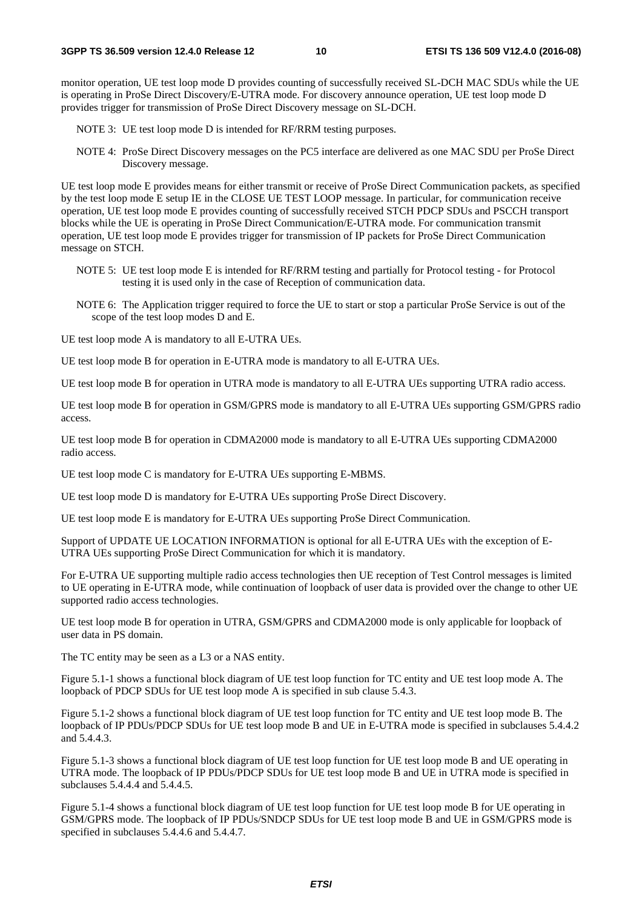monitor operation, UE test loop mode D provides counting of successfully received SL-DCH MAC SDUs while the UE is operating in ProSe Direct Discovery/E-UTRA mode. For discovery announce operation, UE test loop mode D provides trigger for transmission of ProSe Direct Discovery message on SL-DCH.

NOTE 3: UE test loop mode D is intended for RF/RRM testing purposes.

NOTE 4: ProSe Direct Discovery messages on the PC5 interface are delivered as one MAC SDU per ProSe Direct Discovery message.

UE test loop mode E provides means for either transmit or receive of ProSe Direct Communication packets, as specified by the test loop mode E setup IE in the CLOSE UE TEST LOOP message. In particular, for communication receive operation, UE test loop mode E provides counting of successfully received STCH PDCP SDUs and PSCCH transport blocks while the UE is operating in ProSe Direct Communication/E-UTRA mode. For communication transmit operation, UE test loop mode E provides trigger for transmission of IP packets for ProSe Direct Communication message on STCH.

NOTE 5: UE test loop mode E is intended for RF/RRM testing and partially for Protocol testing - for Protocol testing it is used only in the case of Reception of communication data.

NOTE 6: The Application trigger required to force the UE to start or stop a particular ProSe Service is out of the scope of the test loop modes D and E.

UE test loop mode A is mandatory to all E-UTRA UEs.

UE test loop mode B for operation in E-UTRA mode is mandatory to all E-UTRA UEs.

UE test loop mode B for operation in UTRA mode is mandatory to all E-UTRA UEs supporting UTRA radio access.

UE test loop mode B for operation in GSM/GPRS mode is mandatory to all E-UTRA UEs supporting GSM/GPRS radio access.

UE test loop mode B for operation in CDMA2000 mode is mandatory to all E-UTRA UEs supporting CDMA2000 radio access.

UE test loop mode C is mandatory for E-UTRA UEs supporting E-MBMS.

UE test loop mode D is mandatory for E-UTRA UEs supporting ProSe Direct Discovery.

UE test loop mode E is mandatory for E-UTRA UEs supporting ProSe Direct Communication.

Support of UPDATE UE LOCATION INFORMATION is optional for all E-UTRA UEs with the exception of E-UTRA UEs supporting ProSe Direct Communication for which it is mandatory.

For E-UTRA UE supporting multiple radio access technologies then UE reception of Test Control messages is limited to UE operating in E-UTRA mode, while continuation of loopback of user data is provided over the change to other UE supported radio access technologies.

UE test loop mode B for operation in UTRA, GSM/GPRS and CDMA2000 mode is only applicable for loopback of user data in PS domain.

The TC entity may be seen as a L3 or a NAS entity.

Figure 5.1-1 shows a functional block diagram of UE test loop function for TC entity and UE test loop mode A. The loopback of PDCP SDUs for UE test loop mode A is specified in sub clause 5.4.3.

Figure 5.1-2 shows a functional block diagram of UE test loop function for TC entity and UE test loop mode B. The loopback of IP PDUs/PDCP SDUs for UE test loop mode B and UE in E-UTRA mode is specified in subclauses 5.4.4.2 and 5.4.4.3.

Figure 5.1-3 shows a functional block diagram of UE test loop function for UE test loop mode B and UE operating in UTRA mode. The loopback of IP PDUs/PDCP SDUs for UE test loop mode B and UE in UTRA mode is specified in subclauses 5.4.4.4 and 5.4.4.5.

Figure 5.1-4 shows a functional block diagram of UE test loop function for UE test loop mode B for UE operating in GSM/GPRS mode. The loopback of IP PDUs/SNDCP SDUs for UE test loop mode B and UE in GSM/GPRS mode is specified in subclauses 5.4.4.6 and 5.4.4.7.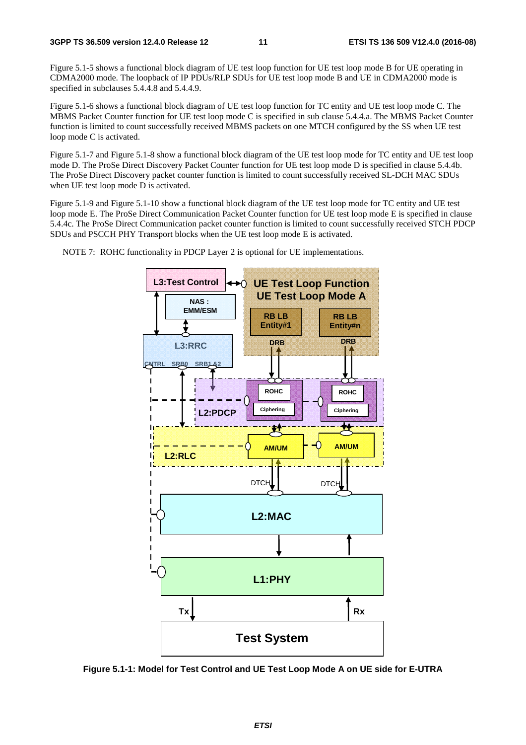Figure 5.1-5 shows a functional block diagram of UE test loop function for UE test loop mode B for UE operating in CDMA2000 mode. The loopback of IP PDUs/RLP SDUs for UE test loop mode B and UE in CDMA2000 mode is specified in subclauses 5.4.4.8 and 5.4.4.9.

Figure 5.1-6 shows a functional block diagram of UE test loop function for TC entity and UE test loop mode C. The MBMS Packet Counter function for UE test loop mode C is specified in sub clause 5.4.4.a. The MBMS Packet Counter function is limited to count successfully received MBMS packets on one MTCH configured by the SS when UE test loop mode C is activated.

Figure 5.1-7 and Figure 5.1-8 show a functional block diagram of the UE test loop mode for TC entity and UE test loop mode D. The ProSe Direct Discovery Packet Counter function for UE test loop mode D is specified in clause 5.4.4b. The ProSe Direct Discovery packet counter function is limited to count successfully received SL-DCH MAC SDUs when UE test loop mode D is activated.

Figure 5.1-9 and Figure 5.1-10 show a functional block diagram of the UE test loop mode for TC entity and UE test loop mode E. The ProSe Direct Communication Packet Counter function for UE test loop mode E is specified in clause 5.4.4c. The ProSe Direct Communication packet counter function is limited to count successfully received STCH PDCP SDUs and PSCCH PHY Transport blocks when the UE test loop mode E is activated.

NOTE 7: ROHC functionality in PDCP Layer 2 is optional for UE implementations.

**Figure 5.1-1: Model for Test Control and UE Test Loop Mode A on UE side for E-UTRA**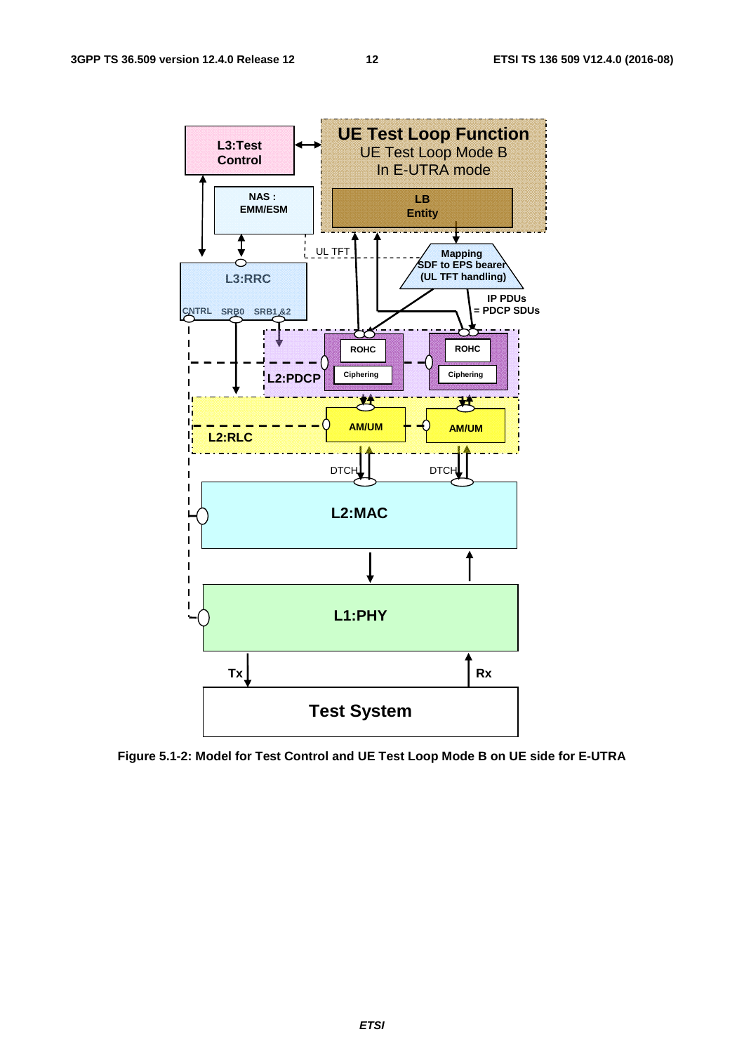**Figure 5.1-2: Model for Test Control and UE Test Loop Mode B on UE side for E-UTRA**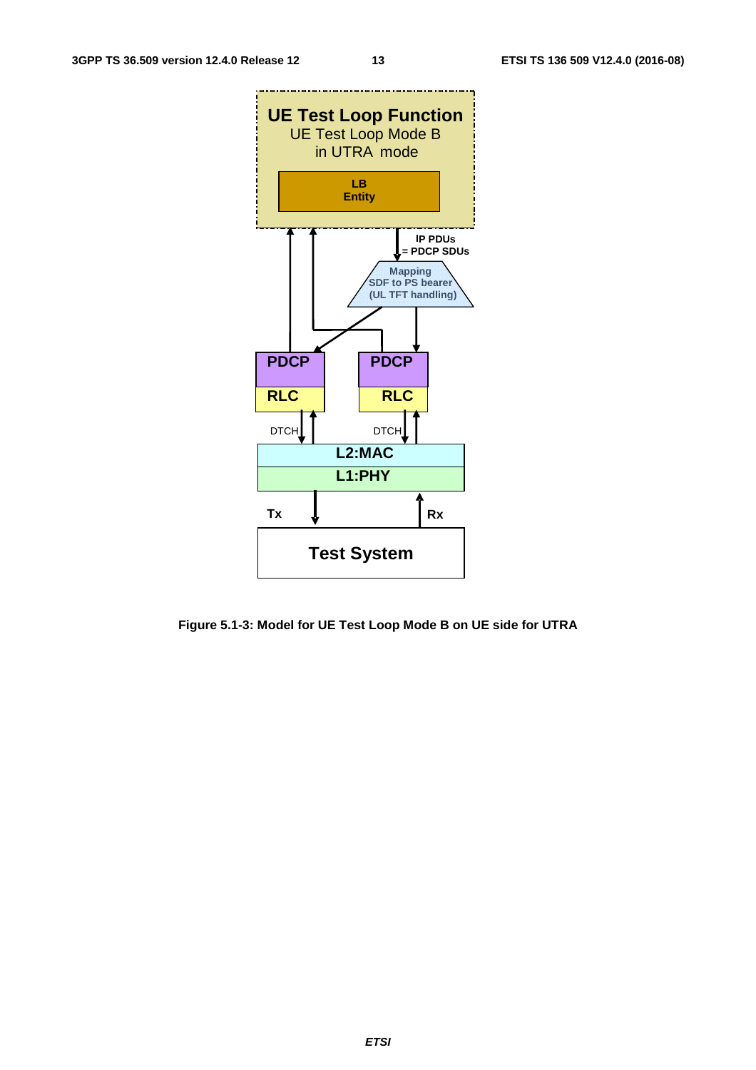**Figure 5.1-3: Model for UE Test Loop Mode B on UE side for UTRA**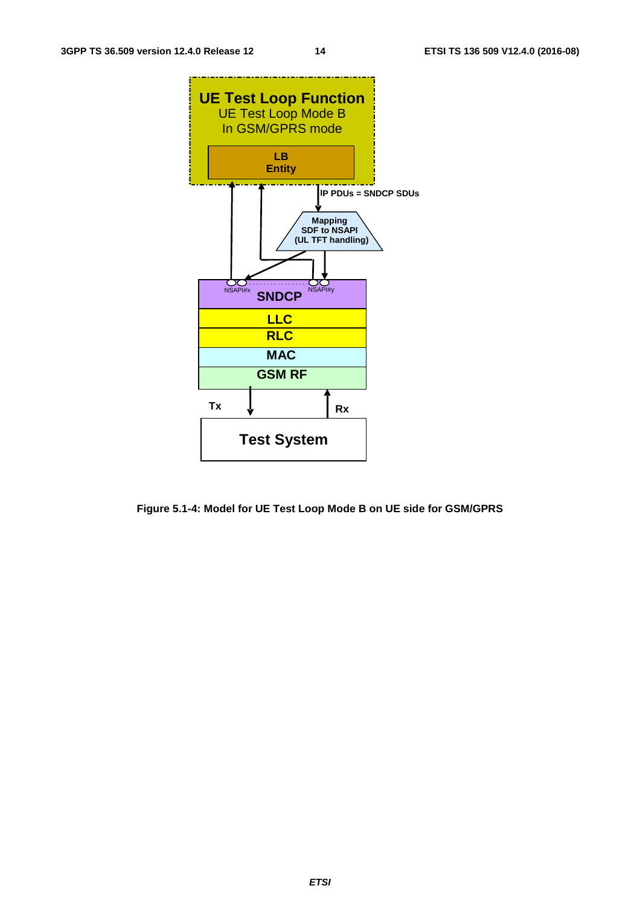Figure 5.1-4: Model for UE Test Loop Mode B on UE side for GSM/GPRS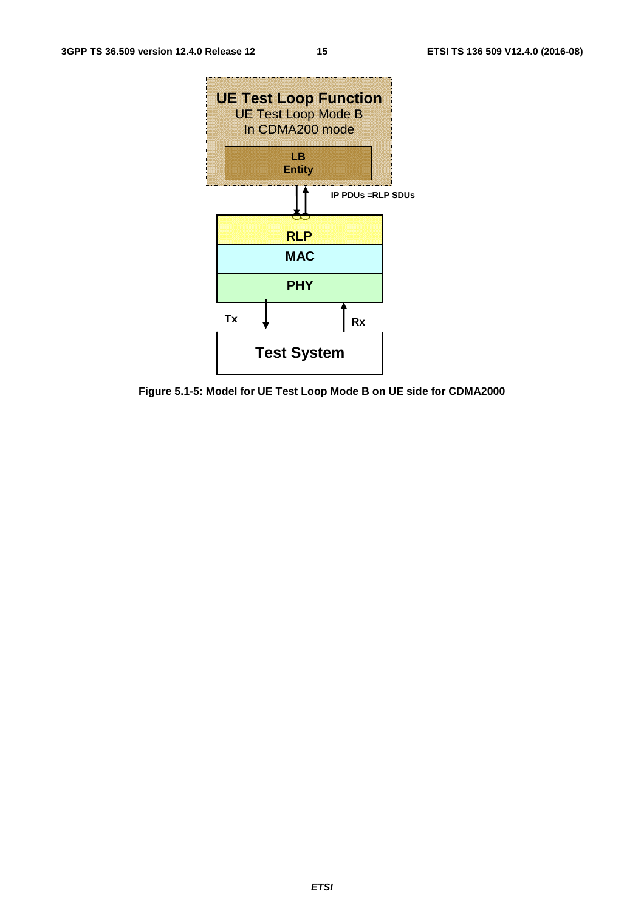Figure 5.1-5: Model for UE Test Loop Mode B on UE side for CDMA2000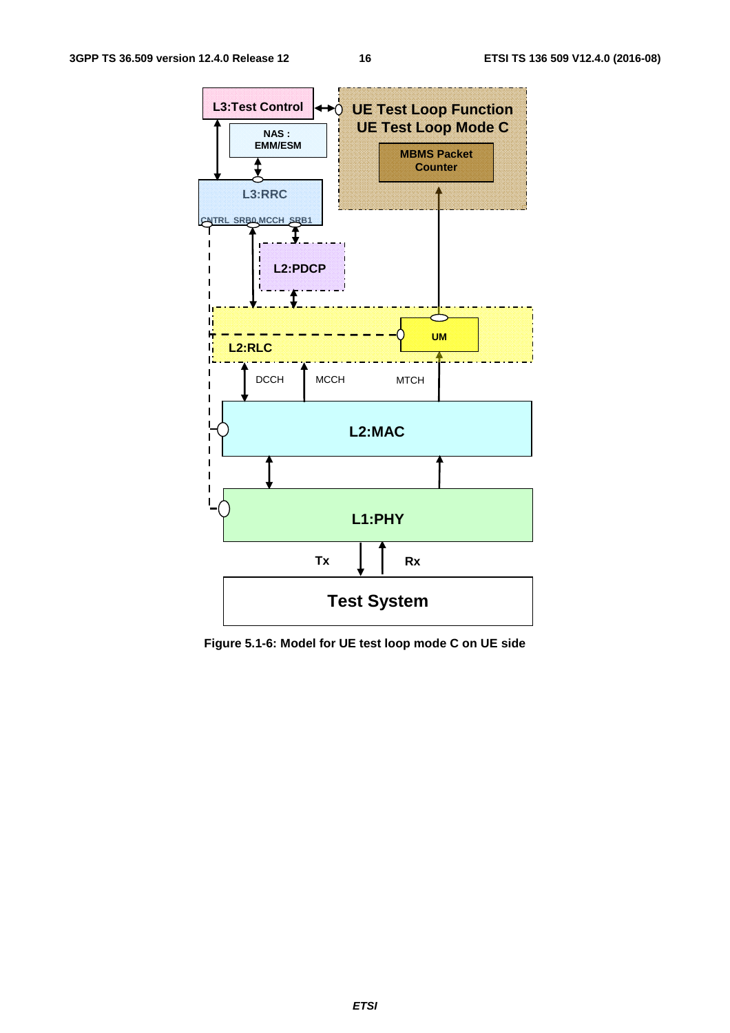Figure 5.1-6: Model for UE test loop mode C on UE side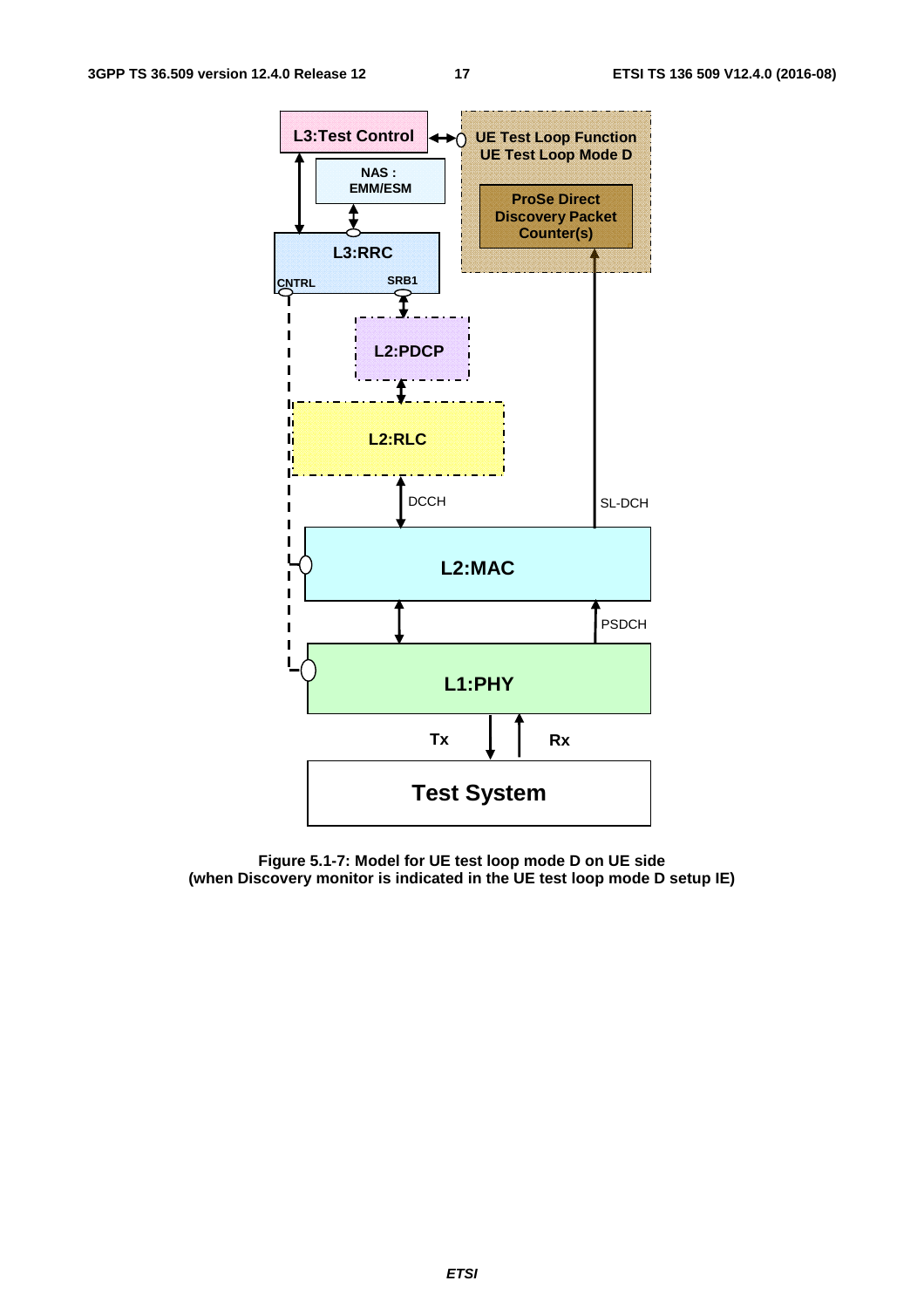Figure 5.1-7: Model for UE test loop mode D on UE side
(when Discovery monitor is indicated in the UE test loop mode D setup IE)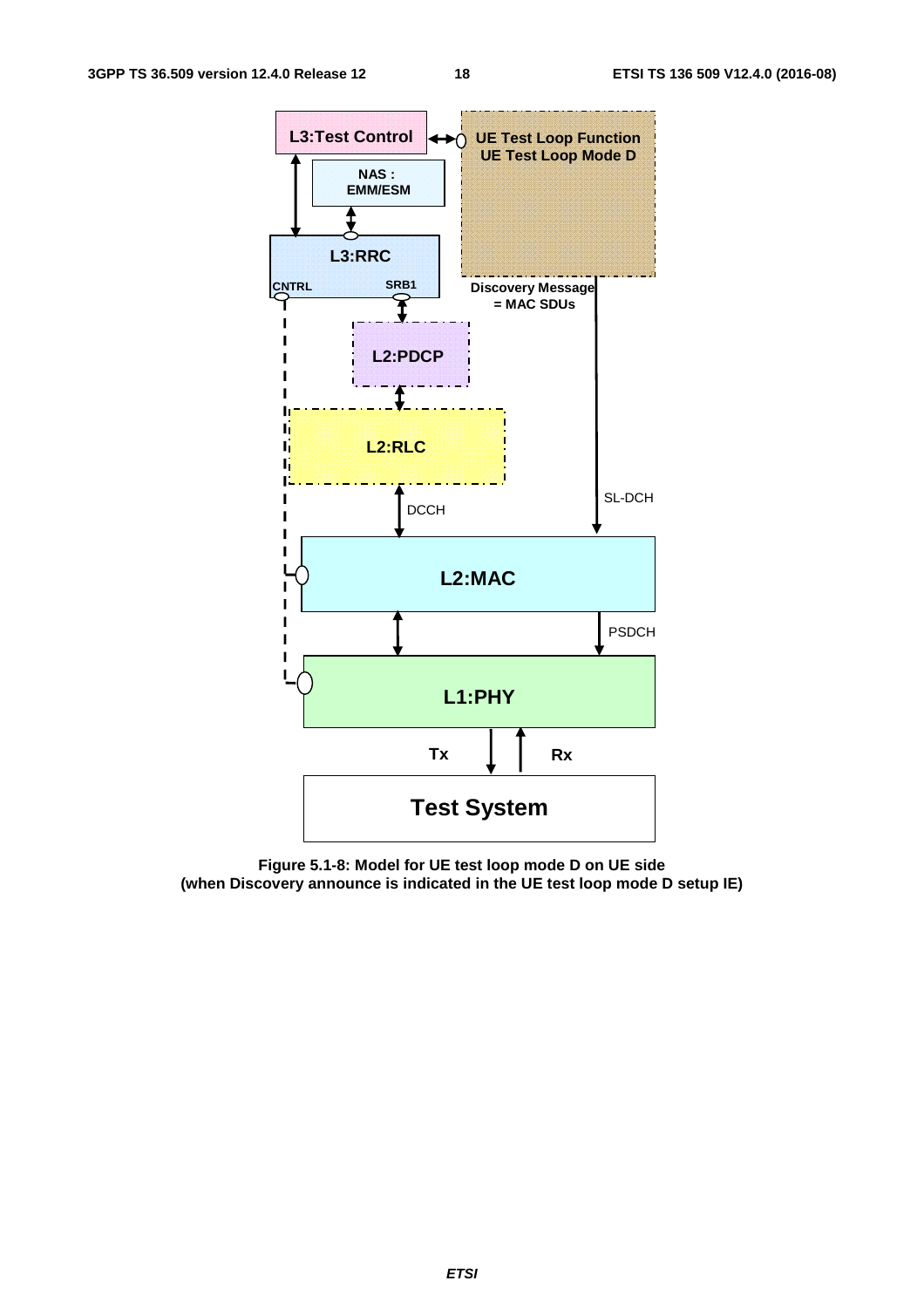Figure 5.1-8: Model for UE test loop mode D on UE side
(when Discovery announce is indicated in the UE test loop mode D setup IE)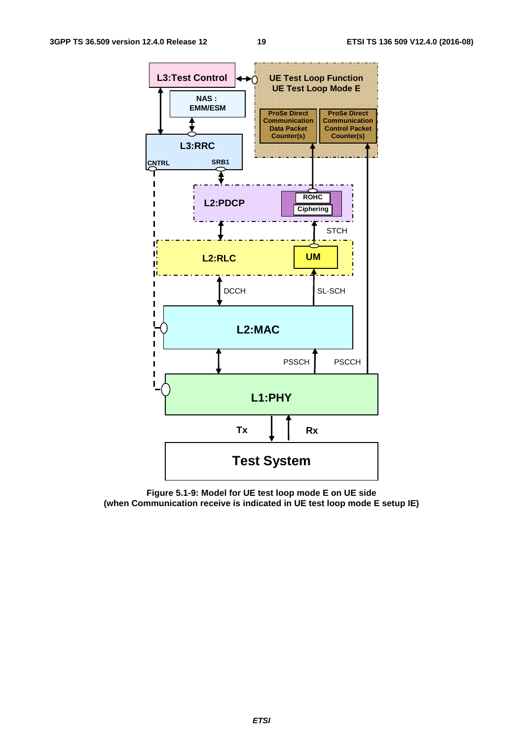Figure 5.1-9: Model for UE test loop mode E on UE side
(when Communication receive is indicated in UE test loop mode E setup IE)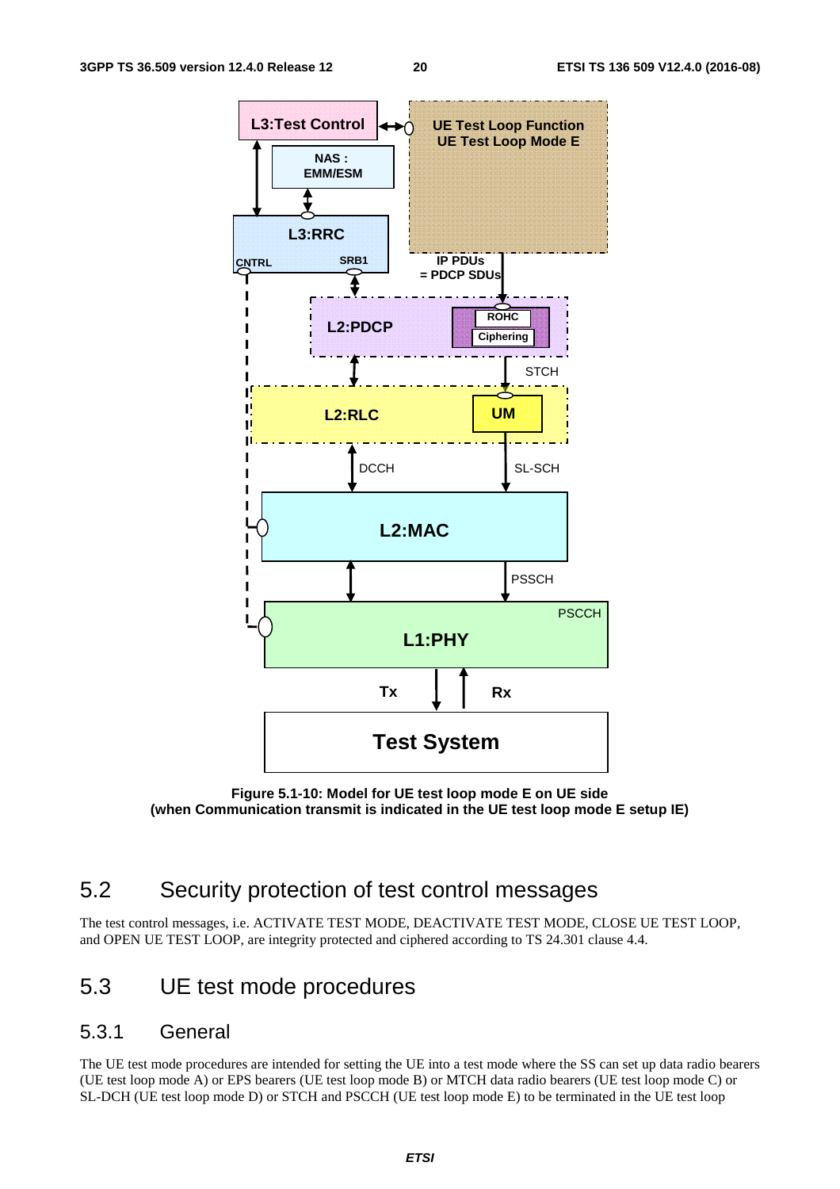**Figure 5.1-10: Model for UE test loop mode E on UE side (when Communication transmit is indicated in the UE test loop mode E setup IE)**

## 5.2 Security protection of test control messages

The test control messages, i.e. ACTIVATE TEST MODE, DEACTIVATE TEST MODE, CLOSE UE TEST LOOP, and OPEN UE TEST LOOP, are integrity protected and ciphered according to TS 24.301 clause 4.4.

## 5.3 UE test mode procedures

### 5.3.1 General

The UE test mode procedures are intended for setting the UE into a test mode where the SS can set up data radio bearers (UE test loop mode A) or EPS bearers (UE test loop mode B) or MTCH data radio bearers (UE test loop mode C) or SL-DCH (UE test loop mode D) or STCH and PSCCH (UE test loop mode E) to be terminated in the UE test loop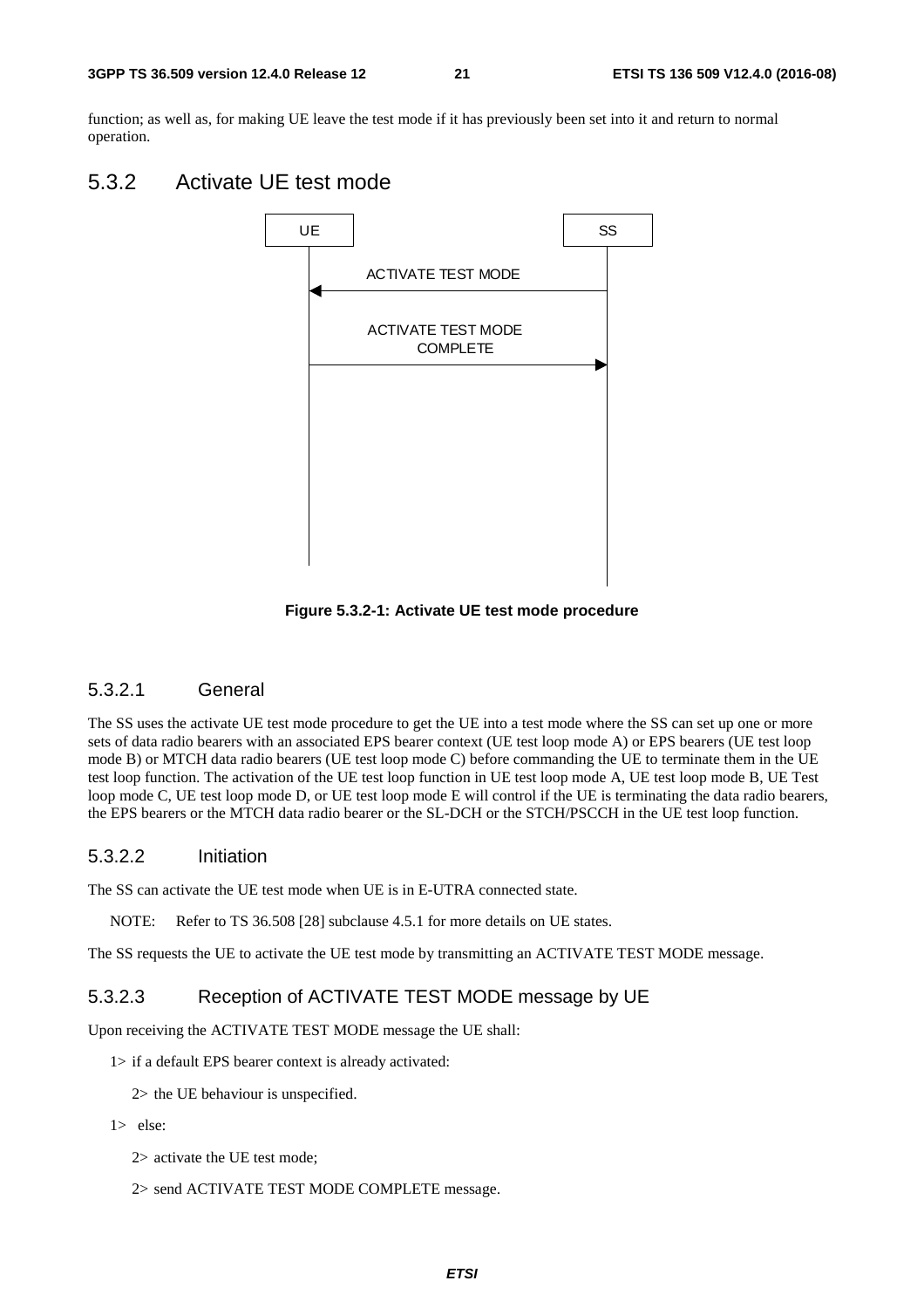function; as well as, for making UE leave the test mode if it has previously been set into it and return to normal operation.

## 5.3.2 Activate UE test mode

UE SS

ACTIVATE TEST MODE

ACTIVATE TEST MODE COMPLETE

**Figure 5.3.2-1: Activate UE test mode procedure**

### 5.3.2.1 General

The SS uses the activate UE test mode procedure to get the UE into a test mode where the SS can set up one or more sets of data radio bearers with an associated EPS bearer context (UE test loop mode A) or EPS bearers (UE test loop mode B) or MTCH data radio bearers (UE test loop mode C) before commanding the UE to terminate them in the UE test loop function. The activation of the UE test loop function in UE test loop mode A, UE test loop mode B, UE Test loop mode C, UE test loop mode D, or UE test loop mode E will control if the UE is terminating the data radio bearers, the EPS bearers or the MTCH data radio bearer or the SL-DCH or the STCH/PSCCH in the UE test loop function.

### 5.3.2.2 Initiation

The SS can activate the UE test mode when UE is in E-UTRA connected state.

NOTE: Refer to TS 36.508 [28] subclause 4.5.1 for more details on UE states.

The SS requests the UE to activate the UE test mode by transmitting an ACTIVATE TEST MODE message.

### 5.3.2.3 Reception of ACTIVATE TEST MODE message by UE

Upon receiving the ACTIVATE TEST MODE message the UE shall:

1> if a default EPS bearer context is already activated:

2> the UE behaviour is unspecified.

1> else:

2> activate the UE test mode;

2> send ACTIVATE TEST MODE COMPLETE message.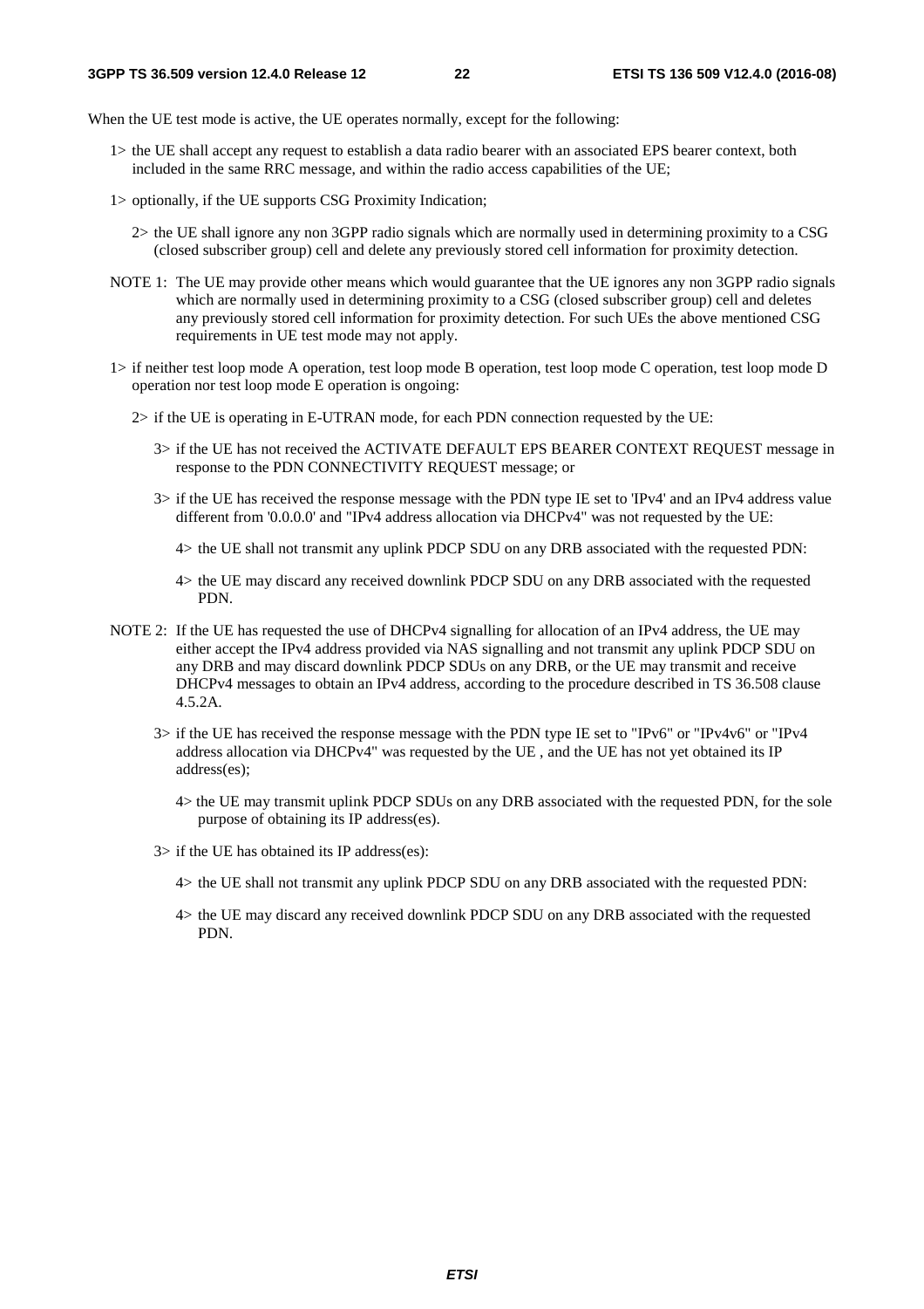When the UE test mode is active, the UE operates normally, except for the following:

1> the UE shall accept any request to establish a data radio bearer with an associated EPS bearer context, both included in the same RRC message, and within the radio access capabilities of the UE;

1> optionally, if the UE supports CSG Proximity Indication;

2> the UE shall ignore any non 3GPP radio signals which are normally used in determining proximity to a CSG (closed subscriber group) cell and delete any previously stored cell information for proximity detection.

NOTE 1: The UE may provide other means which would guarantee that the UE ignores any non 3GPP radio signals which are normally used in determining proximity to a CSG (closed subscriber group) cell and deletes any previously stored cell information for proximity detection. For such UEs the above mentioned CSG requirements in UE test mode may not apply.

1> if neither test loop mode A operation, test loop mode B operation, test loop mode C operation, test loop mode D operation nor test loop mode E operation is ongoing:

2> if the UE is operating in E-UTRAN mode, for each PDN connection requested by the UE:

3> if the UE has not received the ACTIVATE DEFAULT EPS BEARER CONTEXT REQUEST message in response to the PDN CONNECTIVITY REQUEST message; or

3> if the UE has received the response message with the PDN type IE set to 'IPv4' and an IPv4 address value different from '0.0.0.0' and "IPv4 address allocation via DHCPv4" was not requested by the UE:

4> the UE shall not transmit any uplink PDCP SDU on any DRB associated with the requested PDN:

4> the UE may discard any received downlink PDCP SDU on any DRB associated with the requested PDN.

NOTE 2: If the UE has requested the use of DHCPv4 signalling for allocation of an IPv4 address, the UE may either accept the IPv4 address provided via NAS signalling and not transmit any uplink PDCP SDU on any DRB and may discard downlink PDCP SDUs on any DRB, or the UE may transmit and receive DHCPv4 messages to obtain an IPv4 address, according to the procedure described in TS 36.508 clause 4.5.2A.

3> if the UE has received the response message with the PDN type IE set to "IPv6" or "IPv4v6" or "IPv4 address allocation via DHCPv4" was requested by the UE , and the UE has not yet obtained its IP address(es);

4> the UE may transmit uplink PDCP SDUs on any DRB associated with the requested PDN, for the sole purpose of obtaining its IP address(es).

3> if the UE has obtained its IP address(es):

4> the UE shall not transmit any uplink PDCP SDU on any DRB associated with the requested PDN:

4> the UE may discard any received downlink PDCP SDU on any DRB associated with the requested PDN.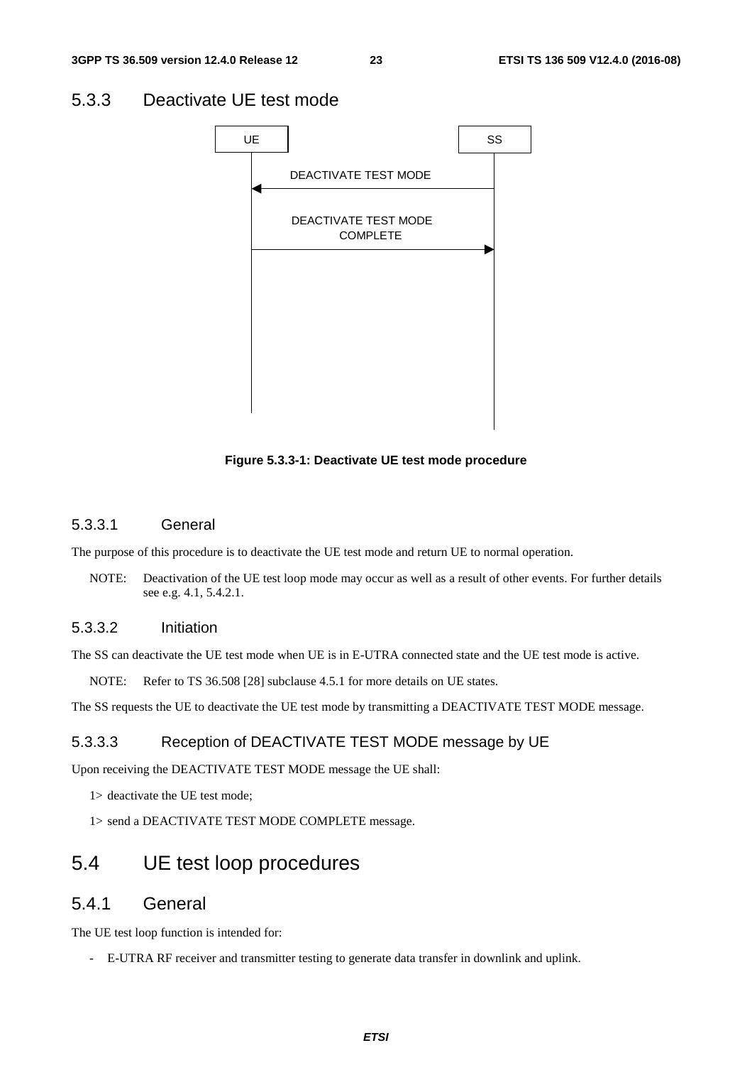### 5.3.3 Deactivate UE test mode

Figure 5.3.3-1: Deactivate UE test mode procedure

#### 5.3.3.1 General

The purpose of this procedure is to deactivate the UE test mode and return UE to normal operation.

NOTE: Deactivation of the UE test loop mode may occur as well as a result of other events. For further details see e.g. 4.1, 5.4.2.1.

#### 5.3.3.2 Initiation

The SS can deactivate the UE test mode when UE is in E-UTRA connected state and the UE test mode is active.

NOTE: Refer to TS 36.508 [28] subclause 4.5.1 for more details on UE states.

The SS requests the UE to deactivate the UE test mode by transmitting a DEACTIVATE TEST MODE message.

#### 5.3.3.3 Reception of DEACTIVATE TEST MODE message by UE

Upon receiving the DEACTIVATE TEST MODE message the UE shall:

1> deactivate the UE test mode;

1> send a DEACTIVATE TEST MODE COMPLETE message.

## 5.4 UE test loop procedures

### 5.4.1 General

The UE test loop function is intended for:

- E-UTRA RF receiver and transmitter testing to generate data transfer in downlink and uplink.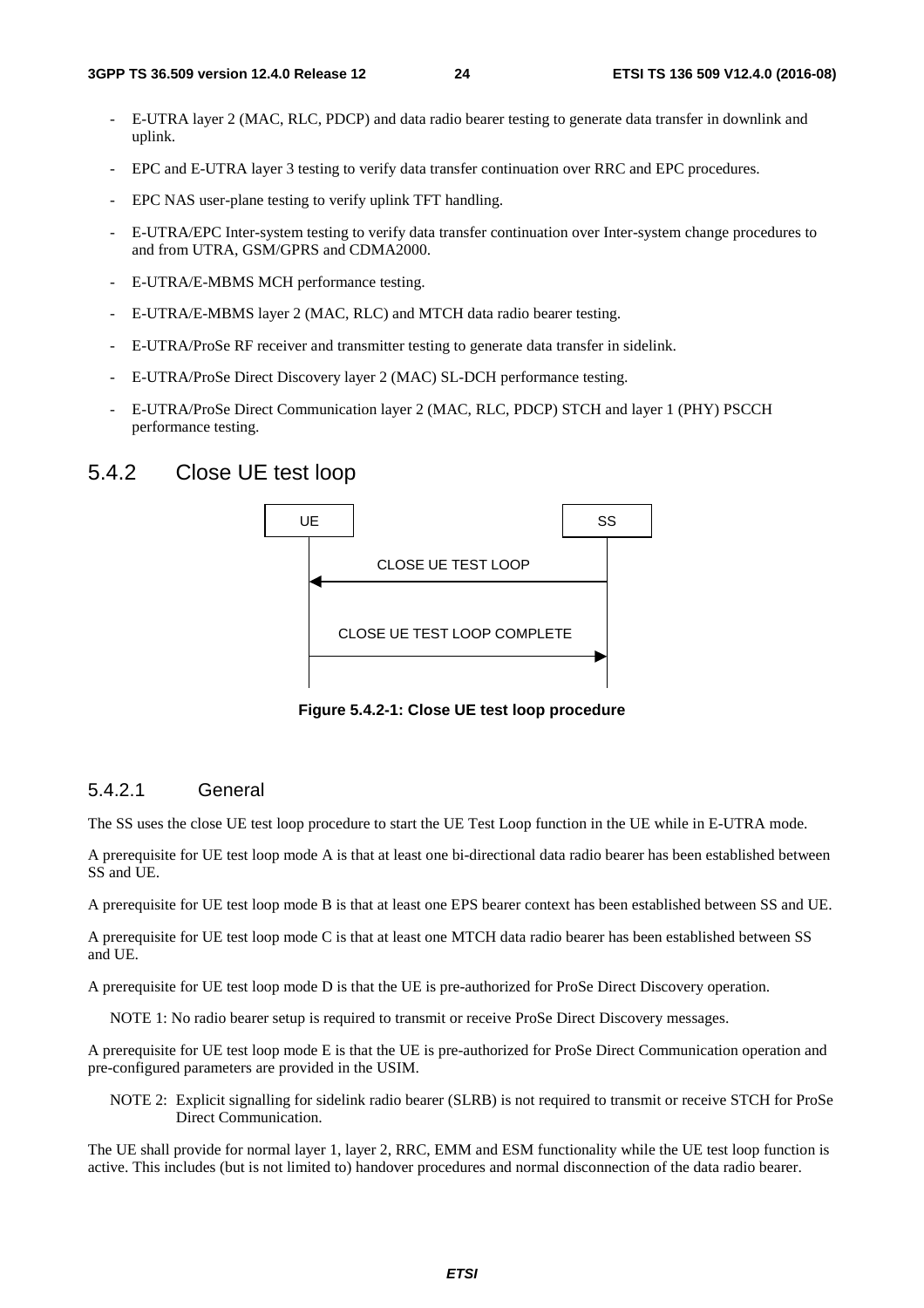- E-UTRA layer 2 (MAC, RLC, PDCP) and data radio bearer testing to generate data transfer in downlink and uplink.
- EPC and E-UTRA layer 3 testing to verify data transfer continuation over RRC and EPC procedures.
- EPC NAS user-plane testing to verify uplink TFT handling.
- E-UTRA/EPC Inter-system testing to verify data transfer continuation over Inter-system change procedures to and from UTRA, GSM/GPRS and CDMA2000.
- E-UTRA/E-MBMS MCH performance testing.
- E-UTRA/E-MBMS layer 2 (MAC, RLC) and MTCH data radio bearer testing.
- E-UTRA/ProSe RF receiver and transmitter testing to generate data transfer in sidelink.
- E-UTRA/ProSe Direct Discovery layer 2 (MAC) SL-DCH performance testing.
- E-UTRA/ProSe Direct Communication layer 2 (MAC, RLC, PDCP) STCH and layer 1 (PHY) PSCCH performance testing.

## 5.4.2 Close UE test loop

UE → SS diagram:

- SS → UE: CLOSE UE TEST LOOP
- UE → SS: CLOSE UE TEST LOOP COMPLETE

**Figure 5.4.2-1: Close UE test loop procedure**

### 5.4.2.1 General

The SS uses the close UE test loop procedure to start the UE Test Loop function in the UE while in E-UTRA mode.

A prerequisite for UE test loop mode A is that at least one bi-directional data radio bearer has been established between SS and UE.

A prerequisite for UE test loop mode B is that at least one EPS bearer context has been established between SS and UE.

A prerequisite for UE test loop mode C is that at least one MTCH data radio bearer has been established between SS and UE.

A prerequisite for UE test loop mode D is that the UE is pre-authorized for ProSe Direct Discovery operation.

NOTE 1: No radio bearer setup is required to transmit or receive ProSe Direct Discovery messages.

A prerequisite for UE test loop mode E is that the UE is pre-authorized for ProSe Direct Communication operation and pre-configured parameters are provided in the USIM.

NOTE 2: Explicit signalling for sidelink radio bearer (SLRB) is not required to transmit or receive STCH for ProSe Direct Communication.

The UE shall provide for normal layer 1, layer 2, RRC, EMM and ESM functionality while the UE test loop function is active. This includes (but is not limited to) handover procedures and normal disconnection of the data radio bearer.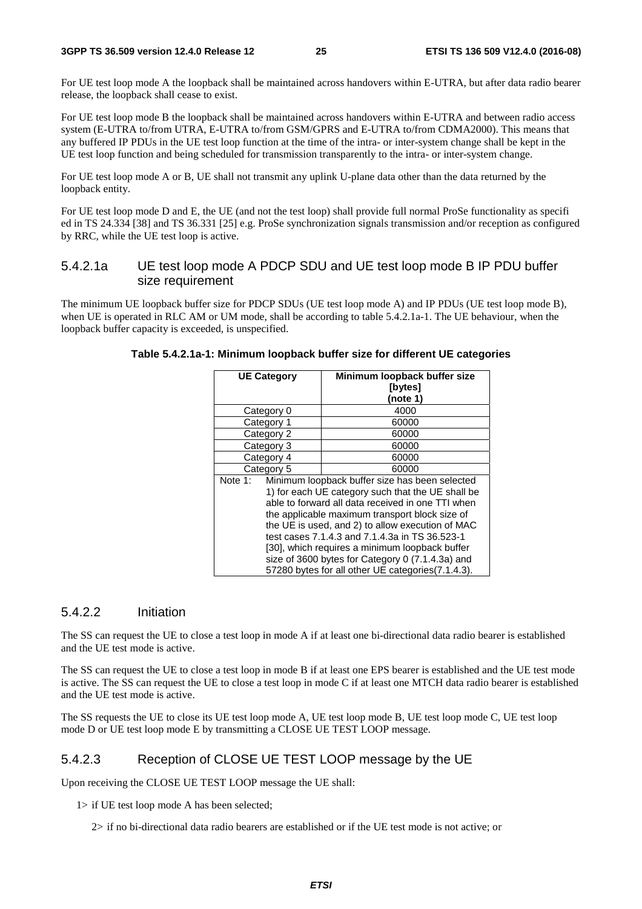For UE test loop mode A the loopback shall be maintained across handovers within E-UTRA, but after data radio bearer release, the loopback shall cease to exist.

For UE test loop mode B the loopback shall be maintained across handovers within E-UTRA and between radio access system (E-UTRA to/from UTRA, E-UTRA to/from GSM/GPRS and E-UTRA to/from CDMA2000). This means that any buffered IP PDUs in the UE test loop function at the time of the intra- or inter-system change shall be kept in the UE test loop function and being scheduled for transmission transparently to the intra- or inter-system change.

For UE test loop mode A or B, UE shall not transmit any uplink U-plane data other than the data returned by the loopback entity.

For UE test loop mode D and E, the UE (and not the test loop) shall provide full normal ProSe functionality as specifi ed in TS 24.334 [38] and TS 36.331 [25] e.g. ProSe synchronization signals transmission and/or reception as configured by RRC, while the UE test loop is active.

### 5.4.2.1a UE test loop mode A PDCP SDU and UE test loop mode B IP PDU buffer size requirement

The minimum UE loopback buffer size for PDCP SDUs (UE test loop mode A) and IP PDUs (UE test loop mode B), when UE is operated in RLC AM or UM mode, shall be according to table 5.4.2.1a-1. The UE behaviour, when the loopback buffer capacity is exceeded, is unspecified.

**Table 5.4.2.1a-1: Minimum loopback buffer size for different UE categories**

| UE Category | Minimum loopback buffer size [bytes] (note 1) |
|---|---|
| Category 0 | 4000 |
| Category 1 | 60000 |
| Category 2 | 60000 |
| Category 3 | 60000 |
| Category 4 | 60000 |
| Category 5 | 60000 |
| Note 1: Minimum loopback buffer size has been selected 1) for each UE category such that the UE shall be able to forward all data received in one TTI when the applicable maximum transport block size of the UE is used, and 2) to allow execution of MAC test cases 7.1.4.3 and 7.1.4.3a in TS 36.523-1 [30], which requires a minimum loopback buffer size of 3600 bytes for Category 0 (7.1.4.3a) and 57280 bytes for all other UE categories(7.1.4.3). | |

### 5.4.2.2 Initiation

The SS can request the UE to close a test loop in mode A if at least one bi-directional data radio bearer is established and the UE test mode is active.

The SS can request the UE to close a test loop in mode B if at least one EPS bearer is established and the UE test mode is active. The SS can request the UE to close a test loop in mode C if at least one MTCH data radio bearer is established and the UE test mode is active.

The SS requests the UE to close its UE test loop mode A, UE test loop mode B, UE test loop mode C, UE test loop mode D or UE test loop mode E by transmitting a CLOSE UE TEST LOOP message.

### 5.4.2.3 Reception of CLOSE UE TEST LOOP message by the UE

Upon receiving the CLOSE UE TEST LOOP message the UE shall:

1> if UE test loop mode A has been selected;

  2> if no bi-directional data radio bearers are established or if the UE test mode is not active; or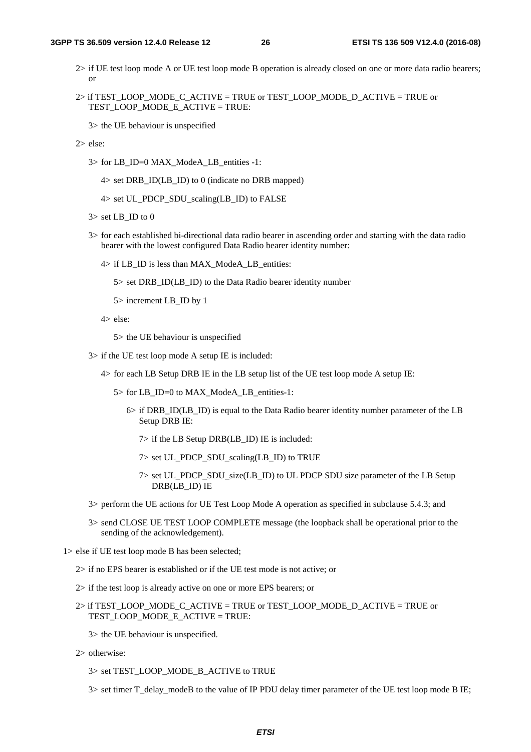2> if UE test loop mode A or UE test loop mode B operation is already closed on one or more data radio bearers; or

2> if TEST_LOOP_MODE_C_ACTIVE = TRUE or TEST_LOOP_MODE_D_ACTIVE = TRUE or TEST_LOOP_MODE_E_ACTIVE = TRUE:

3> the UE behaviour is unspecified

2> else:

3> for LB_ID=0 MAX_ModeA_LB_entities -1:

4> set DRB_ID(LB_ID) to 0 (indicate no DRB mapped)

4> set UL_PDCP_SDU_scaling(LB_ID) to FALSE

3> set LB_ID to 0

3> for each established bi-directional data radio bearer in ascending order and starting with the data radio bearer with the lowest configured Data Radio bearer identity number:

4> if LB_ID is less than MAX_ModeA_LB_entities:

5> set DRB_ID(LB_ID) to the Data Radio bearer identity number

5> increment LB_ID by 1

4> else:

5> the UE behaviour is unspecified

3> if the UE test loop mode A setup IE is included:

4> for each LB Setup DRB IE in the LB setup list of the UE test loop mode A setup IE:

5> for LB_ID=0 to MAX_ModeA_LB_entities-1:

6> if DRB_ID(LB_ID) is equal to the Data Radio bearer identity number parameter of the LB Setup DRB IE:

7> if the LB Setup DRB(LB_ID) IE is included:

7> set UL_PDCP_SDU_scaling(LB_ID) to TRUE

7> set UL_PDCP_SDU_size(LB_ID) to UL PDCP SDU size parameter of the LB Setup DRB(LB_ID) IE

3> perform the UE actions for UE Test Loop Mode A operation as specified in subclause 5.4.3; and

3> send CLOSE UE TEST LOOP COMPLETE message (the loopback shall be operational prior to the sending of the acknowledgement).

1> else if UE test loop mode B has been selected;

2> if no EPS bearer is established or if the UE test mode is not active; or

2> if the test loop is already active on one or more EPS bearers; or

2> if TEST_LOOP_MODE_C_ACTIVE = TRUE or TEST_LOOP_MODE_D_ACTIVE = TRUE or TEST_LOOP_MODE_E_ACTIVE = TRUE:

3> the UE behaviour is unspecified.

2> otherwise:

3> set TEST_LOOP_MODE_B_ACTIVE to TRUE

3> set timer T_delay_modeB to the value of IP PDU delay timer parameter of the UE test loop mode B IE;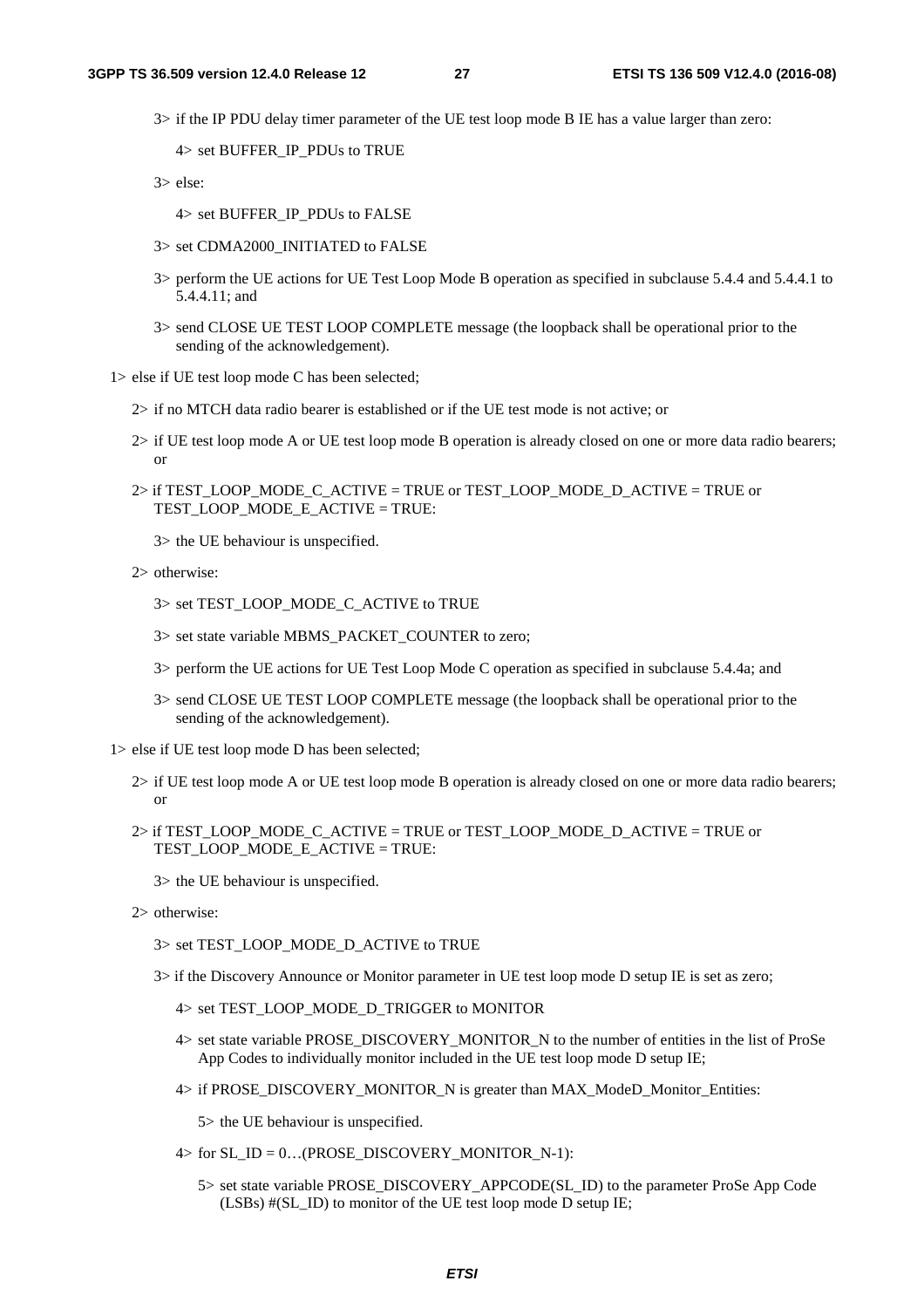3> if the IP PDU delay timer parameter of the UE test loop mode B IE has a value larger than zero:

4> set BUFFER_IP_PDUs to TRUE

3> else:

4> set BUFFER_IP_PDUs to FALSE

3> set CDMA2000_INITIATED to FALSE

3> perform the UE actions for UE Test Loop Mode B operation as specified in subclause 5.4.4 and 5.4.4.1 to 5.4.4.11; and

3> send CLOSE UE TEST LOOP COMPLETE message (the loopback shall be operational prior to the sending of the acknowledgement).

1> else if UE test loop mode C has been selected;

2> if no MTCH data radio bearer is established or if the UE test mode is not active; or

2> if UE test loop mode A or UE test loop mode B operation is already closed on one or more data radio bearers; or

2> if TEST_LOOP_MODE_C_ACTIVE = TRUE or TEST_LOOP_MODE_D_ACTIVE = TRUE or TEST_LOOP_MODE_E_ACTIVE = TRUE:

3> the UE behaviour is unspecified.

2> otherwise:

3> set TEST_LOOP_MODE_C_ACTIVE to TRUE

3> set state variable MBMS_PACKET_COUNTER to zero;

3> perform the UE actions for UE Test Loop Mode C operation as specified in subclause 5.4.4a; and

3> send CLOSE UE TEST LOOP COMPLETE message (the loopback shall be operational prior to the sending of the acknowledgement).

1> else if UE test loop mode D has been selected;

2> if UE test loop mode A or UE test loop mode B operation is already closed on one or more data radio bearers; or

2> if TEST_LOOP_MODE_C_ACTIVE = TRUE or TEST_LOOP_MODE_D_ACTIVE = TRUE or TEST_LOOP_MODE_E_ACTIVE = TRUE:

3> the UE behaviour is unspecified.

2> otherwise:

3> set TEST_LOOP_MODE_D_ACTIVE to TRUE

3> if the Discovery Announce or Monitor parameter in UE test loop mode D setup IE is set as zero;

4> set TEST_LOOP_MODE_D_TRIGGER to MONITOR

4> set state variable PROSE_DISCOVERY_MONITOR_N to the number of entities in the list of ProSe App Codes to individually monitor included in the UE test loop mode D setup IE;

4> if PROSE_DISCOVERY_MONITOR_N is greater than MAX_ModeD_Monitor_Entities:

5> the UE behaviour is unspecified.

4> for SL_ID = 0…(PROSE_DISCOVERY_MONITOR_N-1):

5> set state variable PROSE_DISCOVERY_APPCODE(SL_ID) to the parameter ProSe App Code (LSBs) #(SL_ID) to monitor of the UE test loop mode D setup IE;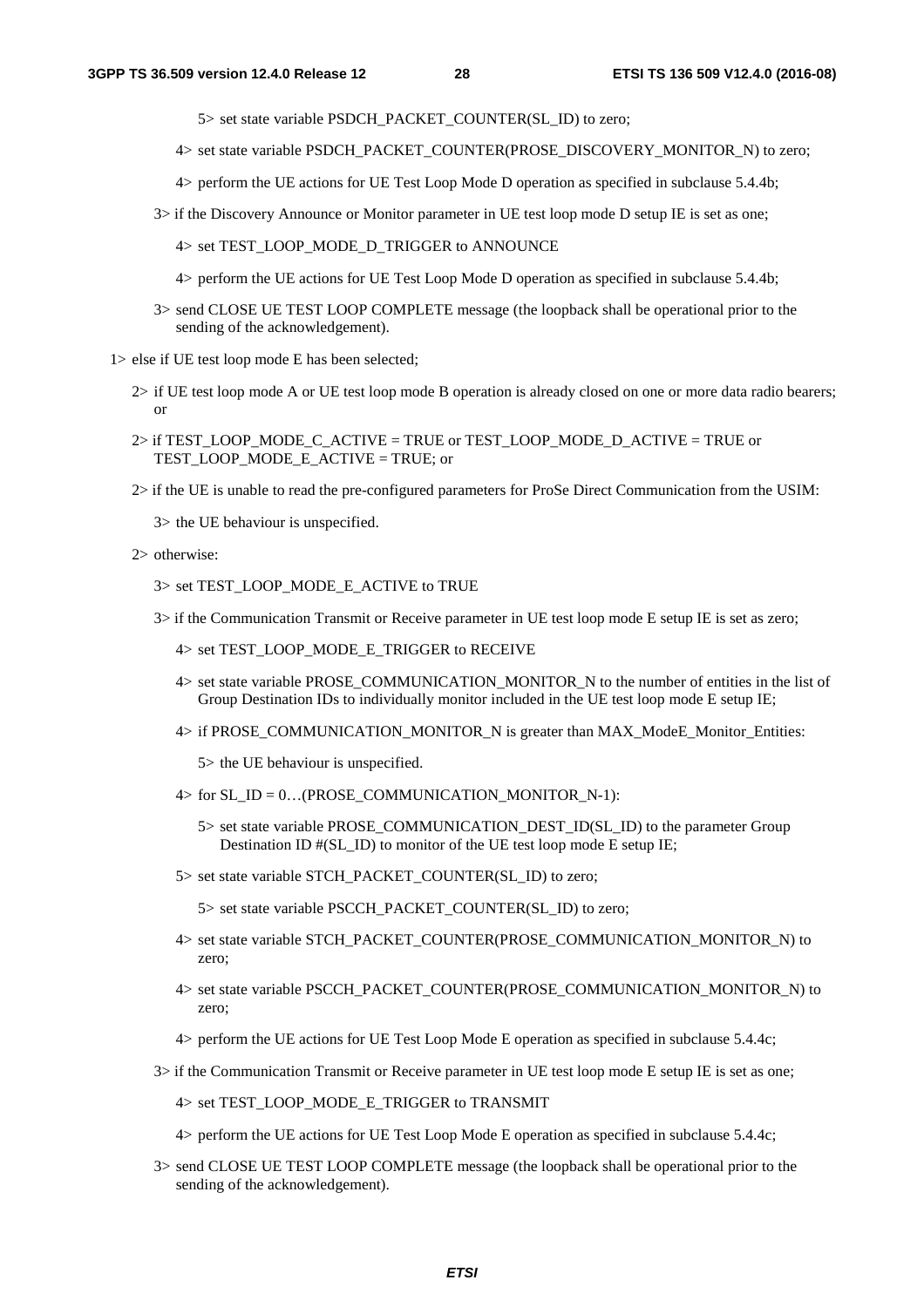5> set state variable PSDCH_PACKET_COUNTER(SL_ID) to zero;

4> set state variable PSDCH_PACKET_COUNTER(PROSE_DISCOVERY_MONITOR_N) to zero;

4> perform the UE actions for UE Test Loop Mode D operation as specified in subclause 5.4.4b;

3> if the Discovery Announce or Monitor parameter in UE test loop mode D setup IE is set as one;

4> set TEST_LOOP_MODE_D_TRIGGER to ANNOUNCE

4> perform the UE actions for UE Test Loop Mode D operation as specified in subclause 5.4.4b;

3> send CLOSE UE TEST LOOP COMPLETE message (the loopback shall be operational prior to the sending of the acknowledgement).

1> else if UE test loop mode E has been selected;

2> if UE test loop mode A or UE test loop mode B operation is already closed on one or more data radio bearers; or

2> if TEST_LOOP_MODE_C_ACTIVE = TRUE or TEST_LOOP_MODE_D_ACTIVE = TRUE or TEST_LOOP_MODE_E_ACTIVE = TRUE; or

2> if the UE is unable to read the pre-configured parameters for ProSe Direct Communication from the USIM:

3> the UE behaviour is unspecified.

2> otherwise:

3> set TEST_LOOP_MODE_E_ACTIVE to TRUE

3> if the Communication Transmit or Receive parameter in UE test loop mode E setup IE is set as zero;

4> set TEST_LOOP_MODE_E_TRIGGER to RECEIVE

4> set state variable PROSE_COMMUNICATION_MONITOR_N to the number of entities in the list of Group Destination IDs to individually monitor included in the UE test loop mode E setup IE;

4> if PROSE_COMMUNICATION_MONITOR_N is greater than MAX_ModeE_Monitor_Entities:

5> the UE behaviour is unspecified.

4> for SL_ID = 0…(PROSE_COMMUNICATION_MONITOR_N-1):

5> set state variable PROSE_COMMUNICATION_DEST_ID(SL_ID) to the parameter Group Destination ID #(SL_ID) to monitor of the UE test loop mode E setup IE;

5> set state variable STCH_PACKET_COUNTER(SL_ID) to zero;

5> set state variable PSCCH_PACKET_COUNTER(SL_ID) to zero;

4> set state variable STCH_PACKET_COUNTER(PROSE_COMMUNICATION_MONITOR_N) to zero;

4> set state variable PSCCH_PACKET_COUNTER(PROSE_COMMUNICATION_MONITOR_N) to zero;

4> perform the UE actions for UE Test Loop Mode E operation as specified in subclause 5.4.4c;

3> if the Communication Transmit or Receive parameter in UE test loop mode E setup IE is set as one;

4> set TEST_LOOP_MODE_E_TRIGGER to TRANSMIT

4> perform the UE actions for UE Test Loop Mode E operation as specified in subclause 5.4.4c;

3> send CLOSE UE TEST LOOP COMPLETE message (the loopback shall be operational prior to the sending of the acknowledgement).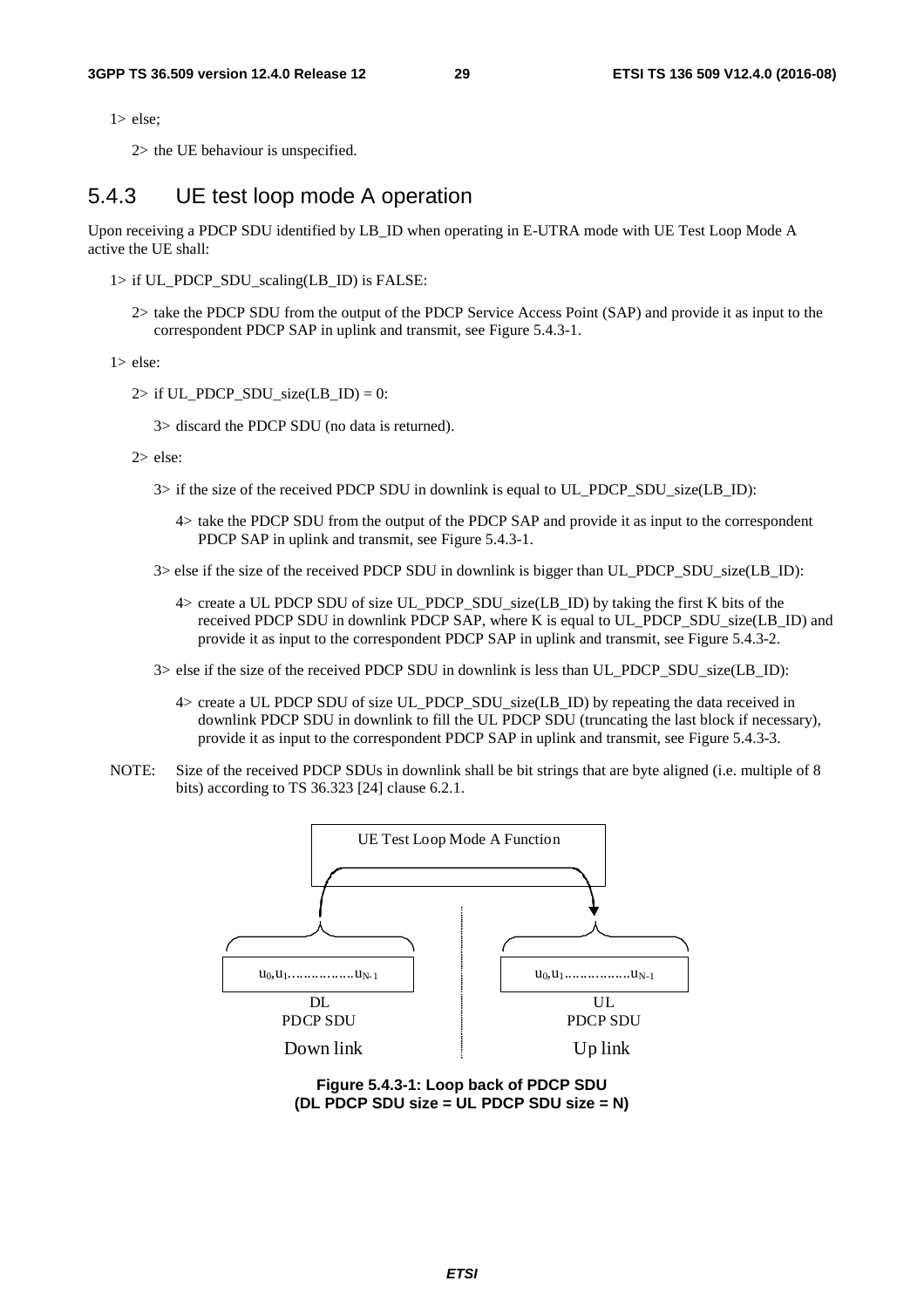1> else;

2> the UE behaviour is unspecified.

### 5.4.3 UE test loop mode A operation

Upon receiving a PDCP SDU identified by LB_ID when operating in E-UTRA mode with UE Test Loop Mode A active the UE shall:

1> if UL_PDCP_SDU_scaling(LB_ID) is FALSE:

2> take the PDCP SDU from the output of the PDCP Service Access Point (SAP) and provide it as input to the correspondent PDCP SAP in uplink and transmit, see Figure 5.4.3-1.

1> else:

2> if UL_PDCP_SDU_size(LB_ID) = 0:

3> discard the PDCP SDU (no data is returned).

2> else:

3> if the size of the received PDCP SDU in downlink is equal to UL_PDCP_SDU_size(LB_ID):

4> take the PDCP SDU from the output of the PDCP SAP and provide it as input to the correspondent PDCP SAP in uplink and transmit, see Figure 5.4.3-1.

3> else if the size of the received PDCP SDU in downlink is bigger than UL_PDCP_SDU_size(LB_ID):

4> create a UL PDCP SDU of size UL_PDCP_SDU_size(LB_ID) by taking the first K bits of the received PDCP SDU in downlink PDCP SAP, where K is equal to UL_PDCP_SDU_size(LB_ID) and provide it as input to the correspondent PDCP SAP in uplink and transmit, see Figure 5.4.3-2.

3> else if the size of the received PDCP SDU in downlink is less than UL_PDCP_SDU_size(LB_ID):

4> create a UL PDCP SDU of size UL_PDCP_SDU_size(LB_ID) by repeating the data received in downlink PDCP SDU in downlink to fill the UL PDCP SDU (truncating the last block if necessary), provide it as input to the correspondent PDCP SAP in uplink and transmit, see Figure 5.4.3-3.

NOTE: Size of the received PDCP SDUs in downlink shall be bit strings that are byte aligned (i.e. multiple of 8 bits) according to TS 36.323 [24] clause 6.2.1.

UE Test Loop Mode A Function

$u_0, u_1 \ldots\ldots\ldots\ldots u_{N-1}$ — DL PDCP SDU — Down link

$u_0, u_1 \ldots\ldots\ldots\ldots u_{N-1}$ — UL PDCP SDU — Up link

**Figure 5.4.3-1: Loop back of PDCP SDU (DL PDCP SDU size = UL PDCP SDU size = N)**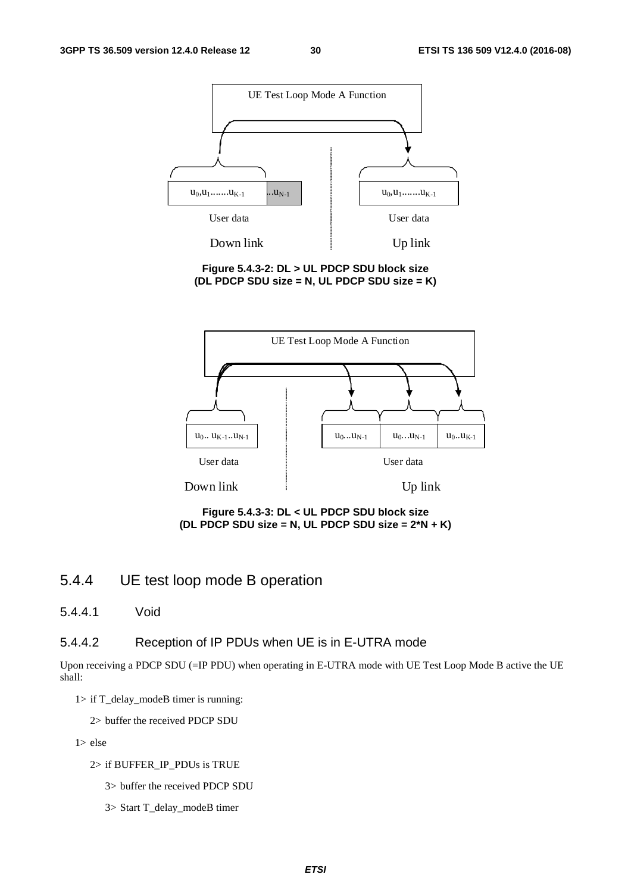Figure 5.4.3-2: DL > UL PDCP SDU block size (DL PDCP SDU size = N, UL PDCP SDU size = K)

Figure 5.4.3-3: DL < UL PDCP SDU block size (DL PDCP SDU size = N, UL PDCP SDU size = 2*N + K)

### 5.4.4 UE test loop mode B operation

#### 5.4.4.1 Void

#### 5.4.4.2 Reception of IP PDUs when UE is in E-UTRA mode

Upon receiving a PDCP SDU (=IP PDU) when operating in E-UTRA mode with UE Test Loop Mode B active the UE shall:

1> if T_delay_modeB timer is running:

 2> buffer the received PDCP SDU

1> else

 2> if BUFFER_IP_PDUs is TRUE

  3> buffer the received PDCP SDU

  3> Start T_delay_modeB timer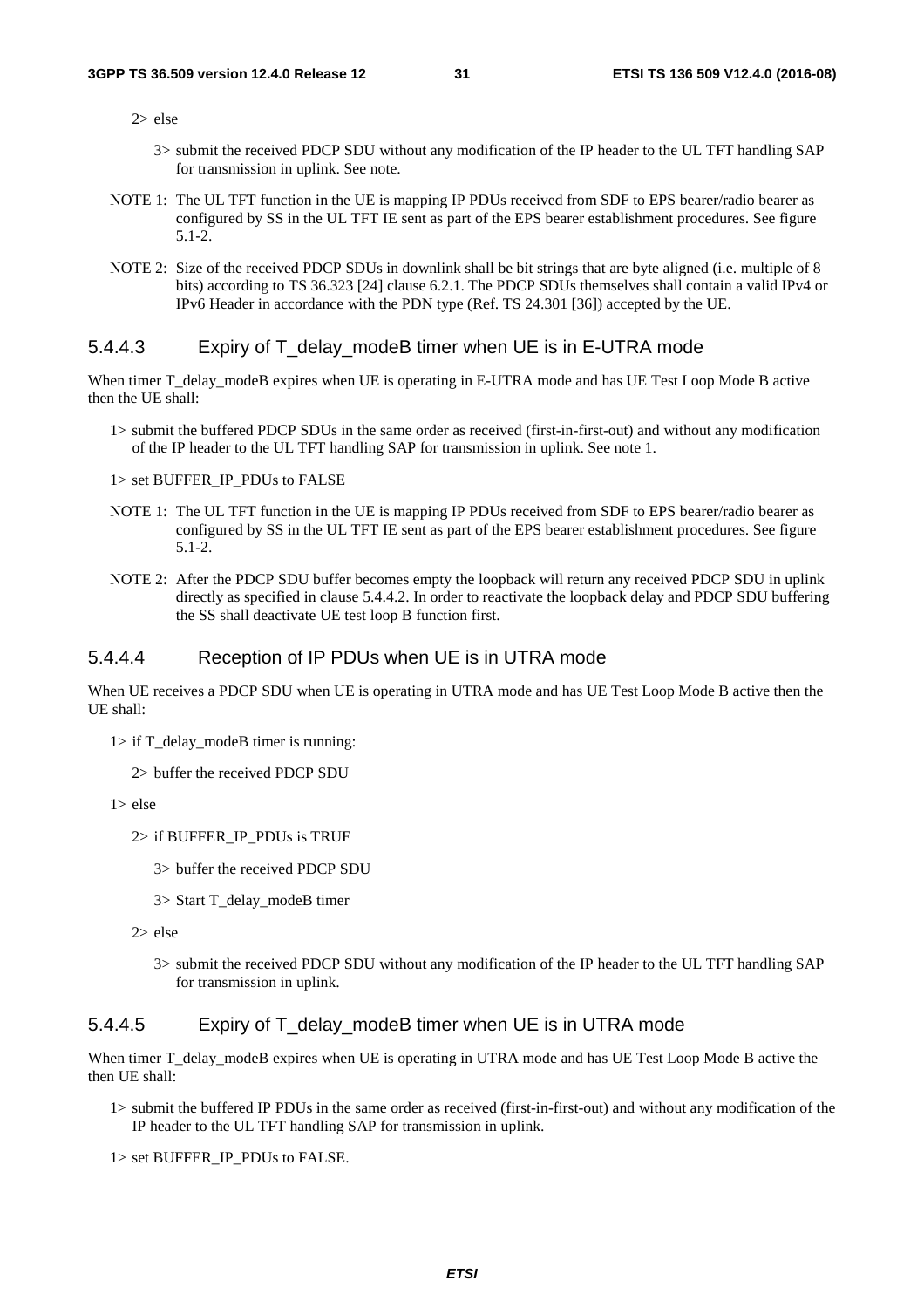2> else

3> submit the received PDCP SDU without any modification of the IP header to the UL TFT handling SAP for transmission in uplink. See note.

NOTE 1: The UL TFT function in the UE is mapping IP PDUs received from SDF to EPS bearer/radio bearer as configured by SS in the UL TFT IE sent as part of the EPS bearer establishment procedures. See figure 5.1-2.

NOTE 2: Size of the received PDCP SDUs in downlink shall be bit strings that are byte aligned (i.e. multiple of 8 bits) according to TS 36.323 [24] clause 6.2.1. The PDCP SDUs themselves shall contain a valid IPv4 or IPv6 Header in accordance with the PDN type (Ref. TS 24.301 [36]) accepted by the UE.

#### 5.4.4.3 Expiry of T_delay_modeB timer when UE is in E-UTRA mode

When timer T_delay_modeB expires when UE is operating in E-UTRA mode and has UE Test Loop Mode B active then the UE shall:

1> submit the buffered PDCP SDUs in the same order as received (first-in-first-out) and without any modification of the IP header to the UL TFT handling SAP for transmission in uplink. See note 1.

1> set BUFFER_IP_PDUs to FALSE

NOTE 1: The UL TFT function in the UE is mapping IP PDUs received from SDF to EPS bearer/radio bearer as configured by SS in the UL TFT IE sent as part of the EPS bearer establishment procedures. See figure 5.1-2.

NOTE 2: After the PDCP SDU buffer becomes empty the loopback will return any received PDCP SDU in uplink directly as specified in clause 5.4.4.2. In order to reactivate the loopback delay and PDCP SDU buffering the SS shall deactivate UE test loop B function first.

#### 5.4.4.4 Reception of IP PDUs when UE is in UTRA mode

When UE receives a PDCP SDU when UE is operating in UTRA mode and has UE Test Loop Mode B active then the UE shall:

1> if T_delay_modeB timer is running:

2> buffer the received PDCP SDU

1> else

2> if BUFFER_IP_PDUs is TRUE

3> buffer the received PDCP SDU

3> Start T_delay_modeB timer

2> else

3> submit the received PDCP SDU without any modification of the IP header to the UL TFT handling SAP for transmission in uplink.

#### 5.4.4.5 Expiry of T_delay_modeB timer when UE is in UTRA mode

When timer T_delay_modeB expires when UE is operating in UTRA mode and has UE Test Loop Mode B active the then UE shall:

1> submit the buffered IP PDUs in the same order as received (first-in-first-out) and without any modification of the IP header to the UL TFT handling SAP for transmission in uplink.

1> set BUFFER_IP_PDUs to FALSE.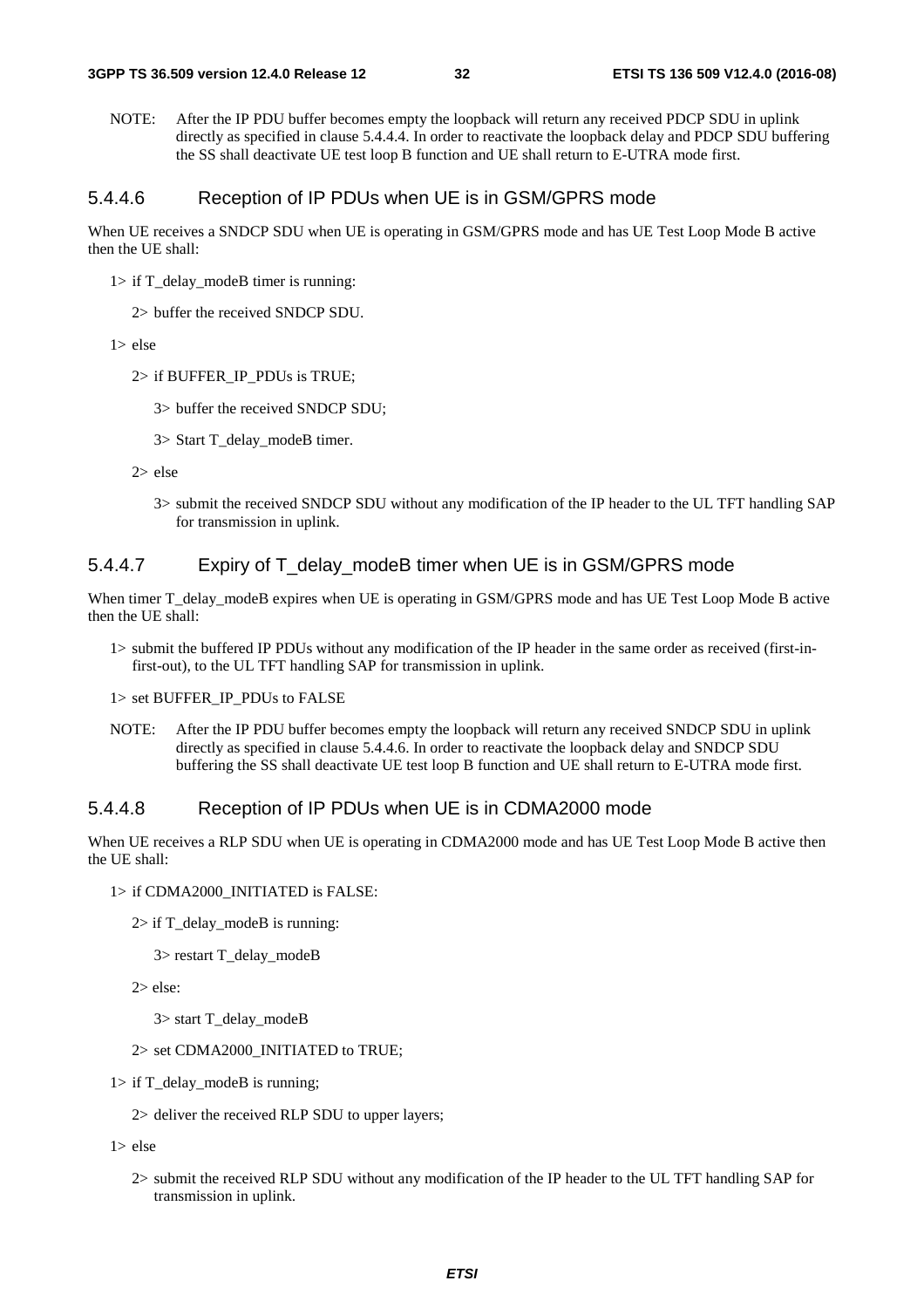NOTE: After the IP PDU buffer becomes empty the loopback will return any received PDCP SDU in uplink directly as specified in clause 5.4.4.4. In order to reactivate the loopback delay and PDCP SDU buffering the SS shall deactivate UE test loop B function and UE shall return to E-UTRA mode first.

#### 5.4.4.6 Reception of IP PDUs when UE is in GSM/GPRS mode

When UE receives a SNDCP SDU when UE is operating in GSM/GPRS mode and has UE Test Loop Mode B active then the UE shall:

- 1> if T_delay_modeB timer is running:
  - 2> buffer the received SNDCP SDU.
- 1> else
  - 2> if BUFFER_IP_PDUs is TRUE;
    - 3> buffer the received SNDCP SDU;
    - 3> Start T_delay_modeB timer.
  - 2> else
    - 3> submit the received SNDCP SDU without any modification of the IP header to the UL TFT handling SAP for transmission in uplink.

#### 5.4.4.7 Expiry of T_delay_modeB timer when UE is in GSM/GPRS mode

When timer T_delay_modeB expires when UE is operating in GSM/GPRS mode and has UE Test Loop Mode B active then the UE shall:

- 1> submit the buffered IP PDUs without any modification of the IP header in the same order as received (first-in-first-out), to the UL TFT handling SAP for transmission in uplink.
- 1> set BUFFER_IP_PDUs to FALSE

NOTE: After the IP PDU buffer becomes empty the loopback will return any received SNDCP SDU in uplink directly as specified in clause 5.4.4.6. In order to reactivate the loopback delay and SNDCP SDU buffering the SS shall deactivate UE test loop B function and UE shall return to E-UTRA mode first.

#### 5.4.4.8 Reception of IP PDUs when UE is in CDMA2000 mode

When UE receives a RLP SDU when UE is operating in CDMA2000 mode and has UE Test Loop Mode B active then the UE shall:

- 1> if CDMA2000_INITIATED is FALSE:
  - 2> if T_delay_modeB is running:
    - 3> restart T_delay_modeB
  - 2> else:
    - 3> start T_delay_modeB
  - 2> set CDMA2000_INITIATED to TRUE;
- 1> if T_delay_modeB is running;
  - 2> deliver the received RLP SDU to upper layers;
- 1> else
  - 2> submit the received RLP SDU without any modification of the IP header to the UL TFT handling SAP for transmission in uplink.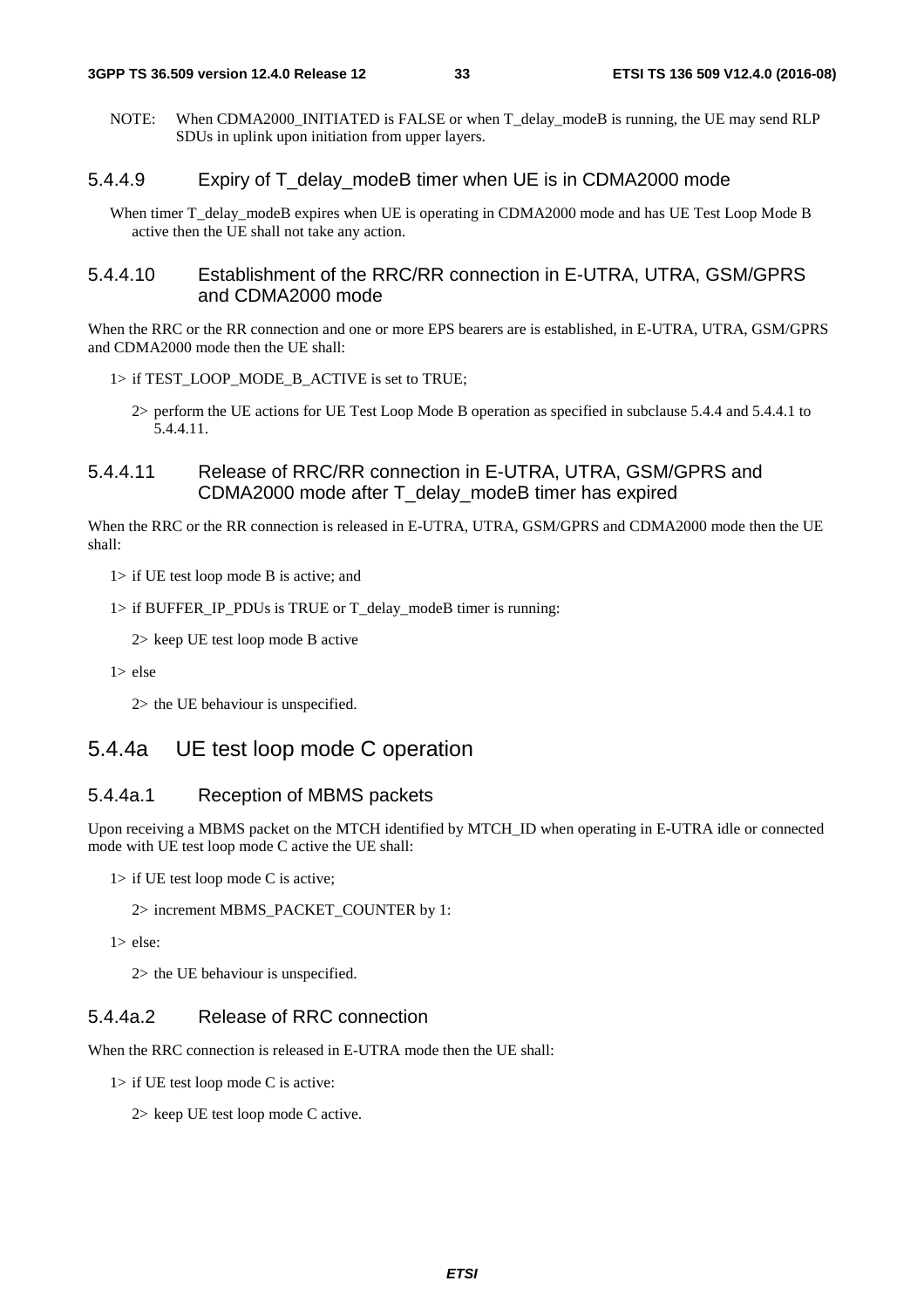NOTE: When CDMA2000_INITIATED is FALSE or when T_delay_modeB is running, the UE may send RLP SDUs in uplink upon initiation from upper layers.

#### 5.4.4.9 Expiry of T_delay_modeB timer when UE is in CDMA2000 mode

When timer T_delay_modeB expires when UE is operating in CDMA2000 mode and has UE Test Loop Mode B active then the UE shall not take any action.

#### 5.4.4.10 Establishment of the RRC/RR connection in E-UTRA, UTRA, GSM/GPRS and CDMA2000 mode

When the RRC or the RR connection and one or more EPS bearers are is established, in E-UTRA, UTRA, GSM/GPRS and CDMA2000 mode then the UE shall:

1> if TEST_LOOP_MODE_B_ACTIVE is set to TRUE;

2> perform the UE actions for UE Test Loop Mode B operation as specified in subclause 5.4.4 and 5.4.4.1 to 5.4.4.11.

#### 5.4.4.11 Release of RRC/RR connection in E-UTRA, UTRA, GSM/GPRS and CDMA2000 mode after T_delay_modeB timer has expired

When the RRC or the RR connection is released in E-UTRA, UTRA, GSM/GPRS and CDMA2000 mode then the UE shall:

1> if UE test loop mode B is active; and

1> if BUFFER_IP_PDUs is TRUE or T_delay_modeB timer is running:

2> keep UE test loop mode B active

1> else

2> the UE behaviour is unspecified.

### 5.4.4a UE test loop mode C operation

#### 5.4.4a.1 Reception of MBMS packets

Upon receiving a MBMS packet on the MTCH identified by MTCH_ID when operating in E-UTRA idle or connected mode with UE test loop mode C active the UE shall:

1> if UE test loop mode C is active;

2> increment MBMS_PACKET_COUNTER by 1:

1> else:

2> the UE behaviour is unspecified.

#### 5.4.4a.2 Release of RRC connection

When the RRC connection is released in E-UTRA mode then the UE shall:

1> if UE test loop mode C is active:

2> keep UE test loop mode C active.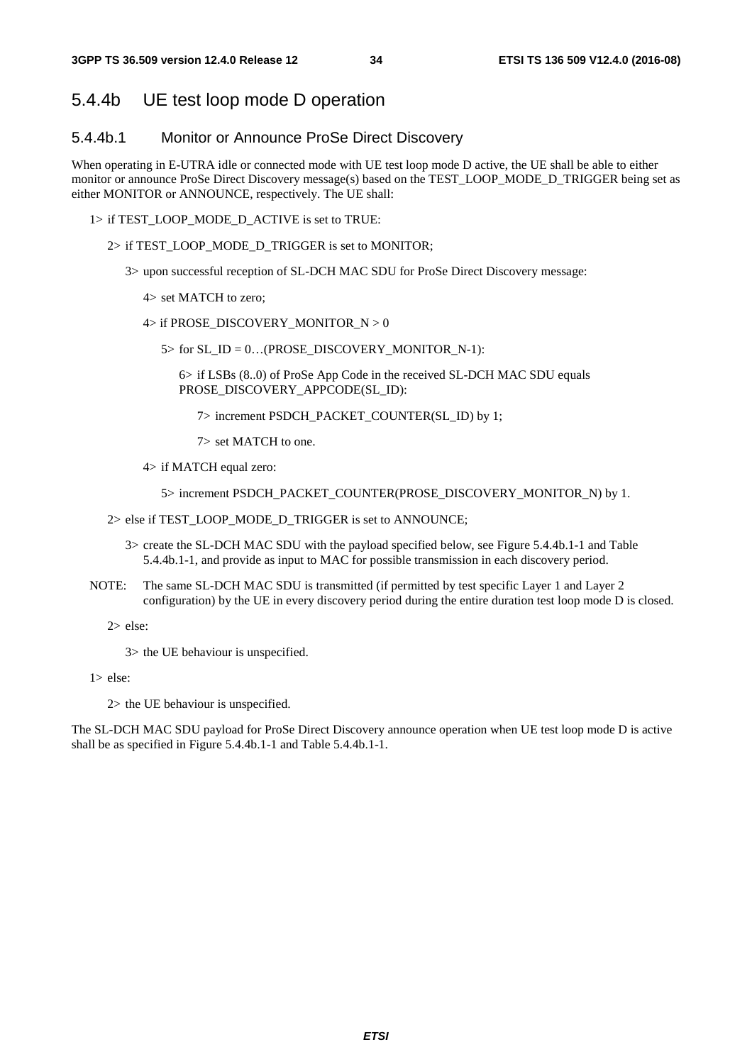## 5.4.4b UE test loop mode D operation

### 5.4.4b.1 Monitor or Announce ProSe Direct Discovery

When operating in E-UTRA idle or connected mode with UE test loop mode D active, the UE shall be able to either monitor or announce ProSe Direct Discovery message(s) based on the TEST_LOOP_MODE_D_TRIGGER being set as either MONITOR or ANNOUNCE, respectively. The UE shall:

1> if TEST_LOOP_MODE_D_ACTIVE is set to TRUE:

  2> if TEST_LOOP_MODE_D_TRIGGER is set to MONITOR;

    3> upon successful reception of SL-DCH MAC SDU for ProSe Direct Discovery message:

      4> set MATCH to zero;

      4> if PROSE_DISCOVERY_MONITOR_N > 0

        5> for SL_ID = 0…(PROSE_DISCOVERY_MONITOR_N-1):

          6> if LSBs (8..0) of ProSe App Code in the received SL-DCH MAC SDU equals PROSE_DISCOVERY_APPCODE(SL_ID):

            7> increment PSDCH_PACKET_COUNTER(SL_ID) by 1;

            7> set MATCH to one.

      4> if MATCH equal zero:

        5> increment PSDCH_PACKET_COUNTER(PROSE_DISCOVERY_MONITOR_N) by 1.

  2> else if TEST_LOOP_MODE_D_TRIGGER is set to ANNOUNCE;

    3> create the SL-DCH MAC SDU with the payload specified below, see Figure 5.4.4b.1-1 and Table 5.4.4b.1-1, and provide as input to MAC for possible transmission in each discovery period.

NOTE: The same SL-DCH MAC SDU is transmitted (if permitted by test specific Layer 1 and Layer 2 configuration) by the UE in every discovery period during the entire duration test loop mode D is closed.

  2> else:

    3> the UE behaviour is unspecified.

1> else:

  2> the UE behaviour is unspecified.

The SL-DCH MAC SDU payload for ProSe Direct Discovery announce operation when UE test loop mode D is active shall be as specified in Figure 5.4.4b.1-1 and Table 5.4.4b.1-1.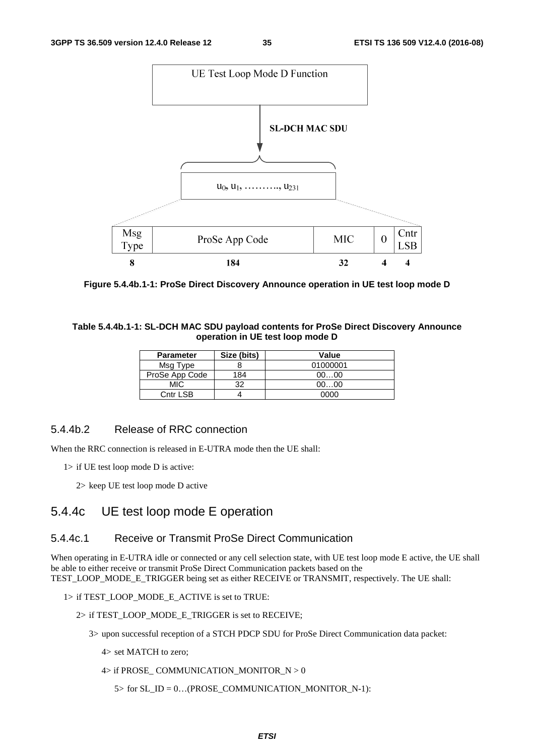UE Test Loop Mode D Function

SL-DCH MAC SDU

$u_0, u_1, \ldots\ldots\ldots, u_{231}$

| Msg Type | ProSe App Code | MIC | 0 | Cntr LSB |
|---|---|---|---|---|
| 8 | 184 | 32 | 4 | 4 |

**Figure 5.4.4b.1-1: ProSe Direct Discovery Announce operation in UE test loop mode D**

**Table 5.4.4b.1-1: SL-DCH MAC SDU payload contents for ProSe Direct Discovery Announce operation in UE test loop mode D**

| Parameter | Size (bits) | Value |
|---|---|---|
| Msg Type | 8 | 01000001 |
| ProSe App Code | 184 | 00…00 |
| MIC | 32 | 00…00 |
| Cntr LSB | 4 | 0000 |

### 5.4.4b.2 Release of RRC connection

When the RRC connection is released in E-UTRA mode then the UE shall:

1> if UE test loop mode D is active:

2> keep UE test loop mode D active

## 5.4.4c UE test loop mode E operation

### 5.4.4c.1 Receive or Transmit ProSe Direct Communication

When operating in E-UTRA idle or connected or any cell selection state, with UE test loop mode E active, the UE shall be able to either receive or transmit ProSe Direct Communication packets based on the TEST_LOOP_MODE_E_TRIGGER being set as either RECEIVE or TRANSMIT, respectively. The UE shall:

1> if TEST_LOOP_MODE_E_ACTIVE is set to TRUE:

2> if TEST_LOOP_MODE_E_TRIGGER is set to RECEIVE;

3> upon successful reception of a STCH PDCP SDU for ProSe Direct Communication data packet:

4> set MATCH to zero;

4> if PROSE_ COMMUNICATION_MONITOR_N > 0

5> for SL_ID = 0…(PROSE_COMMUNICATION_MONITOR_N-1):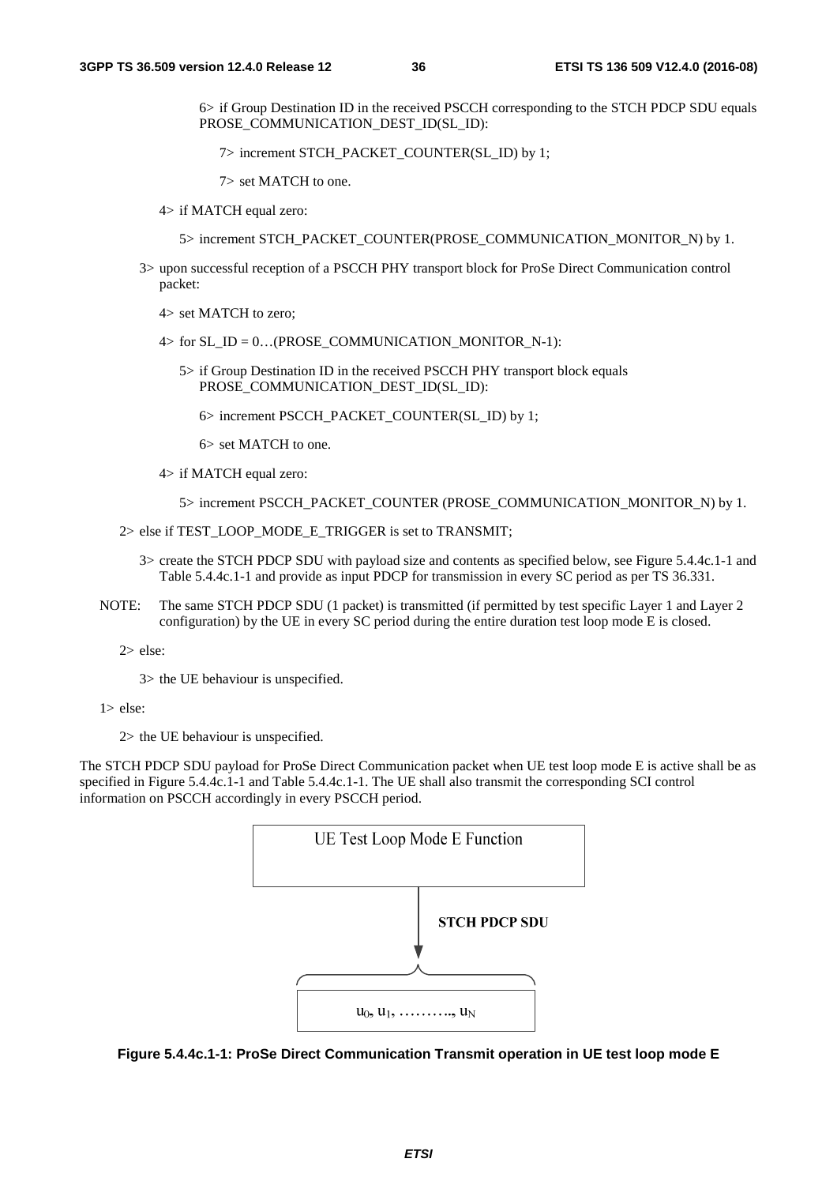6> if Group Destination ID in the received PSCCH corresponding to the STCH PDCP SDU equals PROSE_COMMUNICATION_DEST_ID(SL_ID):

7> increment STCH_PACKET_COUNTER(SL_ID) by 1;

7> set MATCH to one.

4> if MATCH equal zero:

5> increment STCH_PACKET_COUNTER(PROSE_COMMUNICATION_MONITOR_N) by 1.

3> upon successful reception of a PSCCH PHY transport block for ProSe Direct Communication control packet:

4> set MATCH to zero;

4> for SL_ID = 0…(PROSE_COMMUNICATION_MONITOR_N-1):

5> if Group Destination ID in the received PSCCH PHY transport block equals PROSE_COMMUNICATION_DEST_ID(SL_ID):

6> increment PSCCH_PACKET_COUNTER(SL_ID) by 1;

6> set MATCH to one.

4> if MATCH equal zero:

5> increment PSCCH_PACKET_COUNTER (PROSE_COMMUNICATION_MONITOR_N) by 1.

2> else if TEST_LOOP_MODE_E_TRIGGER is set to TRANSMIT;

3> create the STCH PDCP SDU with payload size and contents as specified below, see Figure 5.4.4c.1-1 and Table 5.4.4c.1-1 and provide as input PDCP for transmission in every SC period as per TS 36.331.

NOTE: The same STCH PDCP SDU (1 packet) is transmitted (if permitted by test specific Layer 1 and Layer 2 configuration) by the UE in every SC period during the entire duration test loop mode E is closed.

2> else:

3> the UE behaviour is unspecified.

1> else:

2> the UE behaviour is unspecified.

The STCH PDCP SDU payload for ProSe Direct Communication packet when UE test loop mode E is active shall be as specified in Figure 5.4.4c.1-1 and Table 5.4.4c.1-1. The UE shall also transmit the corresponding SCI control information on PSCCH accordingly in every PSCCH period.

UE Test Loop Mode E Function

STCH PDCP SDU

$u_0, u_1, \ldots\ldots\ldots, u_N$

**Figure 5.4.4c.1-1: ProSe Direct Communication Transmit operation in UE test loop mode E**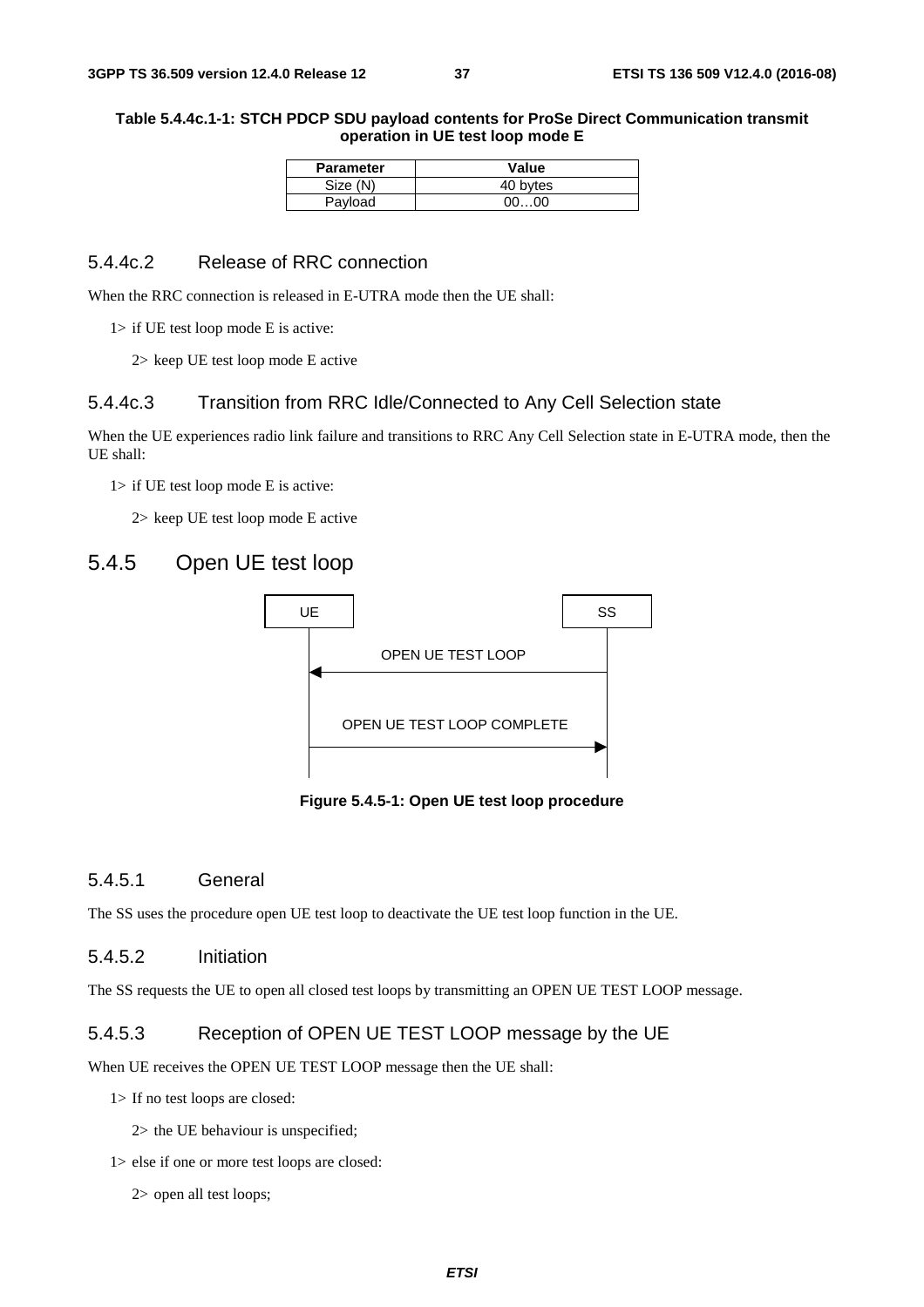**Table 5.4.4c.1-1: STCH PDCP SDU payload contents for ProSe Direct Communication transmit operation in UE test loop mode E**

| Parameter | Value |
| --- | --- |
| Size (N) | 40 bytes |
| Payload | 00…00 |

### 5.4.4c.2 Release of RRC connection

When the RRC connection is released in E-UTRA mode then the UE shall:

1> if UE test loop mode E is active:

2> keep UE test loop mode E active

### 5.4.4c.3 Transition from RRC Idle/Connected to Any Cell Selection state

When the UE experiences radio link failure and transitions to RRC Any Cell Selection state in E-UTRA mode, then the UE shall:

1> if UE test loop mode E is active:

2> keep UE test loop mode E active

## 5.4.5 Open UE test loop

| UE | | SS |
| --- | --- | --- |
| | ← OPEN UE TEST LOOP | |
| | OPEN UE TEST LOOP COMPLETE → | |

**Figure 5.4.5-1: Open UE test loop procedure**

### 5.4.5.1 General

The SS uses the procedure open UE test loop to deactivate the UE test loop function in the UE.

### 5.4.5.2 Initiation

The SS requests the UE to open all closed test loops by transmitting an OPEN UE TEST LOOP message.

### 5.4.5.3 Reception of OPEN UE TEST LOOP message by the UE

When UE receives the OPEN UE TEST LOOP message then the UE shall:

1> If no test loops are closed:

2> the UE behaviour is unspecified;

1> else if one or more test loops are closed:

2> open all test loops;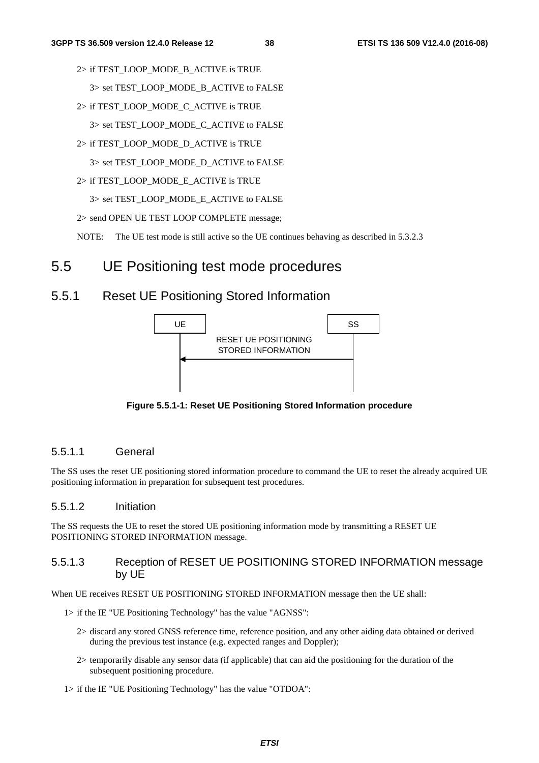2> if TEST_LOOP_MODE_B_ACTIVE is TRUE

3> set TEST_LOOP_MODE_B_ACTIVE to FALSE

2> if TEST_LOOP_MODE_C_ACTIVE is TRUE

3> set TEST_LOOP_MODE_C_ACTIVE to FALSE

2> if TEST_LOOP_MODE_D_ACTIVE is TRUE

3> set TEST_LOOP_MODE_D_ACTIVE to FALSE

2> if TEST_LOOP_MODE_E_ACTIVE is TRUE

3> set TEST_LOOP_MODE_E_ACTIVE to FALSE

2> send OPEN UE TEST LOOP COMPLETE message;

NOTE: The UE test mode is still active so the UE continues behaving as described in 5.3.2.3

# 5.5 UE Positioning test mode procedures

## 5.5.1 Reset UE Positioning Stored Information

UE | SS

RESET UE POSITIONING STORED INFORMATION (SS → UE)

**Figure 5.5.1-1: Reset UE Positioning Stored Information procedure**

### 5.5.1.1 General

The SS uses the reset UE positioning stored information procedure to command the UE to reset the already acquired UE positioning information in preparation for subsequent test procedures.

### 5.5.1.2 Initiation

The SS requests the UE to reset the stored UE positioning information mode by transmitting a RESET UE POSITIONING STORED INFORMATION message.

### 5.5.1.3 Reception of RESET UE POSITIONING STORED INFORMATION message by UE

When UE receives RESET UE POSITIONING STORED INFORMATION message then the UE shall:

1> if the IE "UE Positioning Technology" has the value "AGNSS":

2> discard any stored GNSS reference time, reference position, and any other aiding data obtained or derived during the previous test instance (e.g. expected ranges and Doppler);

2> temporarily disable any sensor data (if applicable) that can aid the positioning for the duration of the subsequent positioning procedure.

1> if the IE "UE Positioning Technology" has the value "OTDOA":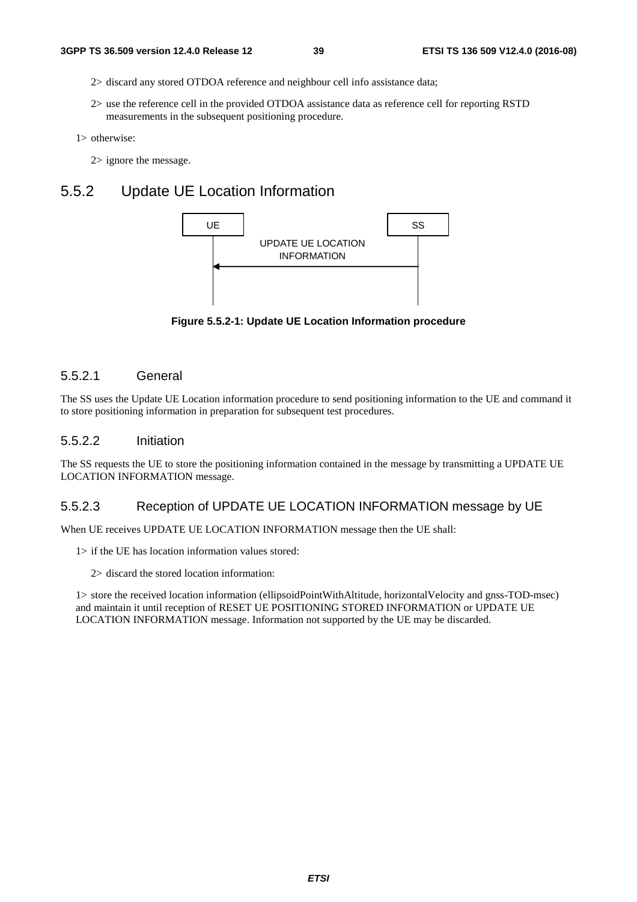2> discard any stored OTDOA reference and neighbour cell info assistance data;

2> use the reference cell in the provided OTDOA assistance data as reference cell for reporting RSTD measurements in the subsequent positioning procedure.

1> otherwise:

2> ignore the message.

## 5.5.2 Update UE Location Information

UE | SS

UPDATE UE LOCATION INFORMATION

**Figure 5.5.2-1: Update UE Location Information procedure**

### 5.5.2.1 General

The SS uses the Update UE Location information procedure to send positioning information to the UE and command it to store positioning information in preparation for subsequent test procedures.

### 5.5.2.2 Initiation

The SS requests the UE to store the positioning information contained in the message by transmitting a UPDATE UE LOCATION INFORMATION message.

### 5.5.2.3 Reception of UPDATE UE LOCATION INFORMATION message by UE

When UE receives UPDATE UE LOCATION INFORMATION message then the UE shall:

1> if the UE has location information values stored:

2> discard the stored location information:

1> store the received location information (ellipsoidPointWithAltitude, horizontalVelocity and gnss-TOD-msec) and maintain it until reception of RESET UE POSITIONING STORED INFORMATION or UPDATE UE LOCATION INFORMATION message. Information not supported by the UE may be discarded.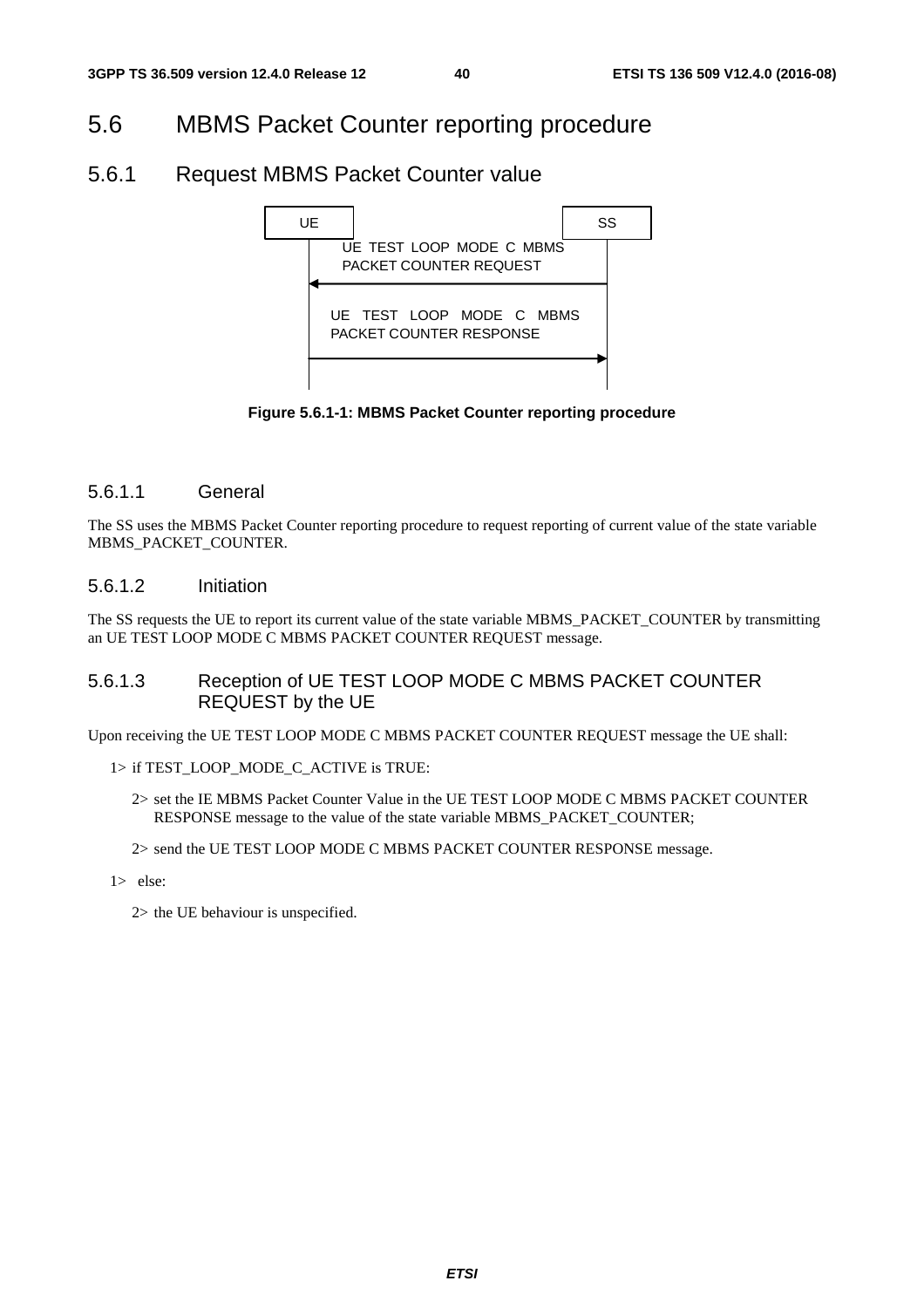# 5.6 MBMS Packet Counter reporting procedure

## 5.6.1 Request MBMS Packet Counter value

**Figure 5.6.1-1: MBMS Packet Counter reporting procedure**

### 5.6.1.1 General

The SS uses the MBMS Packet Counter reporting procedure to request reporting of current value of the state variable MBMS_PACKET_COUNTER.

### 5.6.1.2 Initiation

The SS requests the UE to report its current value of the state variable MBMS_PACKET_COUNTER by transmitting an UE TEST LOOP MODE C MBMS PACKET COUNTER REQUEST message.

### 5.6.1.3 Reception of UE TEST LOOP MODE C MBMS PACKET COUNTER REQUEST by the UE

Upon receiving the UE TEST LOOP MODE C MBMS PACKET COUNTER REQUEST message the UE shall:

1> if TEST_LOOP_MODE_C_ACTIVE is TRUE:

  2> set the IE MBMS Packet Counter Value in the UE TEST LOOP MODE C MBMS PACKET COUNTER RESPONSE message to the value of the state variable MBMS_PACKET_COUNTER;

  2> send the UE TEST LOOP MODE C MBMS PACKET COUNTER RESPONSE message.

1> else:

  2> the UE behaviour is unspecified.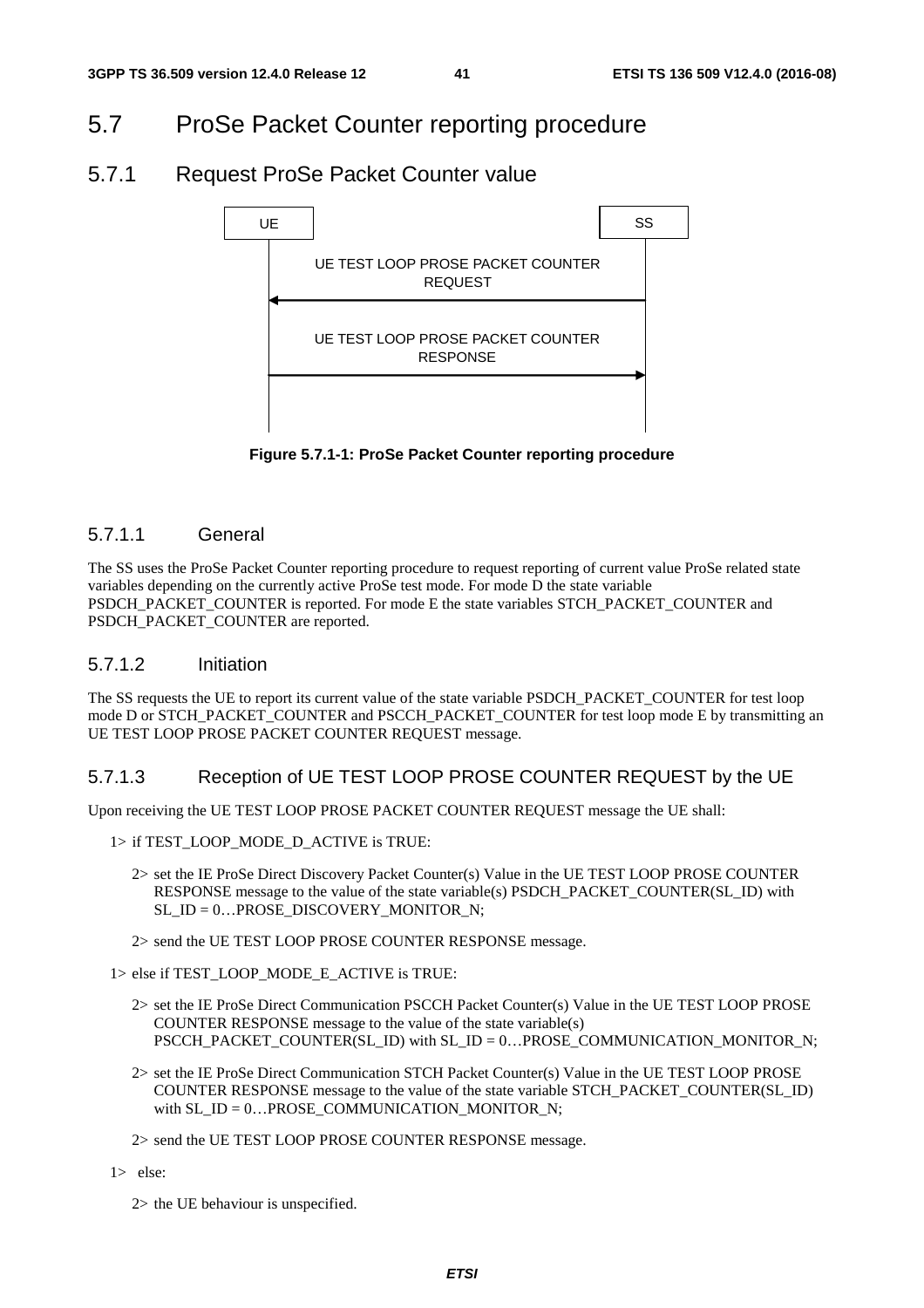# 5.7 ProSe Packet Counter reporting procedure

## 5.7.1 Request ProSe Packet Counter value

```
UE                                                    SS
 |   UE TEST LOOP PROSE PACKET COUNTER REQUEST        |
 |<---------------------------------------------------|
 |   UE TEST LOOP PROSE PACKET COUNTER RESPONSE       |
 |--------------------------------------------------->|
 |                                                    |
```

**Figure 5.7.1-1: ProSe Packet Counter reporting procedure**

### 5.7.1.1 General

The SS uses the ProSe Packet Counter reporting procedure to request reporting of current value ProSe related state variables depending on the currently active ProSe test mode. For mode D the state variable PSDCH_PACKET_COUNTER is reported. For mode E the state variables STCH_PACKET_COUNTER and PSDCH_PACKET_COUNTER are reported.

### 5.7.1.2 Initiation

The SS requests the UE to report its current value of the state variable PSDCH_PACKET_COUNTER for test loop mode D or STCH_PACKET_COUNTER and PSCCH_PACKET_COUNTER for test loop mode E by transmitting an UE TEST LOOP PROSE PACKET COUNTER REQUEST message.

### 5.7.1.3 Reception of UE TEST LOOP PROSE COUNTER REQUEST by the UE

Upon receiving the UE TEST LOOP PROSE PACKET COUNTER REQUEST message the UE shall:

1> if TEST_LOOP_MODE_D_ACTIVE is TRUE:

2> set the IE ProSe Direct Discovery Packet Counter(s) Value in the UE TEST LOOP PROSE COUNTER RESPONSE message to the value of the state variable(s) PSDCH_PACKET_COUNTER(SL_ID) with SL_ID = 0…PROSE_DISCOVERY_MONITOR_N;

2> send the UE TEST LOOP PROSE COUNTER RESPONSE message.

1> else if TEST_LOOP_MODE_E_ACTIVE is TRUE:

2> set the IE ProSe Direct Communication PSCCH Packet Counter(s) Value in the UE TEST LOOP PROSE COUNTER RESPONSE message to the value of the state variable(s) PSCCH_PACKET_COUNTER(SL_ID) with SL_ID = 0…PROSE_COMMUNICATION_MONITOR_N;

2> set the IE ProSe Direct Communication STCH Packet Counter(s) Value in the UE TEST LOOP PROSE COUNTER RESPONSE message to the value of the state variable STCH_PACKET_COUNTER(SL_ID) with SL_ID = 0…PROSE_COMMUNICATION_MONITOR_N;

2> send the UE TEST LOOP PROSE COUNTER RESPONSE message.

1> else:

2> the UE behaviour is unspecified.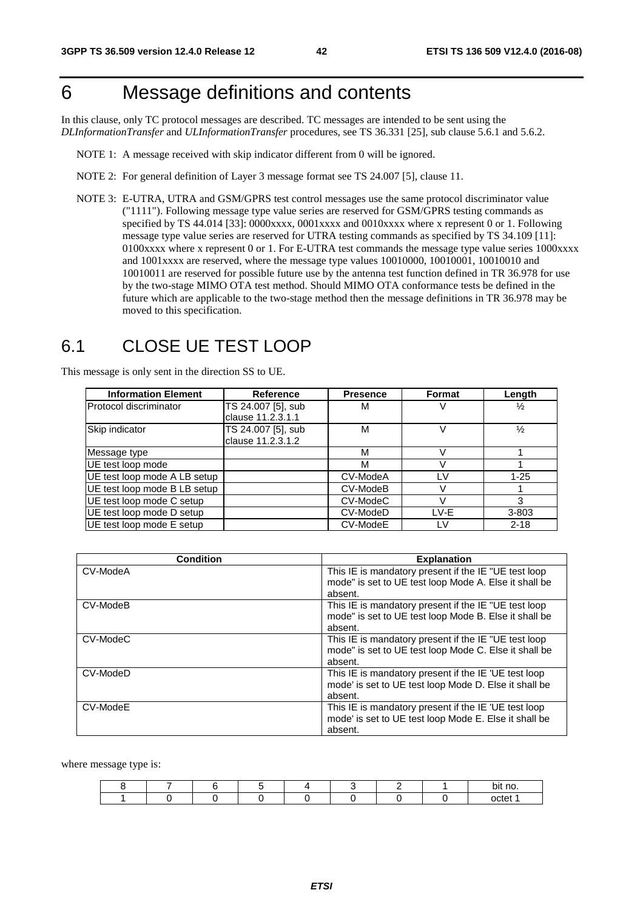# 6 Message definitions and contents

In this clause, only TC protocol messages are described. TC messages are intended to be sent using the *DLInformationTransfer* and *ULInformationTransfer* procedures, see TS 36.331 [25], sub clause 5.6.1 and 5.6.2.

NOTE 1: A message received with skip indicator different from 0 will be ignored.

NOTE 2: For general definition of Layer 3 message format see TS 24.007 [5], clause 11.

NOTE 3: E-UTRA, UTRA and GSM/GPRS test control messages use the same protocol discriminator value ("1111"). Following message type value series are reserved for GSM/GPRS testing commands as specified by TS 44.014 [33]: 0000xxxx, 0001xxxx and 0010xxxx where x represent 0 or 1. Following message type value series are reserved for UTRA testing commands as specified by TS 34.109 [11]: 0100xxxx where x represent 0 or 1. For E-UTRA test commands the message type value series 1000xxxx and 1001xxxx are reserved, where the message type values 10010000, 10010001, 10010010 and 10010011 are reserved for possible future use by the antenna test function defined in TR 36.978 for use by the two-stage MIMO OTA test method. Should MIMO OTA conformance tests be defined in the future which are applicable to the two-stage method then the message definitions in TR 36.978 may be moved to this specification.

## 6.1 CLOSE UE TEST LOOP

This message is only sent in the direction SS to UE.

| Information Element | Reference | Presence | Format | Length |
|---|---|---|---|---|
| Protocol discriminator | TS 24.007 [5], sub clause 11.2.3.1.1 | M | V | ½ |
| Skip indicator | TS 24.007 [5], sub clause 11.2.3.1.2 | M | V | ½ |
| Message type | | M | V | 1 |
| UE test loop mode | | M | V | 1 |
| UE test loop mode A LB setup | | CV-ModeA | LV | 1-25 |
| UE test loop mode B LB setup | | CV-ModeB | V | 1 |
| UE test loop mode C setup | | CV-ModeC | V | 3 |
| UE test loop mode D setup | | CV-ModeD | LV-E | 3-803 |
| UE test loop mode E setup | | CV-ModeE | LV | 2-18 |

| Condition | Explanation |
|---|---|
| CV-ModeA | This IE is mandatory present if the IE "UE test loop mode" is set to UE test loop Mode A. Else it shall be absent. |
| CV-ModeB | This IE is mandatory present if the IE "UE test loop mode" is set to UE test loop Mode B. Else it shall be absent. |
| CV-ModeC | This IE is mandatory present if the IE "UE test loop mode" is set to UE test loop Mode C. Else it shall be absent. |
| CV-ModeD | This IE is mandatory present if the IE 'UE test loop mode' is set to UE test loop Mode D. Else it shall be absent. |
| CV-ModeE | This IE is mandatory present if the IE 'UE test loop mode' is set to UE test loop Mode E. Else it shall be absent. |

where message type is:

| 8 | 7 | 6 | 5 | 4 | 3 | 2 | 1 | bit no. |
|---|---|---|---|---|---|---|---|---|
| 1 | 0 | 0 | 0 | 0 | 0 | 0 | 0 | octet 1 |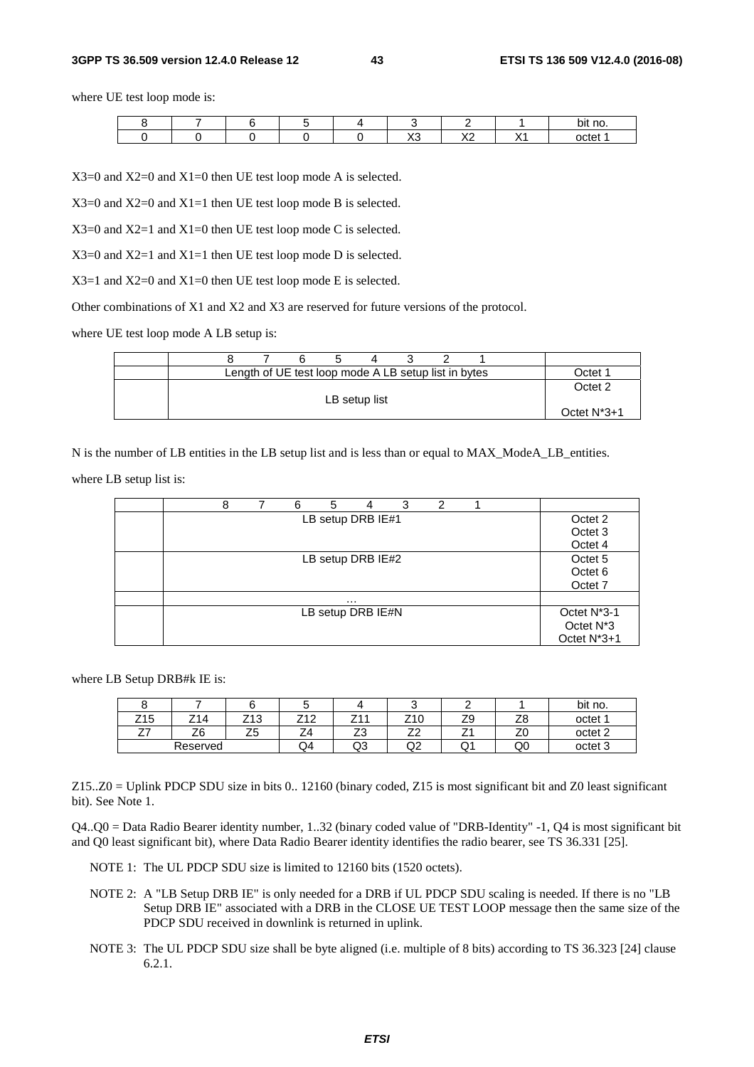where UE test loop mode is:

| 8 | 7 | 6 | 5 | 4 | 3 | 2 | 1 | bit no. |
|---|---|---|---|---|---|---|---|---|
| 0 | 0 | 0 | 0 | 0 | X3 | X2 | X1 | octet 1 |

X3=0 and X2=0 and X1=0 then UE test loop mode A is selected.

X3=0 and X2=0 and X1=1 then UE test loop mode B is selected.

X3=0 and X2=1 and X1=0 then UE test loop mode C is selected.

X3=0 and X2=1 and X1=1 then UE test loop mode D is selected.

X3=1 and X2=0 and X1=0 then UE test loop mode E is selected.

Other combinations of X1 and X2 and X3 are reserved for future versions of the protocol.

where UE test loop mode A LB setup is:

| | 8 7 6 5 4 3 2 1 | |
|---|---|---|
| | Length of UE test loop mode A LB setup list in bytes | Octet 1 |
| | LB setup list | Octet 2<br><br>Octet N*3+1 |

N is the number of LB entities in the LB setup list and is less than or equal to MAX_ModeA_LB_entities.

where LB setup list is:

| | 8 7 6 5 4 3 2 1 | |
|---|---|---|
| | LB setup DRB IE#1 | Octet 2<br>Octet 3<br>Octet 4 |
| | LB setup DRB IE#2 | Octet 5<br>Octet 6<br>Octet 7 |
| | … | |
| | LB setup DRB IE#N | Octet N*3-1<br>Octet N*3<br>Octet N*3+1 |

where LB Setup DRB#k IE is:

| 8 | 7 | 6 | 5 | 4 | 3 | 2 | 1 | bit no. |
|---|---|---|---|---|---|---|---|---|
| Z15 | Z14 | Z13 | Z12 | Z11 | Z10 | Z9 | Z8 | octet 1 |
| Z7 | Z6 | Z5 | Z4 | Z3 | Z2 | Z1 | Z0 | octet 2 |
| Reserved | | | Q4 | Q3 | Q2 | Q1 | Q0 | octet 3 |

Z15..Z0 = Uplink PDCP SDU size in bits 0.. 12160 (binary coded, Z15 is most significant bit and Z0 least significant bit). See Note 1.

Q4..Q0 = Data Radio Bearer identity number, 1..32 (binary coded value of "DRB-Identity" -1, Q4 is most significant bit and Q0 least significant bit), where Data Radio Bearer identity identifies the radio bearer, see TS 36.331 [25].

NOTE 1: The UL PDCP SDU size is limited to 12160 bits (1520 octets).

NOTE 2: A "LB Setup DRB IE" is only needed for a DRB if UL PDCP SDU scaling is needed. If there is no "LB Setup DRB IE" associated with a DRB in the CLOSE UE TEST LOOP message then the same size of the PDCP SDU received in downlink is returned in uplink.

NOTE 3: The UL PDCP SDU size shall be byte aligned (i.e. multiple of 8 bits) according to TS 36.323 [24] clause 6.2.1.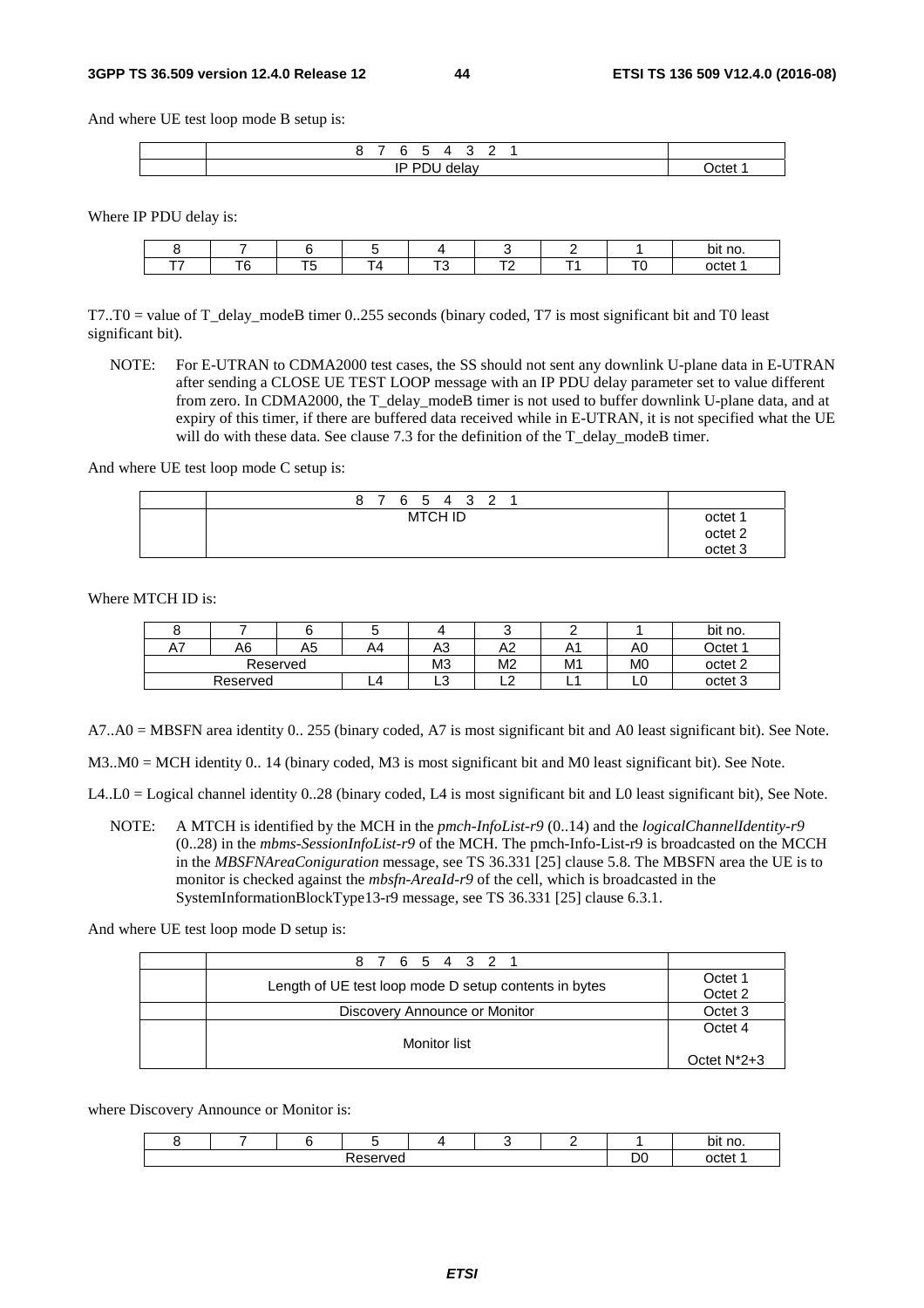And where UE test loop mode B setup is:

| | 8 7 6 5 4 3 2 1 | |
|---|---|---|
| | IP PDU delay | Octet 1 |

Where IP PDU delay is:

| 8 | 7 | 6 | 5 | 4 | 3 | 2 | 1 | bit no. |
|---|---|---|---|---|---|---|---|---|
| T7 | T6 | T5 | T4 | T3 | T2 | T1 | T0 | octet 1 |

T7..T0 = value of T_delay_modeB timer 0..255 seconds (binary coded, T7 is most significant bit and T0 least significant bit).

NOTE: For E-UTRAN to CDMA2000 test cases, the SS should not sent any downlink U-plane data in E-UTRAN after sending a CLOSE UE TEST LOOP message with an IP PDU delay parameter set to value different from zero. In CDMA2000, the T_delay_modeB timer is not used to buffer downlink U-plane data, and at expiry of this timer, if there are buffered data received while in E-UTRAN, it is not specified what the UE will do with these data. See clause 7.3 for the definition of the T_delay_modeB timer.

And where UE test loop mode C setup is:

| | 8 7 6 5 4 3 2 1 | |
|---|---|---|
| | MTCH ID | octet 1<br>octet 2<br>octet 3 |

Where MTCH ID is:

| 8 | 7 | 6 | 5 | 4 | 3 | 2 | 1 | bit no. |
|---|---|---|---|---|---|---|---|---|
| A7 | A6 | A5 | A4 | A3 | A2 | A1 | A0 | Octet 1 |
| Reserved | | | | M3 | M2 | M1 | M0 | octet 2 |
| Reserved | | | L4 | L3 | L2 | L1 | L0 | octet 3 |

A7..A0 = MBSFN area identity 0.. 255 (binary coded, A7 is most significant bit and A0 least significant bit). See Note.

M3..M0 = MCH identity 0.. 14 (binary coded, M3 is most significant bit and M0 least significant bit). See Note.

L4..L0 = Logical channel identity 0..28 (binary coded, L4 is most significant bit and L0 least significant bit), See Note.

NOTE: A MTCH is identified by the MCH in the *pmch-InfoList-r9* (0..14) and the *logicalChannelIdentity-r9* (0..28) in the *mbms-SessionInfoList-r9* of the MCH. The pmch-Info-List-r9 is broadcasted on the MCCH in the *MBSFNAreaConiguration* message, see TS 36.331 [25] clause 5.8. The MBSFN area the UE is to monitor is checked against the *mbsfn-AreaId-r9* of the cell, which is broadcasted in the SystemInformationBlockType13-r9 message, see TS 36.331 [25] clause 6.3.1.

And where UE test loop mode D setup is:

| | 8 7 6 5 4 3 2 1 | |
|---|---|---|
| | Length of UE test loop mode D setup contents in bytes | Octet 1<br>Octet 2 |
| | Discovery Announce or Monitor | Octet 3 |
| | Monitor list | Octet 4<br><br>Octet N*2+3 |

where Discovery Announce or Monitor is:

| 8 | 7 | 6 | 5 | 4 | 3 | 2 | 1 | bit no. |
|---|---|---|---|---|---|---|---|---|
| Reserved | | | | | | | D0 | octet 1 |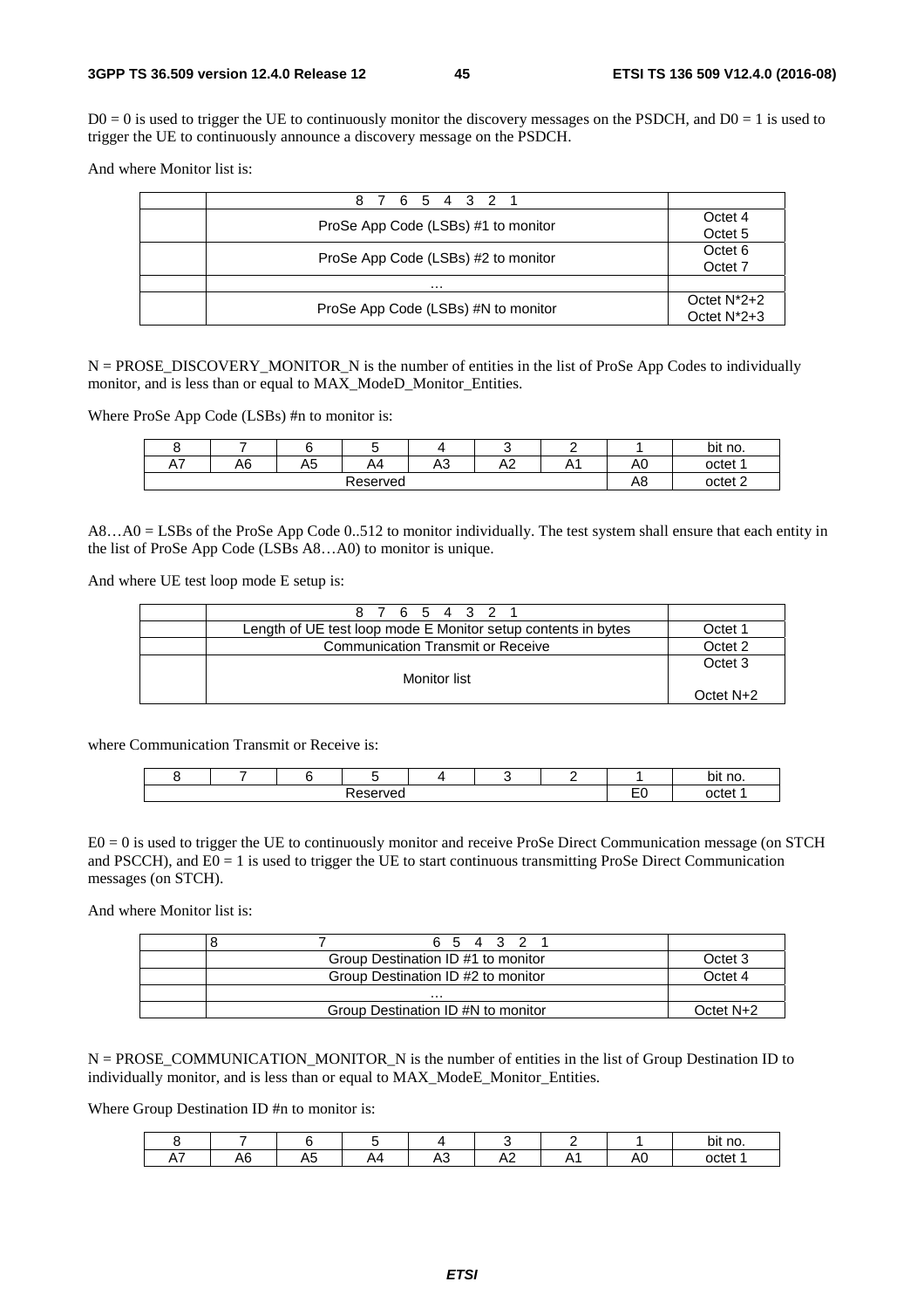D0 = 0 is used to trigger the UE to continuously monitor the discovery messages on the PSDCH, and D0 = 1 is used to trigger the UE to continuously announce a discovery message on the PSDCH.

And where Monitor list is:

| | 8 7 6 5 4 3 2 1 | |
|---|---|---|
| | ProSe App Code (LSBs) #1 to monitor | Octet 4<br>Octet 5 |
| | ProSe App Code (LSBs) #2 to monitor | Octet 6<br>Octet 7 |
| | … | |
| | ProSe App Code (LSBs) #N to monitor | Octet N*2+2<br>Octet N*2+3 |

N = PROSE_DISCOVERY_MONITOR_N is the number of entities in the list of ProSe App Codes to individually monitor, and is less than or equal to MAX_ModeD_Monitor_Entities.

Where ProSe App Code (LSBs) #n to monitor is:

| 8 | 7 | 6 | 5 | 4 | 3 | 2 | 1 | bit no. |
|---|---|---|---|---|---|---|---|---|
| A7 | A6 | A5 | A4 | A3 | A2 | A1 | A0 | octet 1 |
| Reserved | | | | | | | A8 | octet 2 |

A8…A0 = LSBs of the ProSe App Code 0..512 to monitor individually. The test system shall ensure that each entity in the list of ProSe App Code (LSBs A8…A0) to monitor is unique.

And where UE test loop mode E setup is:

| | 8 7 6 5 4 3 2 1 | |
|---|---|---|
| | Length of UE test loop mode E Monitor setup contents in bytes | Octet 1 |
| | Communication Transmit or Receive | Octet 2 |
| | Monitor list | Octet 3<br><br>Octet N+2 |

where Communication Transmit or Receive is:

| 8 | 7 | 6 | 5 | 4 | 3 | 2 | 1 | bit no. |
|---|---|---|---|---|---|---|---|---|
| Reserved | | | | | | | E0 | octet 1 |

E0 = 0 is used to trigger the UE to continuously monitor and receive ProSe Direct Communication message (on STCH and PSCCH), and E0 = 1 is used to trigger the UE to start continuous transmitting ProSe Direct Communication messages (on STCH).

And where Monitor list is:

| | 8 7 6 5 4 3 2 1 | |
|---|---|---|
| | Group Destination ID #1 to monitor | Octet 3 |
| | Group Destination ID #2 to monitor | Octet 4 |
| | … | |
| | Group Destination ID #N to monitor | Octet N+2 |

N = PROSE_COMMUNICATION_MONITOR_N is the number of entities in the list of Group Destination ID to individually monitor, and is less than or equal to MAX_ModeE_Monitor_Entities.

Where Group Destination ID #n to monitor is:

| 8 | 7 | 6 | 5 | 4 | 3 | 2 | 1 | bit no. |
|---|---|---|---|---|---|---|---|---|
| A7 | A6 | A5 | A4 | A3 | A2 | A1 | A0 | octet 1 |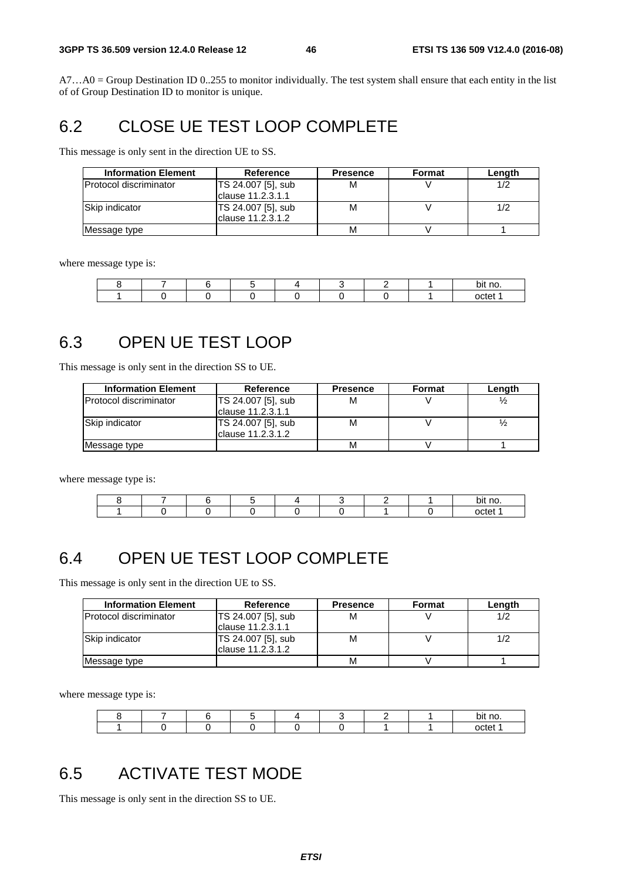A7…A0 = Group Destination ID 0..255 to monitor individually. The test system shall ensure that each entity in the list of of Group Destination ID to monitor is unique.

## 6.2 CLOSE UE TEST LOOP COMPLETE

This message is only sent in the direction UE to SS.

| Information Element | Reference | Presence | Format | Length |
|---|---|---|---|---|
| Protocol discriminator | TS 24.007 [5], sub clause 11.2.3.1.1 | M | V | 1/2 |
| Skip indicator | TS 24.007 [5], sub clause 11.2.3.1.2 | M | V | 1/2 |
| Message type | | M | V | 1 |

where message type is:

| 8 | 7 | 6 | 5 | 4 | 3 | 2 | 1 | bit no. |
|---|---|---|---|---|---|---|---|---|
| 1 | 0 | 0 | 0 | 0 | 0 | 0 | 1 | octet 1 |

## 6.3 OPEN UE TEST LOOP

This message is only sent in the direction SS to UE.

| Information Element | Reference | Presence | Format | Length |
|---|---|---|---|---|
| Protocol discriminator | TS 24.007 [5], sub clause 11.2.3.1.1 | M | V | ½ |
| Skip indicator | TS 24.007 [5], sub clause 11.2.3.1.2 | M | V | ½ |
| Message type | | M | V | 1 |

where message type is:

| 8 | 7 | 6 | 5 | 4 | 3 | 2 | 1 | bit no. |
|---|---|---|---|---|---|---|---|---|
| 1 | 0 | 0 | 0 | 0 | 0 | 1 | 0 | octet 1 |

## 6.4 OPEN UE TEST LOOP COMPLETE

This message is only sent in the direction UE to SS.

| Information Element | Reference | Presence | Format | Length |
|---|---|---|---|---|
| Protocol discriminator | TS 24.007 [5], sub clause 11.2.3.1.1 | M | V | 1/2 |
| Skip indicator | TS 24.007 [5], sub clause 11.2.3.1.2 | M | V | 1/2 |
| Message type | | M | V | 1 |

where message type is:

| 8 | 7 | 6 | 5 | 4 | 3 | 2 | 1 | bit no. |
|---|---|---|---|---|---|---|---|---|
| 1 | 0 | 0 | 0 | 0 | 0 | 1 | 1 | octet 1 |

## 6.5 ACTIVATE TEST MODE

This message is only sent in the direction SS to UE.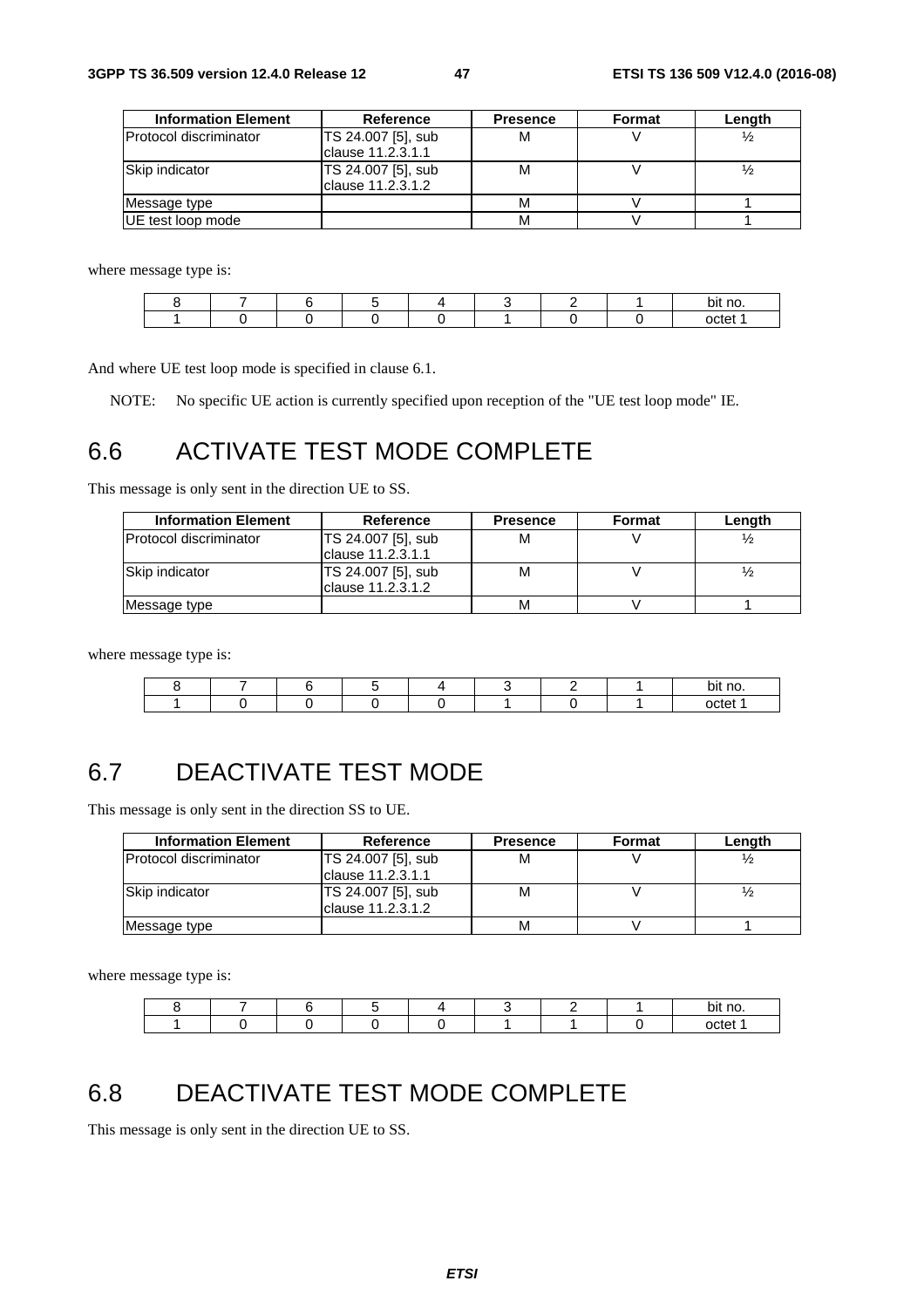| Information Element | Reference | Presence | Format | Length |
|---|---|---|---|---|
| Protocol discriminator | TS 24.007 [5], sub clause 11.2.3.1.1 | M | V | ½ |
| Skip indicator | TS 24.007 [5], sub clause 11.2.3.1.2 | M | V | ½ |
| Message type | | M | V | 1 |
| UE test loop mode | | M | V | 1 |

where message type is:

| 8 | 7 | 6 | 5 | 4 | 3 | 2 | 1 | bit no. |
|---|---|---|---|---|---|---|---|---|
| 1 | 0 | 0 | 0 | 0 | 1 | 0 | 0 | octet 1 |

And where UE test loop mode is specified in clause 6.1.

NOTE: No specific UE action is currently specified upon reception of the "UE test loop mode" IE.

# 6.6 ACTIVATE TEST MODE COMPLETE

This message is only sent in the direction UE to SS.

| Information Element | Reference | Presence | Format | Length |
|---|---|---|---|---|
| Protocol discriminator | TS 24.007 [5], sub clause 11.2.3.1.1 | M | V | ½ |
| Skip indicator | TS 24.007 [5], sub clause 11.2.3.1.2 | M | V | ½ |
| Message type | | M | V | 1 |

where message type is:

| 8 | 7 | 6 | 5 | 4 | 3 | 2 | 1 | bit no. |
|---|---|---|---|---|---|---|---|---|
| 1 | 0 | 0 | 0 | 0 | 1 | 0 | 1 | octet 1 |

# 6.7 DEACTIVATE TEST MODE

This message is only sent in the direction SS to UE.

| Information Element | Reference | Presence | Format | Length |
|---|---|---|---|---|
| Protocol discriminator | TS 24.007 [5], sub clause 11.2.3.1.1 | M | V | ½ |
| Skip indicator | TS 24.007 [5], sub clause 11.2.3.1.2 | M | V | ½ |
| Message type | | M | V | 1 |

where message type is:

| 8 | 7 | 6 | 5 | 4 | 3 | 2 | 1 | bit no. |
|---|---|---|---|---|---|---|---|---|
| 1 | 0 | 0 | 0 | 0 | 1 | 1 | 0 | octet 1 |

# 6.8 DEACTIVATE TEST MODE COMPLETE

This message is only sent in the direction UE to SS.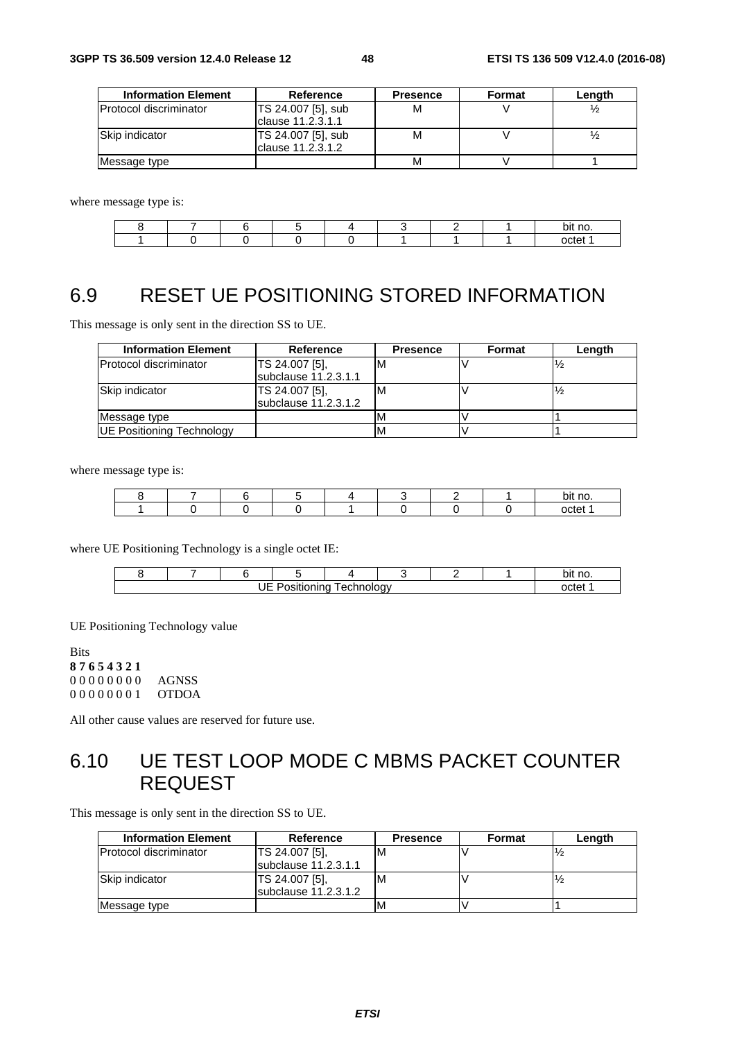| Information Element | Reference | Presence | Format | Length |
|---|---|---|---|---|
| Protocol discriminator | TS 24.007 [5], sub clause 11.2.3.1.1 | M | V | ½ |
| Skip indicator | TS 24.007 [5], sub clause 11.2.3.1.2 | M | V | ½ |
| Message type | | M | V | 1 |

where message type is:

| 8 | 7 | 6 | 5 | 4 | 3 | 2 | 1 | bit no. |
|---|---|---|---|---|---|---|---|---|
| 1 | 0 | 0 | 0 | 0 | 1 | 1 | 1 | octet 1 |

## 6.9 RESET UE POSITIONING STORED INFORMATION

This message is only sent in the direction SS to UE.

| Information Element | Reference | Presence | Format | Length |
|---|---|---|---|---|
| Protocol discriminator | TS 24.007 [5], subclause 11.2.3.1.1 | M | V | ½ |
| Skip indicator | TS 24.007 [5], subclause 11.2.3.1.2 | M | V | ½ |
| Message type | | M | V | 1 |
| UE Positioning Technology | | M | V | 1 |

where message type is:

| 8 | 7 | 6 | 5 | 4 | 3 | 2 | 1 | bit no. |
|---|---|---|---|---|---|---|---|---|
| 1 | 0 | 0 | 0 | 1 | 0 | 0 | 0 | octet 1 |

where UE Positioning Technology is a single octet IE:

| 8 | 7 | 6 | 5 | 4 | 3 | 2 | 1 | bit no. |
|---|---|---|---|---|---|---|---|---|
| UE Positioning Technology | | | | | | | | octet 1 |

UE Positioning Technology value

Bits
**8 7 6 5 4 3 2 1**
0 0 0 0 0 0 0 0 AGNSS
0 0 0 0 0 0 0 1 OTDOA

All other cause values are reserved for future use.

## 6.10 UE TEST LOOP MODE C MBMS PACKET COUNTER REQUEST

This message is only sent in the direction SS to UE.

| Information Element | Reference | Presence | Format | Length |
|---|---|---|---|---|
| Protocol discriminator | TS 24.007 [5], subclause 11.2.3.1.1 | M | V | ½ |
| Skip indicator | TS 24.007 [5], subclause 11.2.3.1.2 | M | V | ½ |
| Message type | | M | V | 1 |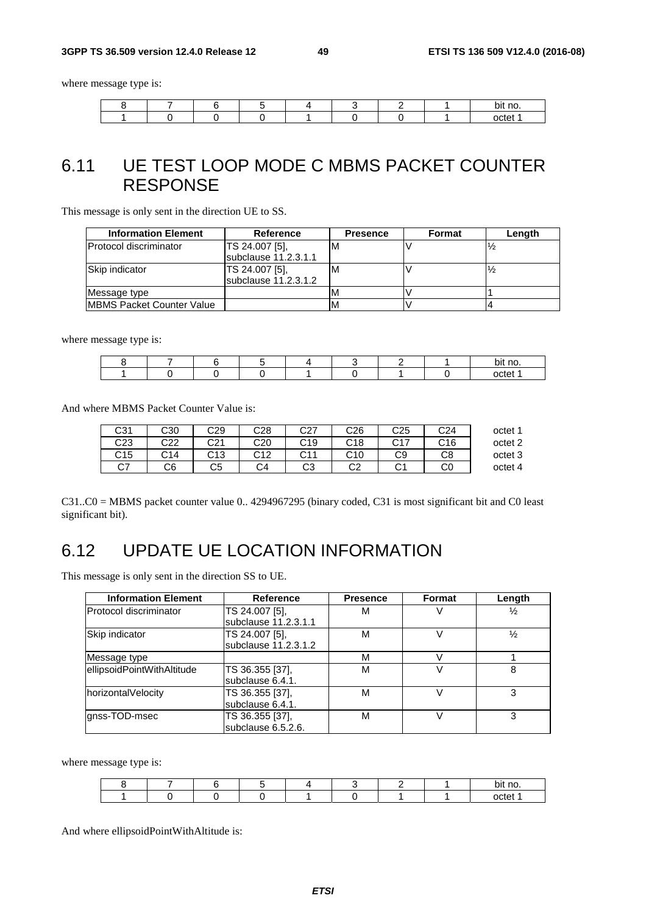where message type is:

| 8 | 7 | 6 | 5 | 4 | 3 | 2 | 1 | bit no. |
|---|---|---|---|---|---|---|---|---|
| 1 | 0 | 0 | 0 | 1 | 0 | 0 | 1 | octet 1 |

## 6.11 UE TEST LOOP MODE C MBMS PACKET COUNTER RESPONSE

This message is only sent in the direction UE to SS.

| Information Element | Reference | Presence | Format | Length |
|---|---|---|---|---|
| Protocol discriminator | TS 24.007 [5], subclause 11.2.3.1.1 | M | V | ½ |
| Skip indicator | TS 24.007 [5], subclause 11.2.3.1.2 | M | V | ½ |
| Message type | | M | V | 1 |
| MBMS Packet Counter Value | | M | V | 4 |

where message type is:

| 8 | 7 | 6 | 5 | 4 | 3 | 2 | 1 | bit no. |
|---|---|---|---|---|---|---|---|---|
| 1 | 0 | 0 | 0 | 1 | 0 | 1 | 0 | octet 1 |

And where MBMS Packet Counter Value is:

| | | | | | | | | |
|---|---|---|---|---|---|---|---|---|
| C31 | C30 | C29 | C28 | C27 | C26 | C25 | C24 | octet 1 |
| C23 | C22 | C21 | C20 | C19 | C18 | C17 | C16 | octet 2 |
| C15 | C14 | C13 | C12 | C11 | C10 | C9 | C8 | octet 3 |
| C7 | C6 | C5 | C4 | C3 | C2 | C1 | C0 | octet 4 |

C31..C0 = MBMS packet counter value 0.. 4294967295 (binary coded, C31 is most significant bit and C0 least significant bit).

## 6.12 UPDATE UE LOCATION INFORMATION

This message is only sent in the direction SS to UE.

| Information Element | Reference | Presence | Format | Length |
|---|---|---|---|---|
| Protocol discriminator | TS 24.007 [5], subclause 11.2.3.1.1 | M | V | ½ |
| Skip indicator | TS 24.007 [5], subclause 11.2.3.1.2 | M | V | ½ |
| Message type | | M | V | 1 |
| ellipsoidPointWithAltitude | TS 36.355 [37], subclause 6.4.1. | M | V | 8 |
| horizontalVelocity | TS 36.355 [37], subclause 6.4.1. | M | V | 3 |
| gnss-TOD-msec | TS 36.355 [37], subclause 6.5.2.6. | M | V | 3 |

where message type is:

| 8 | 7 | 6 | 5 | 4 | 3 | 2 | 1 | bit no. |
|---|---|---|---|---|---|---|---|---|
| 1 | 0 | 0 | 0 | 1 | 0 | 1 | 1 | octet 1 |

And where ellipsoidPointWithAltitude is: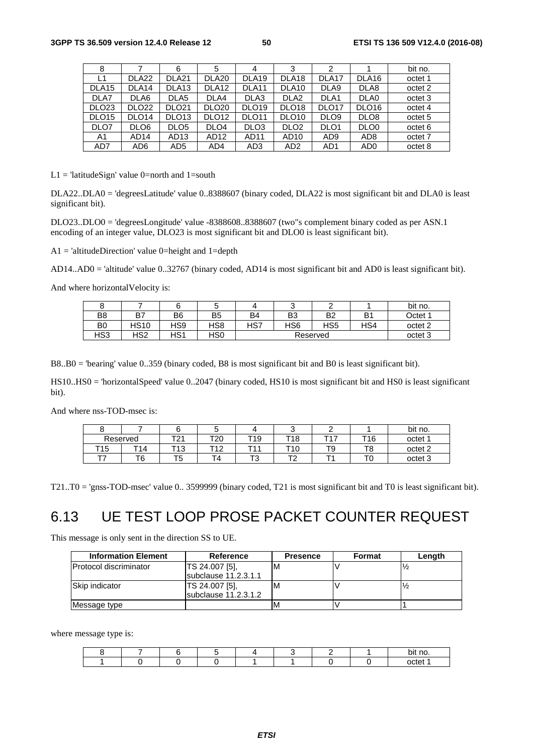| 8 | 7 | 6 | 5 | 4 | 3 | 2 | 1 | bit no. |
|---|---|---|---|---|---|---|---|---|
| L1 | DLA22 | DLA21 | DLA20 | DLA19 | DLA18 | DLA17 | DLA16 | octet 1 |
| DLA15 | DLA14 | DLA13 | DLA12 | DLA11 | DLA10 | DLA9 | DLA8 | octet 2 |
| DLA7 | DLA6 | DLA5 | DLA4 | DLA3 | DLA2 | DLA1 | DLA0 | octet 3 |
| DLO23 | DLO22 | DLO21 | DLO20 | DLO19 | DLO18 | DLO17 | DLO16 | octet 4 |
| DLO15 | DLO14 | DLO13 | DLO12 | DLO11 | DLO10 | DLO9 | DLO8 | octet 5 |
| DLO7 | DLO6 | DLO5 | DLO4 | DLO3 | DLO2 | DLO1 | DLO0 | octet 6 |
| A1 | AD14 | AD13 | AD12 | AD11 | AD10 | AD9 | AD8 | octet 7 |
| AD7 | AD6 | AD5 | AD4 | AD3 | AD2 | AD1 | AD0 | octet 8 |

L1 = 'latitudeSign' value 0=north and 1=south

DLA22..DLA0 = 'degreesLatitude' value 0..8388607 (binary coded, DLA22 is most significant bit and DLA0 is least significant bit).

DLO23..DLO0 = 'degreesLongitude' value -8388608..8388607 (two"s complement binary coded as per ASN.1 encoding of an integer value, DLO23 is most significant bit and DLO0 is least significant bit).

A1 = 'altitudeDirection' value 0=height and 1=depth

AD14..AD0 = 'altitude' value 0..32767 (binary coded, AD14 is most significant bit and AD0 is least significant bit).

And where horizontalVelocity is:

| 8 | 7 | 6 | 5 | 4 | 3 | 2 | 1 | bit no. |
|---|---|---|---|---|---|---|---|---|
| B8 | B7 | B6 | B5 | B4 | B3 | B2 | B1 | Octet 1 |
| B0 | HS10 | HS9 | HS8 | HS7 | HS6 | HS5 | HS4 | octet 2 |
| HS3 | HS2 | HS1 | HS0 | Reserved | | | | octet 3 |

B8..B0 = 'bearing' value 0..359 (binary coded, B8 is most significant bit and B0 is least significant bit).

HS10..HS0 = 'horizontalSpeed' value 0..2047 (binary coded, HS10 is most significant bit and HS0 is least significant bit).

And where nss-TOD-msec is:

| 8 | 7 | 6 | 5 | 4 | 3 | 2 | 1 | bit no. |
|---|---|---|---|---|---|---|---|---|
| Reserved | | T21 | T20 | T19 | T18 | T17 | T16 | octet 1 |
| T15 | T14 | T13 | T12 | T11 | T10 | T9 | T8 | octet 2 |
| T7 | T6 | T5 | T4 | T3 | T2 | T1 | T0 | octet 3 |

T21..T0 = 'gnss-TOD-msec' value 0.. 3599999 (binary coded, T21 is most significant bit and T0 is least significant bit).

# 6.13 UE TEST LOOP PROSE PACKET COUNTER REQUEST

This message is only sent in the direction SS to UE.

| Information Element | Reference | Presence | Format | Length |
|---|---|---|---|---|
| Protocol discriminator | TS 24.007 [5], subclause 11.2.3.1.1 | M | V | ½ |
| Skip indicator | TS 24.007 [5], subclause 11.2.3.1.2 | M | V | ½ |
| Message type | | M | V | 1 |

where message type is:

| 8 | 7 | 6 | 5 | 4 | 3 | 2 | 1 | bit no. |
|---|---|---|---|---|---|---|---|---|
| 1 | 0 | 0 | 0 | 1 | 1 | 0 | 0 | octet 1 |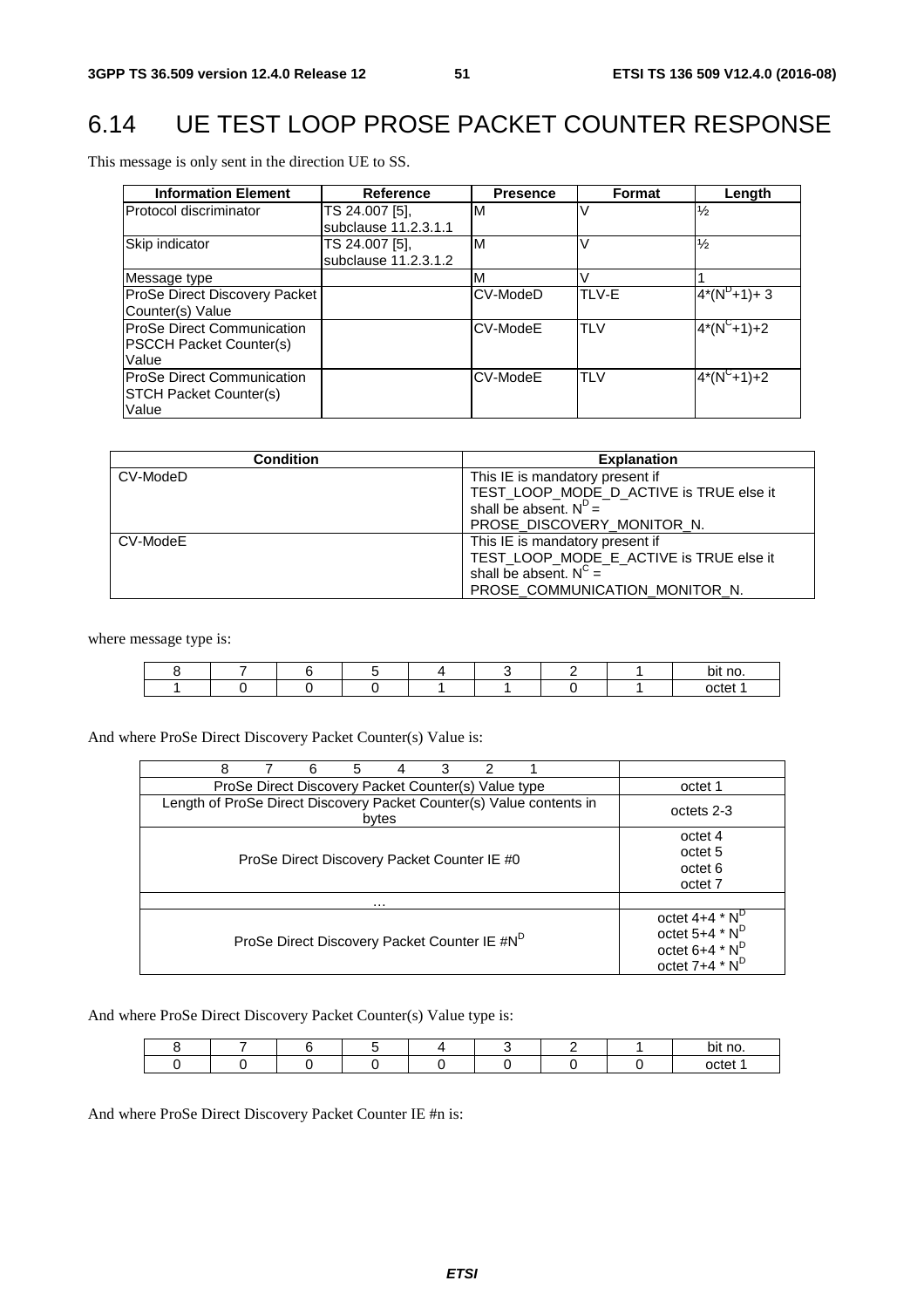## 6.14 UE TEST LOOP PROSE PACKET COUNTER RESPONSE

This message is only sent in the direction UE to SS.

| Information Element | Reference | Presence | Format | Length |
|---|---|---|---|---|
| Protocol discriminator | TS 24.007 [5], subclause 11.2.3.1.1 | M | V | ½ |
| Skip indicator | TS 24.007 [5], subclause 11.2.3.1.2 | M | V | ½ |
| Message type | | M | V | 1 |
| ProSe Direct Discovery Packet Counter(s) Value | | CV-ModeD | TLV-E | $4*(N^D+1)+3$ |
| ProSe Direct Communication PSCCH Packet Counter(s) Value | | CV-ModeE | TLV | $4*(N^C+1)+2$ |
| ProSe Direct Communication STCH Packet Counter(s) Value | | CV-ModeE | TLV | $4*(N^C+1)+2$ |

| Condition | Explanation |
|---|---|
| CV-ModeD | This IE is mandatory present if TEST_LOOP_MODE_D_ACTIVE is TRUE else it shall be absent. $N^D$ = PROSE_DISCOVERY_MONITOR_N. |
| CV-ModeE | This IE is mandatory present if TEST_LOOP_MODE_E_ACTIVE is TRUE else it shall be absent. $N^C$ = PROSE_COMMUNICATION_MONITOR_N. |

where message type is:

| 8 | 7 | 6 | 5 | 4 | 3 | 2 | 1 | bit no. |
|---|---|---|---|---|---|---|---|---|
| 1 | 0 | 0 | 0 | 1 | 1 | 0 | 1 | octet 1 |

And where ProSe Direct Discovery Packet Counter(s) Value is:

| 8 7 6 5 4 3 2 1 | |
|---|---|
| ProSe Direct Discovery Packet Counter(s) Value type | octet 1 |
| Length of ProSe Direct Discovery Packet Counter(s) Value contents in bytes | octets 2-3 |
| ProSe Direct Discovery Packet Counter IE #0 | octet 4<br>octet 5<br>octet 6<br>octet 7 |
| … | |
| ProSe Direct Discovery Packet Counter IE #$N^D$ | octet 4+4 * $N^D$<br>octet 5+4 * $N^D$<br>octet 6+4 * $N^D$<br>octet 7+4 * $N^D$ |

And where ProSe Direct Discovery Packet Counter(s) Value type is:

| 8 | 7 | 6 | 5 | 4 | 3 | 2 | 1 | bit no. |
|---|---|---|---|---|---|---|---|---|
| 0 | 0 | 0 | 0 | 0 | 0 | 0 | 0 | octet 1 |

And where ProSe Direct Discovery Packet Counter IE #n is: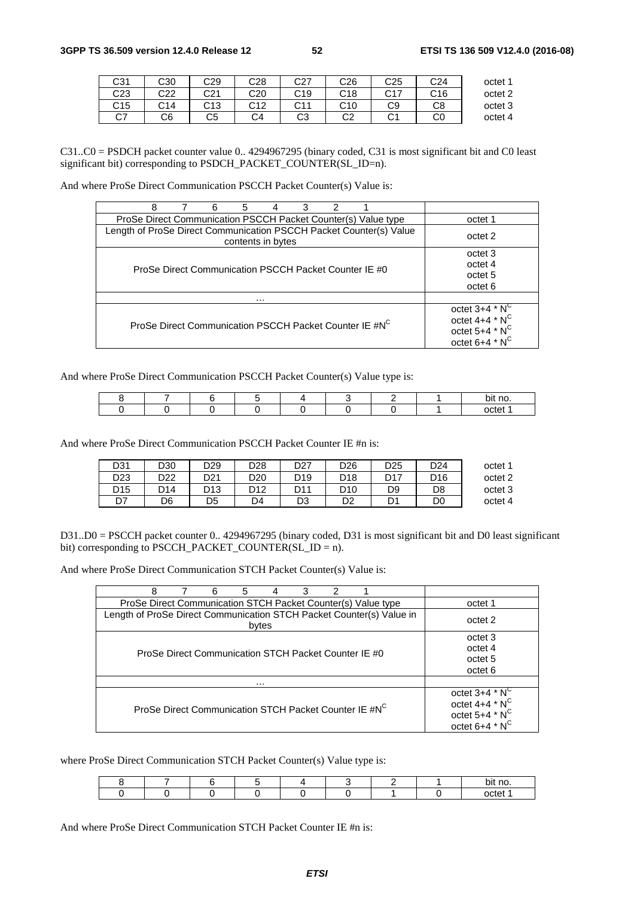| | | | | | | | | |
|---|---|---|---|---|---|---|---|---|
| C31 | C30 | C29 | C28 | C27 | C26 | C25 | C24 | octet 1 |
| C23 | C22 | C21 | C20 | C19 | C18 | C17 | C16 | octet 2 |
| C15 | C14 | C13 | C12 | C11 | C10 | C9 | C8 | octet 3 |
| C7 | C6 | C5 | C4 | C3 | C2 | C1 | C0 | octet 4 |

C31..C0 = PSDCH packet counter value 0.. 4294967295 (binary coded, C31 is most significant bit and C0 least significant bit) corresponding to PSDCH_PACKET_COUNTER(SL_ID=n).

And where ProSe Direct Communication PSCCH Packet Counter(s) Value is:

| 8 7 6 5 4 3 2 1 | |
|---|---|
| ProSe Direct Communication PSCCH Packet Counter(s) Value type | octet 1 |
| Length of ProSe Direct Communication PSCCH Packet Counter(s) Value contents in bytes | octet 2 |
| ProSe Direct Communication PSCCH Packet Counter IE #0 | octet 3<br>octet 4<br>octet 5<br>octet 6 |
| ... | |
| ProSe Direct Communication PSCCH Packet Counter IE #$N^C$ | octet 3+4 * $N^C$<br>octet 4+4 * $N^C$<br>octet 5+4 * $N^C$<br>octet 6+4 * $N^C$ |

And where ProSe Direct Communication PSCCH Packet Counter(s) Value type is:

| 8 | 7 | 6 | 5 | 4 | 3 | 2 | 1 | bit no. |
|---|---|---|---|---|---|---|---|---|
| 0 | 0 | 0 | 0 | 0 | 0 | 0 | 1 | octet 1 |

And where ProSe Direct Communication PSCCH Packet Counter IE #n is:

| | | | | | | | | |
|---|---|---|---|---|---|---|---|---|
| D31 | D30 | D29 | D28 | D27 | D26 | D25 | D24 | octet 1 |
| D23 | D22 | D21 | D20 | D19 | D18 | D17 | D16 | octet 2 |
| D15 | D14 | D13 | D12 | D11 | D10 | D9 | D8 | octet 3 |
| D7 | D6 | D5 | D4 | D3 | D2 | D1 | D0 | octet 4 |

D31..D0 = PSCCH packet counter 0.. 4294967295 (binary coded, D31 is most significant bit and D0 least significant bit) corresponding to PSCCH_PACKET_COUNTER(SL_ID = n).

And where ProSe Direct Communication STCH Packet Counter(s) Value is:

| 8 7 6 5 4 3 2 1 | |
|---|---|
| ProSe Direct Communication STCH Packet Counter(s) Value type | octet 1 |
| Length of ProSe Direct Communication STCH Packet Counter(s) Value in bytes | octet 2 |
| ProSe Direct Communication STCH Packet Counter IE #0 | octet 3<br>octet 4<br>octet 5<br>octet 6 |
| ... | |
| ProSe Direct Communication STCH Packet Counter IE #$N^C$ | octet 3+4 * $N^C$<br>octet 4+4 * $N^C$<br>octet 5+4 * $N^C$<br>octet 6+4 * $N^C$ |

where ProSe Direct Communication STCH Packet Counter(s) Value type is:

| 8 | 7 | 6 | 5 | 4 | 3 | 2 | 1 | bit no. |
|---|---|---|---|---|---|---|---|---|
| 0 | 0 | 0 | 0 | 0 | 0 | 1 | 0 | octet 1 |

And where ProSe Direct Communication STCH Packet Counter IE #n is: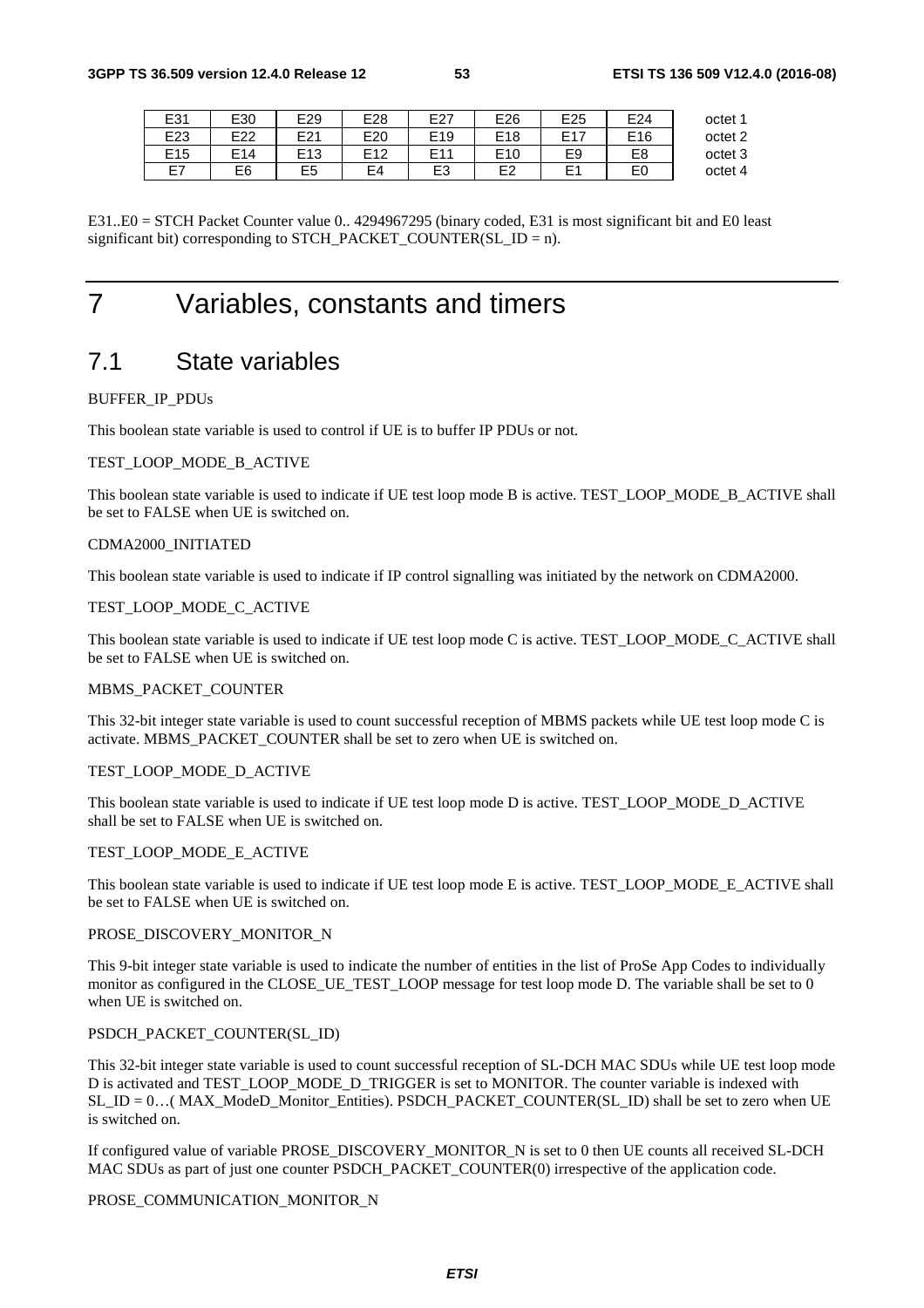| E31 | E30 | E29 | E28 | E27 | E26 | E25 | E24 | octet 1 |
|---|---|---|---|---|---|---|---|---|
| E23 | E22 | E21 | E20 | E19 | E18 | E17 | E16 | octet 2 |
| E15 | E14 | E13 | E12 | E11 | E10 | E9 | E8 | octet 3 |
| E7 | E6 | E5 | E4 | E3 | E2 | E1 | E0 | octet 4 |

E31..E0 = STCH Packet Counter value 0.. 4294967295 (binary coded, E31 is most significant bit and E0 least significant bit) corresponding to STCH_PACKET_COUNTER(SL_ID = n).

# 7 Variables, constants and timers

## 7.1 State variables

BUFFER_IP_PDUs

This boolean state variable is used to control if UE is to buffer IP PDUs or not.

TEST_LOOP_MODE_B_ACTIVE

This boolean state variable is used to indicate if UE test loop mode B is active. TEST_LOOP_MODE_B_ACTIVE shall be set to FALSE when UE is switched on.

CDMA2000_INITIATED

This boolean state variable is used to indicate if IP control signalling was initiated by the network on CDMA2000.

TEST_LOOP_MODE_C_ACTIVE

This boolean state variable is used to indicate if UE test loop mode C is active. TEST_LOOP_MODE_C_ACTIVE shall be set to FALSE when UE is switched on.

MBMS_PACKET_COUNTER

This 32-bit integer state variable is used to count successful reception of MBMS packets while UE test loop mode C is activate. MBMS_PACKET_COUNTER shall be set to zero when UE is switched on.

TEST_LOOP_MODE_D_ACTIVE

This boolean state variable is used to indicate if UE test loop mode D is active. TEST_LOOP_MODE_D_ACTIVE shall be set to FALSE when UE is switched on.

TEST_LOOP_MODE_E_ACTIVE

This boolean state variable is used to indicate if UE test loop mode E is active. TEST_LOOP_MODE_E_ACTIVE shall be set to FALSE when UE is switched on.

PROSE_DISCOVERY_MONITOR_N

This 9-bit integer state variable is used to indicate the number of entities in the list of ProSe App Codes to individually monitor as configured in the CLOSE_UE_TEST_LOOP message for test loop mode D. The variable shall be set to 0 when UE is switched on.

PSDCH_PACKET_COUNTER(SL_ID)

This 32-bit integer state variable is used to count successful reception of SL-DCH MAC SDUs while UE test loop mode D is activated and TEST_LOOP_MODE_D_TRIGGER is set to MONITOR. The counter variable is indexed with SL_ID = 0…( MAX_ModeD_Monitor_Entities). PSDCH_PACKET_COUNTER(SL_ID) shall be set to zero when UE is switched on.

If configured value of variable PROSE_DISCOVERY_MONITOR_N is set to 0 then UE counts all received SL-DCH MAC SDUs as part of just one counter PSDCH_PACKET_COUNTER(0) irrespective of the application code.

PROSE_COMMUNICATION_MONITOR_N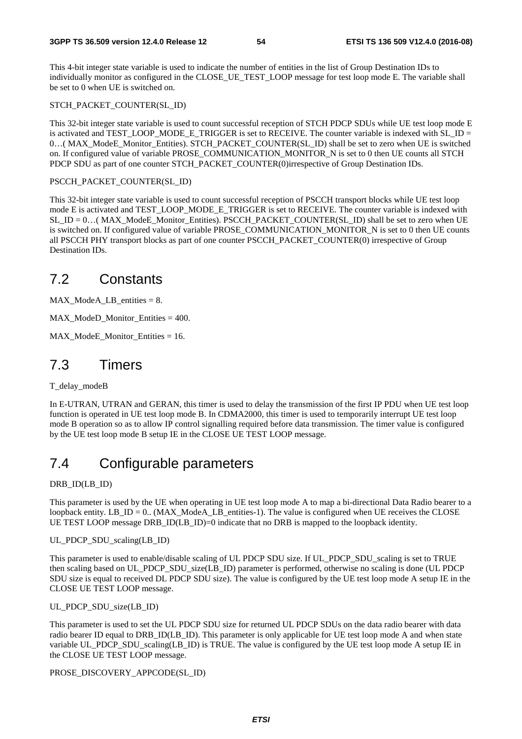This 4-bit integer state variable is used to indicate the number of entities in the list of Group Destination IDs to individually monitor as configured in the CLOSE_UE_TEST_LOOP message for test loop mode E. The variable shall be set to 0 when UE is switched on.

STCH_PACKET_COUNTER(SL_ID)

This 32-bit integer state variable is used to count successful reception of STCH PDCP SDUs while UE test loop mode E is activated and TEST_LOOP_MODE_E_TRIGGER is set to RECEIVE. The counter variable is indexed with SL_ID = 0…( MAX_ModeE_Monitor_Entities). STCH_PACKET_COUNTER(SL_ID) shall be set to zero when UE is switched on. If configured value of variable PROSE_COMMUNICATION_MONITOR_N is set to 0 then UE counts all STCH PDCP SDU as part of one counter STCH_PACKET_COUNTER(0)irrespective of Group Destination IDs.

PSCCH_PACKET_COUNTER(SL_ID)

This 32-bit integer state variable is used to count successful reception of PSCCH transport blocks while UE test loop mode E is activated and TEST_LOOP_MODE_E_TRIGGER is set to RECEIVE. The counter variable is indexed with SL_ID = 0…( MAX_ModeE_Monitor_Entities). PSCCH_PACKET_COUNTER(SL_ID) shall be set to zero when UE is switched on. If configured value of variable PROSE_COMMUNICATION_MONITOR_N is set to 0 then UE counts all PSCCH PHY transport blocks as part of one counter PSCCH_PACKET_COUNTER(0) irrespective of Group Destination IDs.

## 7.2 Constants

MAX_ModeA_LB_entities = 8.

MAX_ModeD_Monitor_Entities = 400.

MAX_ModeE_Monitor_Entities = 16.

## 7.3 Timers

T_delay_modeB

In E-UTRAN, UTRAN and GERAN, this timer is used to delay the transmission of the first IP PDU when UE test loop function is operated in UE test loop mode B. In CDMA2000, this timer is used to temporarily interrupt UE test loop mode B operation so as to allow IP control signalling required before data transmission. The timer value is configured by the UE test loop mode B setup IE in the CLOSE UE TEST LOOP message.

## 7.4 Configurable parameters

DRB_ID(LB_ID)

This parameter is used by the UE when operating in UE test loop mode A to map a bi-directional Data Radio bearer to a loopback entity. LB_ID = 0.. (MAX_ModeA_LB_entities-1). The value is configured when UE receives the CLOSE UE TEST LOOP message DRB_ID(LB_ID)=0 indicate that no DRB is mapped to the loopback identity.

UL_PDCP_SDU_scaling(LB_ID)

This parameter is used to enable/disable scaling of UL PDCP SDU size. If UL_PDCP_SDU_scaling is set to TRUE then scaling based on UL_PDCP_SDU_size(LB_ID) parameter is performed, otherwise no scaling is done (UL PDCP SDU size is equal to received DL PDCP SDU size). The value is configured by the UE test loop mode A setup IE in the CLOSE UE TEST LOOP message.

UL_PDCP_SDU_size(LB_ID)

This parameter is used to set the UL PDCP SDU size for returned UL PDCP SDUs on the data radio bearer with data radio bearer ID equal to DRB_ID(LB_ID). This parameter is only applicable for UE test loop mode A and when state variable UL_PDCP_SDU_scaling(LB_ID) is TRUE. The value is configured by the UE test loop mode A setup IE in the CLOSE UE TEST LOOP message.

PROSE_DISCOVERY_APPCODE(SL_ID)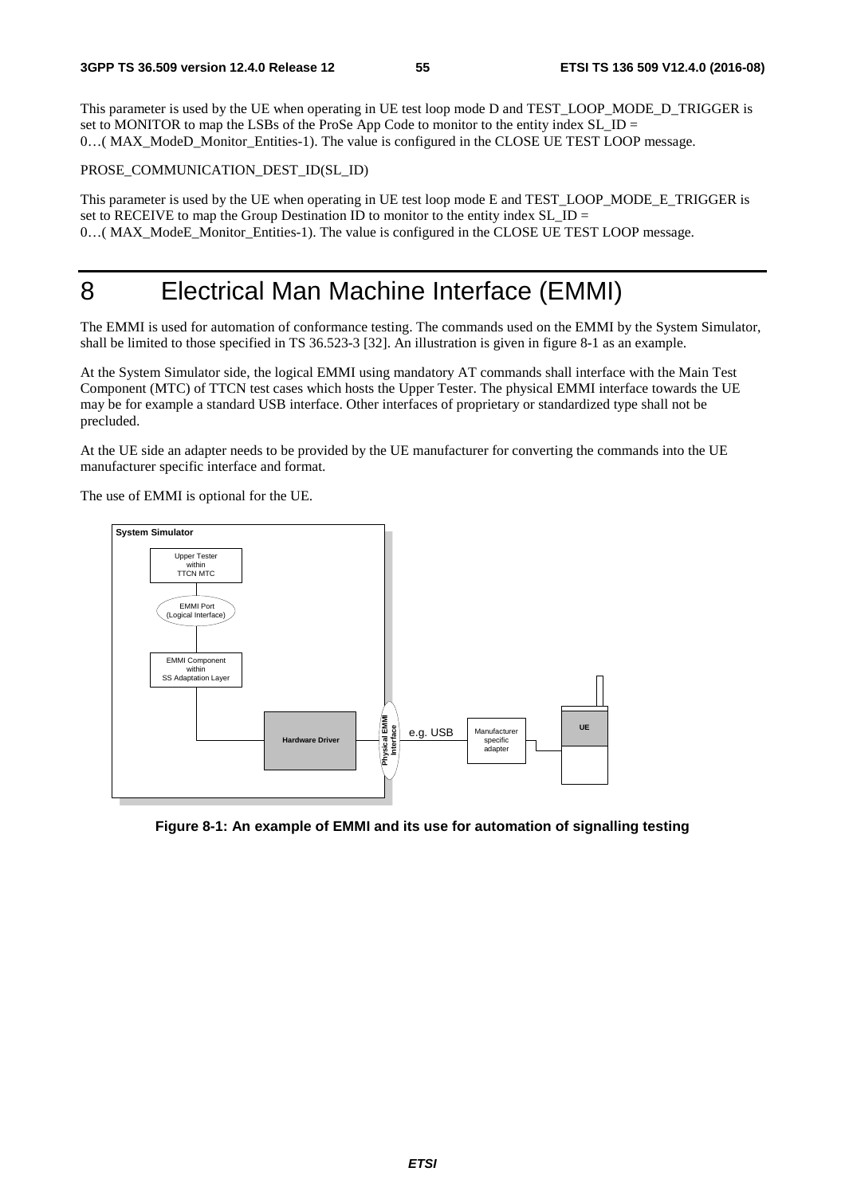This parameter is used by the UE when operating in UE test loop mode D and TEST_LOOP_MODE_D_TRIGGER is set to MONITOR to map the LSBs of the ProSe App Code to monitor to the entity index SL_ID = 0…( MAX_ModeD_Monitor_Entities-1). The value is configured in the CLOSE UE TEST LOOP message.

PROSE_COMMUNICATION_DEST_ID(SL_ID)

This parameter is used by the UE when operating in UE test loop mode E and TEST_LOOP_MODE_E_TRIGGER is set to RECEIVE to map the Group Destination ID to monitor to the entity index SL_ID = 0…( MAX_ModeE_Monitor_Entities-1). The value is configured in the CLOSE UE TEST LOOP message.

# 8 Electrical Man Machine Interface (EMMI)

The EMMI is used for automation of conformance testing. The commands used on the EMMI by the System Simulator, shall be limited to those specified in TS 36.523-3 [32]. An illustration is given in figure 8-1 as an example.

At the System Simulator side, the logical EMMI using mandatory AT commands shall interface with the Main Test Component (MTC) of TTCN test cases which hosts the Upper Tester. The physical EMMI interface towards the UE may be for example a standard USB interface. Other interfaces of proprietary or standardized type shall not be precluded.

At the UE side an adapter needs to be provided by the UE manufacturer for converting the commands into the UE manufacturer specific interface and format.

The use of EMMI is optional for the UE.

**Figure 8-1: An example of EMMI and its use for automation of signalling testing**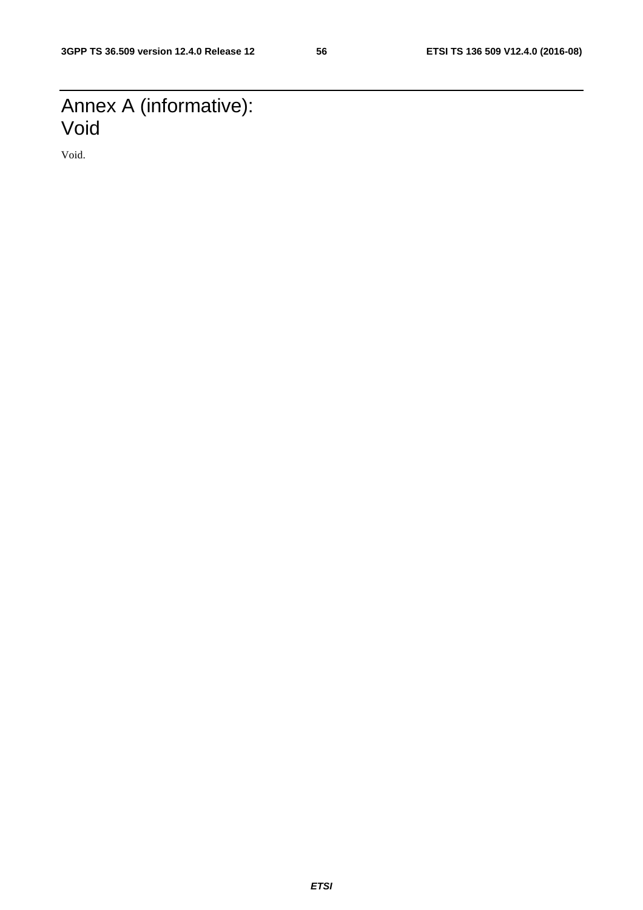# Annex A (informative): Void

Void.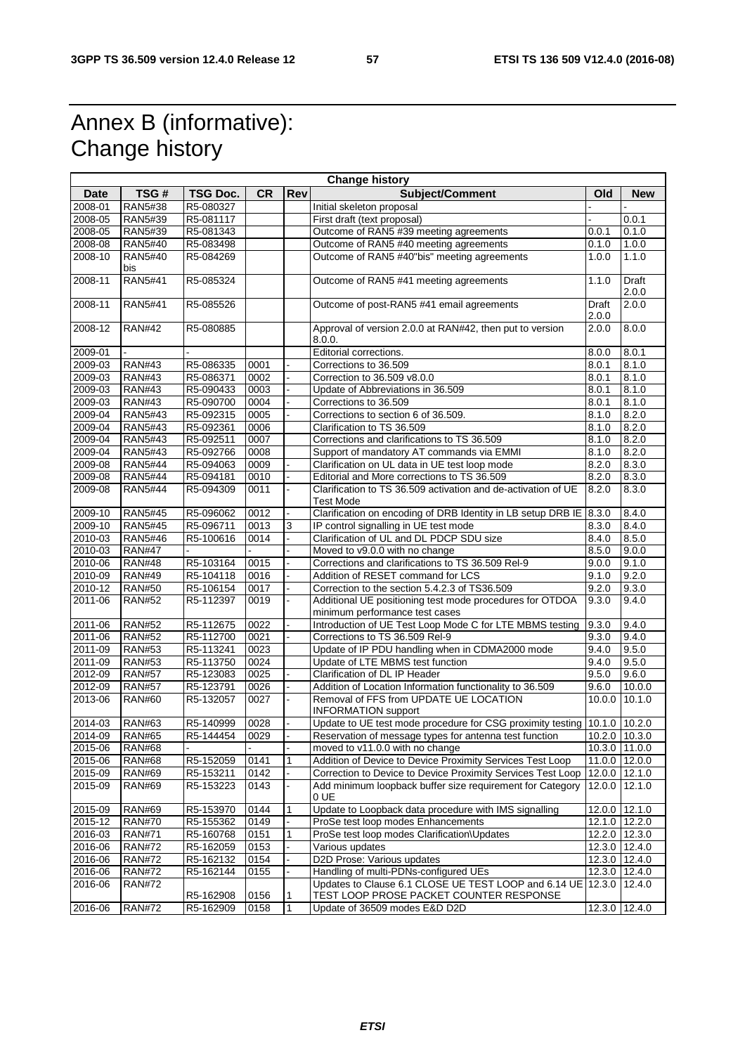# Annex B (informative): Change history

| Change history | | | | | | | |
|---|---|---|---|---|---|---|---|
| **Date** | **TSG #** | **TSG Doc.** | **CR** | **Rev** | **Subject/Comment** | **Old** | **New** |
| 2008-01 | RAN5#38 | R5-080327 | | | Initial skeleton proposal | - | - |
| 2008-05 | RAN5#39 | R5-081117 | | | First draft (text proposal) | - | 0.0.1 |
| 2008-05 | RAN5#39 | R5-081343 | | | Outcome of RAN5 #39 meeting agreements | 0.0.1 | 0.1.0 |
| 2008-08 | RAN5#40 | R5-083498 | | | Outcome of RAN5 #40 meeting agreements | 0.1.0 | 1.0.0 |
| 2008-10 | RAN5#40 bis | R5-084269 | | | Outcome of RAN5 #40"bis" meeting agreements | 1.0.0 | 1.1.0 |
| 2008-11 | RAN5#41 | R5-085324 | | | Outcome of RAN5 #41 meeting agreements | 1.1.0 | Draft 2.0.0 |
| 2008-11 | RAN5#41 | R5-085526 | | | Outcome of post-RAN5 #41 email agreements | Draft 2.0.0 | 2.0.0 |
| 2008-12 | RAN#42 | R5-080885 | | | Approval of version 2.0.0 at RAN#42, then put to version 8.0.0. | 2.0.0 | 8.0.0 |
| 2009-01 | - | - | | | Editorial corrections. | 8.0.0 | 8.0.1 |
| 2009-03 | RAN#43 | R5-086335 | 0001 | - | Corrections to 36.509 | 8.0.1 | 8.1.0 |
| 2009-03 | RAN#43 | R5-086371 | 0002 | - | Correction to 36.509 v8.0.0 | 8.0.1 | 8.1.0 |
| 2009-03 | RAN#43 | R5-090433 | 0003 | - | Update of Abbreviations in 36.509 | 8.0.1 | 8.1.0 |
| 2009-03 | RAN#43 | R5-090700 | 0004 | - | Corrections to 36.509 | 8.0.1 | 8.1.0 |
| 2009-04 | RAN5#43 | R5-092315 | 0005 | - | Corrections to section 6 of 36.509. | 8.1.0 | 8.2.0 |
| 2009-04 | RAN5#43 | R5-092361 | 0006 | | Clarification to TS 36.509 | 8.1.0 | 8.2.0 |
| 2009-04 | RAN5#43 | R5-092511 | 0007 | | Corrections and clarifications to TS 36.509 | 8.1.0 | 8.2.0 |
| 2009-04 | RAN5#43 | R5-092766 | 0008 | | Support of mandatory AT commands via EMMI | 8.1.0 | 8.2.0 |
| 2009-08 | RAN5#44 | R5-094063 | 0009 | - | Clarification on UL data in UE test loop mode | 8.2.0 | 8.3.0 |
| 2009-08 | RAN5#44 | R5-094181 | 0010 | - | Editorial and More corrections to TS 36.509 | 8.2.0 | 8.3.0 |
| 2009-08 | RAN5#44 | R5-094309 | 0011 | - | Clarification to TS 36.509 activation and de-activation of UE Test Mode | 8.2.0 | 8.3.0 |
| 2009-10 | RAN5#45 | R5-096062 | 0012 | - | Clarification on encoding of DRB Identity in LB setup DRB IE | 8.3.0 | 8.4.0 |
| 2009-10 | RAN5#45 | R5-096711 | 0013 | 3 | IP control signalling in UE test mode | 8.3.0 | 8.4.0 |
| 2010-03 | RAN5#46 | R5-100616 | 0014 | - | Clarification of UL and DL PDCP SDU size | 8.4.0 | 8.5.0 |
| 2010-03 | RAN#47 | - | - | - | Moved to v9.0.0 with no change | 8.5.0 | 9.0.0 |
| 2010-06 | RAN#48 | R5-103164 | 0015 | - | Corrections and clarifications to TS 36.509 Rel-9 | 9.0.0 | 9.1.0 |
| 2010-09 | RAN#49 | R5-104118 | 0016 | - | Addition of RESET command for LCS | 9.1.0 | 9.2.0 |
| 2010-12 | RAN#50 | R5-106154 | 0017 | - | Correction to the section 5.4.2.3 of TS36.509 | 9.2.0 | 9.3.0 |
| 2011-06 | RAN#52 | R5-112397 | 0019 | - | Additional UE positioning test mode procedures for OTDOA minimum performance test cases | 9.3.0 | 9.4.0 |
| 2011-06 | RAN#52 | R5-112675 | 0022 | - | Introduction of UE Test Loop Mode C for LTE MBMS testing | 9.3.0 | 9.4.0 |
| 2011-06 | RAN#52 | R5-112700 | 0021 | - | Corrections to TS 36.509 Rel-9 | 9.3.0 | 9.4.0 |
| 2011-09 | RAN#53 | R5-113241 | 0023 | | Update of IP PDU handling when in CDMA2000 mode | 9.4.0 | 9.5.0 |
| 2011-09 | RAN#53 | R5-113750 | 0024 | | Update of LTE MBMS test function | 9.4.0 | 9.5.0 |
| 2012-09 | RAN#57 | R5-123083 | 0025 | - | Clarification of DL IP Header | 9.5.0 | 9.6.0 |
| 2012-09 | RAN#57 | R5-123791 | 0026 | - | Addition of Location Information functionality to 36.509 | 9.6.0 | 10.0.0 |
| 2013-06 | RAN#60 | R5-132057 | 0027 | - | Removal of FFS from UPDATE UE LOCATION INFORMATION support | 10.0.0 | 10.1.0 |
| 2014-03 | RAN#63 | R5-140999 | 0028 | - | Update to UE test mode procedure for CSG proximity testing | 10.1.0 | 10.2.0 |
| 2014-09 | RAN#65 | R5-144454 | 0029 | - | Reservation of message types for antenna test function | 10.2.0 | 10.3.0 |
| 2015-06 | RAN#68 | - | - | - | moved to v11.0.0 with no change | 10.3.0 | 11.0.0 |
| 2015-06 | RAN#68 | R5-152059 | 0141 | 1 | Addition of Device to Device Proximity Services Test Loop | 11.0.0 | 12.0.0 |
| 2015-09 | RAN#69 | R5-153211 | 0142 | - | Correction to Device to Device Proximity Services Test Loop | 12.0.0 | 12.1.0 |
| 2015-09 | RAN#69 | R5-153223 | 0143 | - | Add minimum loopback buffer size requirement for Category 0 UE | 12.0.0 | 12.1.0 |
| 2015-09 | RAN#69 | R5-153970 | 0144 | 1 | Update to Loopback data procedure with IMS signalling | 12.0.0 | 12.1.0 |
| 2015-12 | RAN#70 | R5-155362 | 0149 | - | ProSe test loop modes Enhancements | 12.1.0 | 12.2.0 |
| 2016-03 | RAN#71 | R5-160768 | 0151 | 1 | ProSe test loop modes Clarification\Updates | 12.2.0 | 12.3.0 |
| 2016-06 | RAN#72 | R5-162059 | 0153 | - | Various updates | 12.3.0 | 12.4.0 |
| 2016-06 | RAN#72 | R5-162132 | 0154 | - | D2D Prose: Various updates | 12.3.0 | 12.4.0 |
| 2016-06 | RAN#72 | R5-162144 | 0155 | - | Handling of multi-PDNs-configured UEs | 12.3.0 | 12.4.0 |
| 2016-06 | RAN#72 | R5-162908 | 0156 | 1 | Updates to Clause 6.1 CLOSE UE TEST LOOP and 6.14 UE TEST LOOP PROSE PACKET COUNTER RESPONSE | 12.3.0 | 12.4.0 |
| 2016-06 | RAN#72 | R5-162909 | 0158 | 1 | Update of 36509 modes E&D D2D | 12.3.0 | 12.4.0 |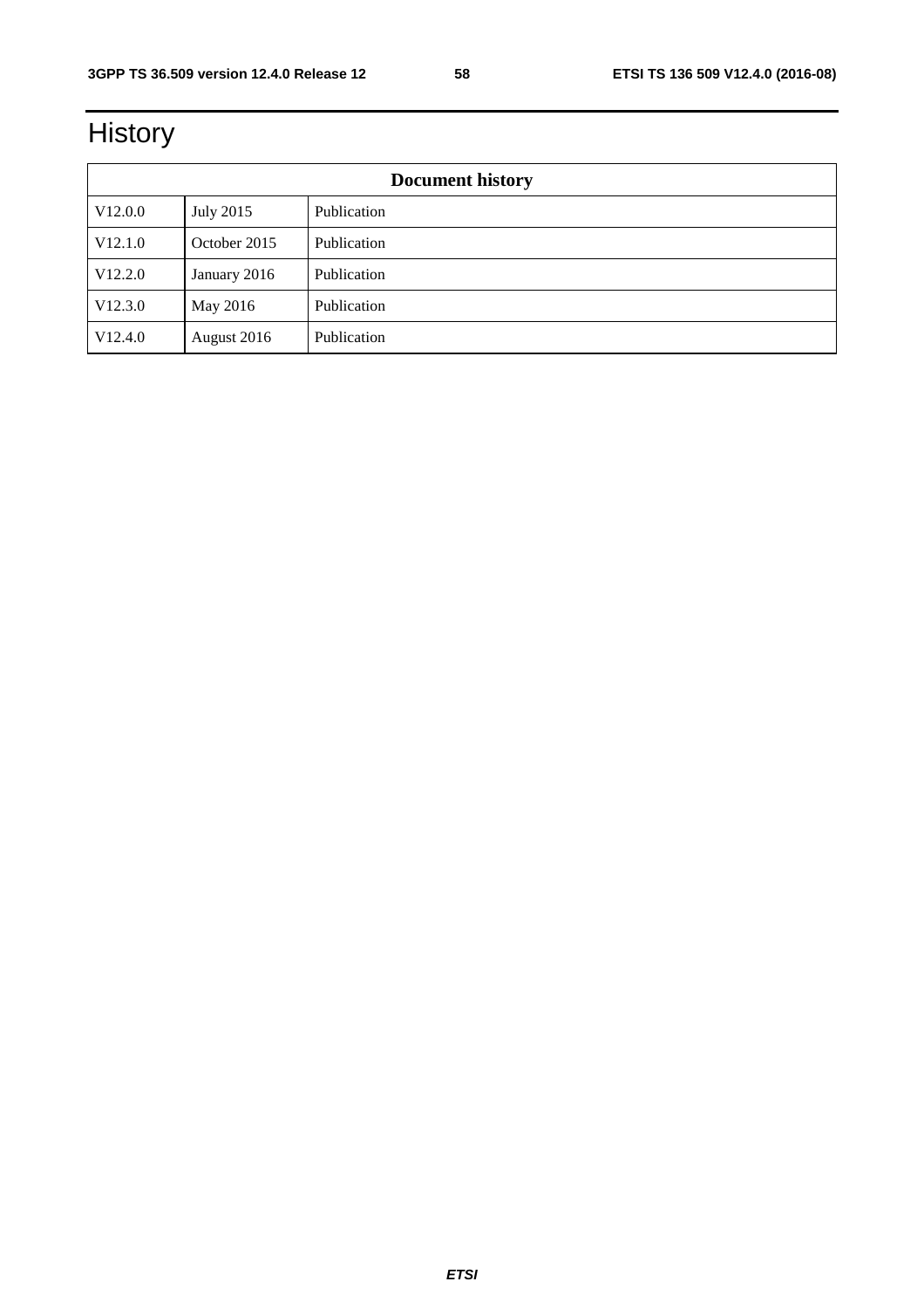# History

| Document history | | |
|---|---|---|
| V12.0.0 | July 2015 | Publication |
| V12.1.0 | October 2015 | Publication |
| V12.2.0 | January 2016 | Publication |
| V12.3.0 | May 2016 | Publication |
| V12.4.0 | August 2016 | Publication |